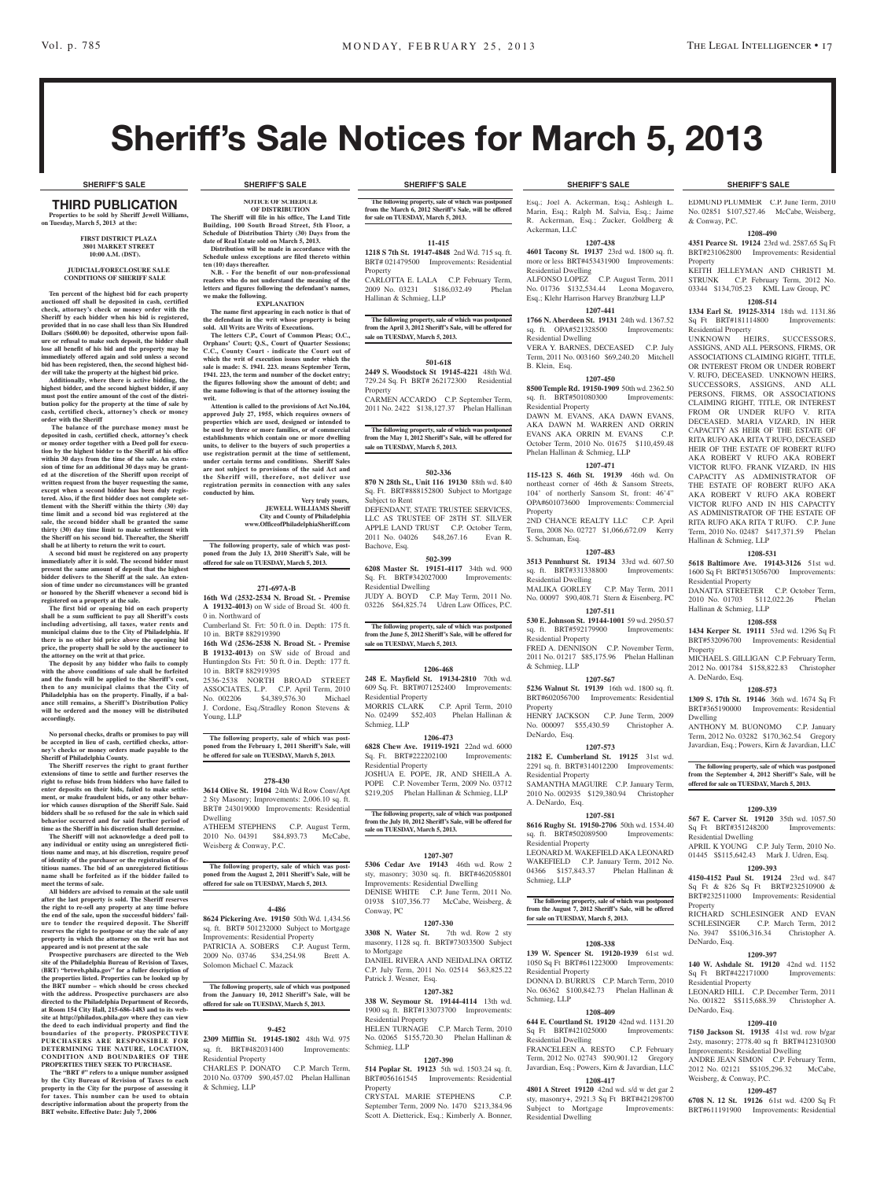# Sheriff's Sale Notices for March 5, 2013

SHERIFF'S SALE

## THIRD PUBLICATION

**Properties to be sold by Sheriff Jewell Williams, on Tuesday, March 5, 2013 at the:**

**FIRST DISTRICT PLAZA**
**3801 MARKET STREET**
**10:00 A.M. (DST).**

**JUDICIAL/FORECLOSURE SALE CONDITIONS OF SHERIFF SALE**

**Ten percent of the highest bid for each property auctioned off shall be deposited in cash, certified check, attorney's check or money order with the Sheriff by each bidder when his bid is registered, provided that in no case shall less than Six Hundred Dollars ($600.00) be deposited, otherwise upon failure or refusal to make such deposit, the bidder shall lose all benefit of his bid and the property may be immediately offered again and sold unless a second bid has been registered, then, the second highest bidder will take the property at the highest bid price.**

**Additionally, where there is active bidding, the highest bidder, and the second highest bidder, if any must post the entire amount of the cost of the distribution policy for the property at the time of sale by cash, certified check, attorney's check or money order with the Sheriff**

**The balance of the purchase money must be deposited in cash, certified check, attorney's check or money order together with a Deed poll for execution by the highest bidder to the Sheriff at his office within 30 days from the time of the sale. An extension of time for an additional 30 days may be granted at the discretion of the Sheriff upon receipt of written request from the buyer requesting the same, except when a second bidder has been duly registered. Also, if the first bidder does not complete settlement with the Sheriff within the thirty (30) day time limit and a second bid was registered at the sale, the second bidder shall be granted the same thirty (30) day time limit to make settlement with the Sheriff on his second bid. Thereafter, the Sheriff shall be at liberty to return the writ to court.**

**A second bid must be registered on any property immediately after it is sold. The second bidder must present the same amount of deposit that the highest bidder delivers to the Sheriff at the sale. An extension of time under no circumstances will be granted or honored by the Sheriff whenever a second bid is registered on a property at the sale.**

**The first bid or opening bid on each property shall be a sum sufficient to pay all Sheriff's costs including advertising, all taxes, water rents and municipal claims due to the City of Philadelphia. If there is no other bid price above the opening bid price, the property shall be sold by the auctioneer to the attorney on the writ at that price.**

**The deposit by any bidder who fails to comply with the above conditions of sale shall be forfeited and the funds will be applied to the Sheriff's cost, then to any municipal claims that the City of Philadelphia has on the property. Finally, if a balance still remains, a Sheriff's Distribution Policy will be ordered and the money will be distributed accordingly.**

**No personal checks, drafts or promises to pay will be accepted in lieu of cash, certified checks, attorney's checks or money orders made payable to the Sheriff of Philadelphia County.**

**The Sheriff reserves the right to grant further extensions of time to settle and further reserves the right to refuse bids from bidders who have failed to enter deposits on their bids, failed to make settlement, or make fraudulent bids, or any other behavior which causes disruption of the Sheriff Sale. Said bidders shall be so refused for the sale in which said behavior occurred and for said further period of time as the Sheriff in his discretion shall determine.**

**The Sheriff will not acknowledge a deed poll to any individual or entity using an unregistered fictitious name and may, at his discretion, require proof of identity of the purchaser or the registration of fictitious names. The bid of an unregistered fictitious name shall be forfeited as if the bidder failed to meet the terms of sale.**

**All bidders are advised to remain at the sale until after the last property is sold. The Sheriff reserves the right to re-sell any property at any time before the end of the sale, upon the successful bidders' failure to tender the required deposit. The Sheriff reserves the right to postpone or stay the sale of any property in which the attorney on the writ has not appeared and is not present at the sale**

**Prospective purchasers are directed to the Web site of the Philadelphia Bureau of Revision of Taxes, (BRT) "brtweb.phila.gov" for a fuller description of the properties listed. Properties can be looked up by the BRT number – which should be cross checked with the address. Prospective purchasers are also directed to the Philadelphia Department of Records, at Room 154 City Hall, 215-686-1483 and to its website at http://philadox.phila.gov where they can view the deed to each individual property and find the boundaries of the property. PROSPECTIVE PURCHASERS ARE RESPONSIBLE FOR DETERMINING THE NATURE, LOCATION, CONDITION AND BOUNDARIES OF THE PROPERTIES THEY SEEK TO PURCHASE.**

**The "BRT #" refers to a unique number assigned by the City Bureau of Revision of Taxes to each property in the City for the purpose of assessing it for taxes. This number can be used to obtain descriptive information about the property from the BRT website. Effective Date: July 7, 2006**

**NOTICE OF SCHEDULE OF DISTRIBUTION**

**The Sheriff will file in his office, The Land Title Building, 100 South Broad Street, 5th Floor, a Schedule of Distribution Thirty (30) Days from the date of Real Estate sold on March 5, 2013.**

**Distribution will be made in accordance with the Schedule unless exceptions are filed thereto within ten (10) days thereafter.**

**N.B. - For the benefit of our non-professional readers who do not understand the meaning of the letters and figures following the defendant's names, we make the following.**

**EXPLANATION**

**The name first appearing in each notice is that of the defendant in the writ whose property is being sold. All Writs are Writs of Executions.**

**The letters C.P., Court of Common Pleas; O.C., Orphans' Court; Q.S., Court of Quarter Sessions; C.C., County Court - indicate the Court out of which the writ of execution issues under which the sale is made: S. 1941. 223. means September Term, 1941. 223, the term and number of the docket entry; the figures following show the amount of debt; and the name following is that of the attorney issuing the writ.**

**Attention is called to the provisions of Act No.104, approved July 27, 1955, which requires owners of properties which are used, designed or intended to be used by three or more families, or of commercial establishments which contain one or more dwelling units, to deliver to the buyers of such properties a use registration permit at the time of settlement, under certain terms and conditions. Sheriff Sales are not subject to provisions of the said Act and the Sheriff will, therefore, not deliver use registration permits in connection with any sales conducted by him.**

**Very truly yours,**
**JEWELL WILLIAMS Sheriff**
**City and County of Philadelphia**
**www.OfficeofPhiladelphiaSheriff.com**

**The following property, sale of which was postponed from the July 13, 2010 Sheriff's Sale, will be offered for sale on TUESDAY, March 5, 2013.**

**271-697A-B**

**16th Wd (2532-2534 N. Broad St. - Premise A 19132-4013)** on W side of Broad St. 400 ft. 0 in. Northward of Cumberland St. Frt: 50 ft. 0 in. Depth: 175 ft. 10 in. BRT# 882919390
**16th Wd (2536-2538 N. Broad St. - Premise B 19132-4013)** on SW side of Broad and Huntingdon Sts Frt: 50 ft. 0 in. Depth: 177 ft. 10 in. BRT# 882919395
2536-2538 NORTH BROAD STREET ASSOCIATES, L.P. C.P. April Term, 2010 No. 002206 $4,389,576.30 Michael J. Cordone, Esq./Stradley Ronon Stevens & Young, LLP

**The following property, sale of which was postponed from the February 1, 2011 Sheriff's Sale, will be offered for sale on TUESDAY, March 5, 2013.**

**278-430**

**3614 Olive St. 19104** 24th Wd Row Conv/Apt 2 Sty Masonry; Improvements: 2,006.10 sq. ft. BRT# 243019000 Improvements: Residential Dwelling
ATHEEM STEPHENS C.P. August Term, 2010 No. 04391 $84,893.73 McCabe, Weisberg & Conway, P.C.

**The following property, sale of which was postponed from the August 2, 2011 Sheriff's Sale, will be offered for sale on TUESDAY, March 5, 2013.**

**4-486**

**8624 Pickering Ave. 19150** 50th Wd. 1,434.56 sq. ft. BRT# 501232000 Subject to Mortgage Improvements: Residential Property
PATRICIA A. SOBERS C.P. August Term, 2009 No. 03746 $34,254.98 Brett A. Solomon Michael C. Mazack

**The following property, sale of which was postponed from the January 10, 2012 Sheriff's Sale, will be offered for sale on TUESDAY, March 5, 2013.**

**9-452**

**2309 Mifflin St. 19145-1802** 48th Wd. 975 sq. ft. BRT#482031400 Improvements: Residential Property
CHARLES P. DONATO C.P. March Term, 2010 No. 03709 $90,457.02 Phelan Hallinan & Schmieg, LLP

**The following property, sale of which was postponed from the March 6, 2012 Sheriff's Sale, will be offered for sale on TUESDAY, March 5, 2013.**

**11-415**

**1218 S 7th St. 19147-4848** 2nd Wd. 715 sq. ft. BRT# 021479500 Improvements: Residential Property
CARLOTTA C.E. LALA C.P. February Term, 2009 No. 03231 $186,032.49 Phelan Hallinan & Schmieg, LLP

**The following property, sale of which was postponed from the April 3, 2012 Sheriff's Sale, will be offered for sale on TUESDAY, March 5, 2013.**

**501-618**

**2449 S. Woodstock St 19145-4221** 48th Wd. 729.24 Sq. Ft. BRT# 262172300 Residential Property
CARMEN ACCARDO C.P. September Term, 2011 No. 2422 $138,127.37 Phelan Hallinan

**The following property, sale of which was postponed from the May 1, 2012 Sheriff's Sale, will be offered for sale on TUESDAY, March 5, 2013.**

**502-336**

**870 N 28th St., Unit 116 19130** 88th wd. 840 Sq. Ft. BRT#888152800 Subject to Mortgage Subject to Rent
DEFENDANT, STATE TRUSTEE SERVICES, LLC AS TRUSTEE OF 28TH ST. SILVER APPLE LAND TRUST C.P. October Term, 2011 No. 04026 $48,267.16 Evan R. Bachove, Esq.

**502-399**

**6208 Master St. 19151-4117** 34th wd. 900 Sq. Ft. BRT#342027000 Improvements: Residential Dwelling
JUDY A. BOYD C.P. May Term, 2011 No. 03226 $64,825.74 Udren Law Offices, P.C.

**The following property, sale of which was postponed from the June 5, 2012 Sheriff's Sale, will be offered for sale on TUESDAY, March 5, 2013.**

**1206-468**

**248 E. Mayfield St. 19134-2810** 70th wd. 609 Sq. Ft. BRT#071252400 Improvements: Residential Property
MORRIS CLARK C.P. April Term, 2010 No. 02499 $52,403 Phelan Hallinan & Schmieg, LLP

**1206-473**

**6828 Chew Ave. 19119-1921** 22nd wd. 6000 Sq. Ft. BRT#222202100 Improvements: Residential Property
JOSHUA E. POPE, JR, AND SHEILA A. POPE C.P. November Term, 2009 No. 03712 $219,205 Phelan Hallinan & Schmieg, LLP

**The following property, sale of which was postponed from the July 10, 2012 Sheriff's Sale, will be offered for sale on TUESDAY, March 5, 2013.**

**1207-307**

**5306 Cedar Ave 19143** 46th wd. Row 2 sty, masonry; 3030 sq. ft. BRT#462058801 Improvements: Residential Dwelling
DENISE WHITE C.P. June Term, 2011 No. 01938 $107,356.77 McCabe, Weisberg, & Conway, PC

**1207-330**

**3308 N. Water St.** 7th wd. Row 2 sty masonry, 1128 sq. ft. BRT#73033500 Subject to Mortgage
DANIEL RIVERA AND NEIDALINA ORTIZ C.P. July Term, 2011 No. 02514 $63,825.22 Patrick J. Wesner, Esq.

**1207-382**

**338 W. Seymour St. 19144-4114** 13th wd. 1900 sq. ft. BRT#133073700 Improvements: Residential Property
HELEN TURNAGE C.P. March Term, 2010 No. 02065 $155,720.30 Phelan Hallinan & Schmieg, LLP

**1207-390**

**514 Poplar St. 19123** 5th wd. 1503.24 sq. ft. BRT#056161545 Improvements: Residential Property
CRYSTAL MARIE STEPHENS C.P. September Term, 2009 No. 1470 $213,384.96 Scott A. Dietterick, Esq.; Kimberly A. Bonner, Esq.; Joel A. Ackerman, Esq.; Ashleigh L. Marin, Esq.; Ralph M. Salvia, Esq.; Jaime R. Ackerman, Esq.; Zucker, Goldberg & Ackerman, LLC

**1207-438**

**4601 Tacony St. 19137** 23rd wd. 1800 sq. ft. more or less BRT#453431900 Improvements: Residential Dwelling
ALFONSO LOPEZ C.P. August Term, 2011 No. 01736 $132,534.44 Leona Mogavero, Esq.; Klehr Harrison Harvey Branzburg LLP

**1207-441**

**1766 N. Aberdeen St. 19131** 24th wd. 1367.52 sq. ft. OPA#521328500 Improvements: Residential Dwelling
VERA Y. BARNES, DECEASED C.P. July Term, 2011 No. 003160 $69,240.20 Mitchell B. Klein, Esq.

**1207-450**

**8500 Temple Rd. 19150-1909** 50th wd. 2362.50 sq. ft. BRT#501080300 Improvements: Residential Property
DAWN M. EVANS, AKA DAWN EVANS, AKA DAWN M. WARREN AND ORRIN EVANS AKA ORRIN M. EVANS C.P. October Term, 2010 No. 01675 $110,459.48 Phelan Hallinan & Schmieg, LLP

**1207-471**

**115-123 S. 46th St. 19139** 46th wd. On northeast corner of 46th & Sansom Streets, 104' of northerly Sansom St, front: 46'4" OPA#601073600 Improvements: Commercial Property
2ND CHANCE REALTY LLC C.P. April Term, 2008 No. 02727 $1,066,672.09 Kerry S. Schuman, Esq.

**1207-483**

**3513 Pennhurst St. 19134** 33rd wd. 607.50 sq. ft. BRT#331338800 Improvements: Residential Dwelling
MALIKA GORLEY C.P. May Term, 2011 No. 00097 $90,408.71 Stern & Eisenberg, PC

**1207-511**

**530 E. Johnson St. 19144-1001** 59 wd. 2950.57 sq. ft. BRT#592179900 Improvements: Residential Property
FRED A. DENNISON C.P. November Term, 2011 No. 01217 $85,175.96 Phelan Hallinan & Schmieg, LLP

**1207-567**

**5236 Walnut St. 19139** 16th wd. 1800 sq. ft. BRT#602056700 Improvements: Residential Property
HENRY JACKSON C.P. June Term, 2009 No. 000097 $55,430.59 Christopher A. DeNardo, Esq.

**1207-573**

**2182 E. Cumberland St. 19125** 31st wd. 2291 sq. ft. BRT#314012200 Improvements: Residential Property
SAMANTHA MAGUIRE C.P. January Term, 2010 No. 002935 $129,380.94 Christopher A. DeNardo, Esq.

**1207-581**

**8616 Rugby St. 19150-2706** 50th wd. 1534.40 sq. ft. BRT#502089500 Improvements: Residential Property
LEONARD M. WAKEFIELD AKA LEONARD WAKEFIELD C.P. January Term, 2012 No. 04366 $157,843.37 Phelan Hallinan & Schmieg, LLP

**The following property, sale of which was postponed from the August 7, 2012 Sheriff's Sale, will be offered for sale on TUESDAY, March 5, 2013.**

**1208-338**

**139 W. Spencer St. 19120-1939** 61st wd. 1050 Sq Ft BRT#611223000 Improvements: Residential Property
DONNA D. BURRUS C.P. March Term, 2010 No. 06362 $100,842.73 Phelan Hallinan & Schmieg, LLP

**1208-409**

**644 E. Courtland St. 19120** 42nd wd. 1131.20 Sq Ft BRT#421025000 Improvements: Residential Dwelling
FRANCELEEN A. RESTO C.P. February Term, 2012 No. 02743 $90,901.12 Gregory Javardian, Esq.; Powers, Kirn & Javardian, LLC

**1208-418**

**4801 A Street 19120** 42nd wd. s/d w det gar 2 sty, masonry+, 2921.3 Sq Ft BRT#421298700 Subject to Mortgage Improvements: Residential Dwelling
EDMUND PLUMMER C.P. June Term, 2010 No. 02851 $107,527.46 McCabe, Weisberg, & Conway, P.C.

**1208-490**

**4351 Pearce St. 19124** 23rd wd. 2587.65 Sq Ft BRT#231062800 Improvements: Residential Property
KEITH JELLEYMAN AND CHRISTI M. STRUNK C.P. February Term, 2012 No. 03344 $134,705.23 KML Law Group, PC

**1208-514**

**1334 Earl St. 19125-3314** 18th wd. 1131.86 Sq Ft BRT#181114800 Improvements: Residential Property
UNKNOWN HEIRS, SUCCESSORS, ASSIGNS, AND ALL PERSONS, FIRMS, OR ASSOCIATIONS CLAIMING RIGHT, TITLE, OR INTEREST FROM OR UNDER ROBERT V. RUFO, DECEASED. UNKNOWN HEIRS, SUCCESSORS, ASSIGNS, AND ALL PERSONS, FIRMS, OR ASSOCIATIONS CLAIMING RIGHT, TITLE, OR INTEREST FROM OR UNDER RUFO V. RITA DECEASED. MARIA VIZARD, IN HER CAPACITY AS HEIR OF THE ESTATE OF RITA RUFO AKA RITA T RUFO, DECEASED HEIR OF THE ESTATE OF ROBERT RUFO AKA ROBERT V RUFO AKA ROBERT VICTOR RUFO. FRANK VIZARD, IN HIS CAPACITY AS ADMINISTRATOR OF THE ESTATE OF ROBERT RUFO AKA AKA ROBERT V RUFO AKA ROBERT VICTOR RUFO AND IN HIS CAPACITY AS ADMINISTRATOR OF THE ESTATE OF RITA RUFO AKA RITA T RUFO. C.P. June Term, 2010 No. 02487 $417,371.59 Phelan Hallinan & Schmieg, LLP

**1208-531**

**5618 Baltimore Ave. 19143-3126** 51st wd. 1600 Sq Ft BRT#513056700 Improvements: Residential Property
DANATTA STREETER C.P. October Term, 2010 No. 01703 $112,022.26 Phelan Hallinan & Schmieg, LLP

**1208-558**

**1434 Kerper St. 19111** 53rd wd. 1296 Sq Ft BRT#532096700 Improvements: Residential Property
MICHAEL S. GILLIGAN C.P. February Term, 2012 No. 001784 $158,822.83 Christopher A. DeNardo, Esq.

**1208-573**

**1309 S. 17th St. 19146** 36th wd. 1674 Sq Ft BRT#365190000 Improvements: Residential Dwelling
ANTHONY M. BUONOMO C.P. January Term, 2012 No. 03282 $170,362.54 Gregory Javardian, Esq.; Powers, Kirn & Javardian, LLC

**The following property, sale of which was postponed from the September 4, 2012 Sheriff's Sale, will be offered for sale on TUESDAY, March 5, 2013.**

**1209-339**

**567 E. Carver St. 19120** 35th wd. 1057.50 Sq Ft BRT#351248200 Improvements: Residential Dwelling
APRIL K YOUNG C.P. July Term, 2010 No. 01445 $$115,642.43 Mark J. Udren, Esq.

**1209-393**

**4150-4152 Paul St. 19124** 23rd wd. 847 Sq Ft & 826 Sq Ft BRT#232510900 & BRT#232511000 Improvements: Residential Property
RICHARD SCHLESINGER AND EVAN SCHLESINGER C.P. March Term, 2012 No. 3947 $$106,316.34 Christopher A. DeNardo, Esq.

**1209-397**

**140 W. Ashdale St. 19120** 42nd wd. 1152 Sq Ft BRT#422171000 Improvements: Residential Property
LEONARD HILL C.P. December Term, 2011 No. 001822 $$115,688.39 Christopher A. DeNardo, Esq.

**1209-410**

**7150 Jackson St. 19135** 41st wd. row b/gar 2sty, masonry; 2778.40 sq ft BRT#412310300 Improvements: Residential Dwelling
ANDRE JEAN SIMON C.P. February Term, 2012 No. 02121 $$105,296.32 McCabe, Weisberg, & Conway, P.C.

**1209-457**

**6708 N. 12 St. 19126** 61st wd. 4200 Sq Ft BRT#611191900 Improvements: Residential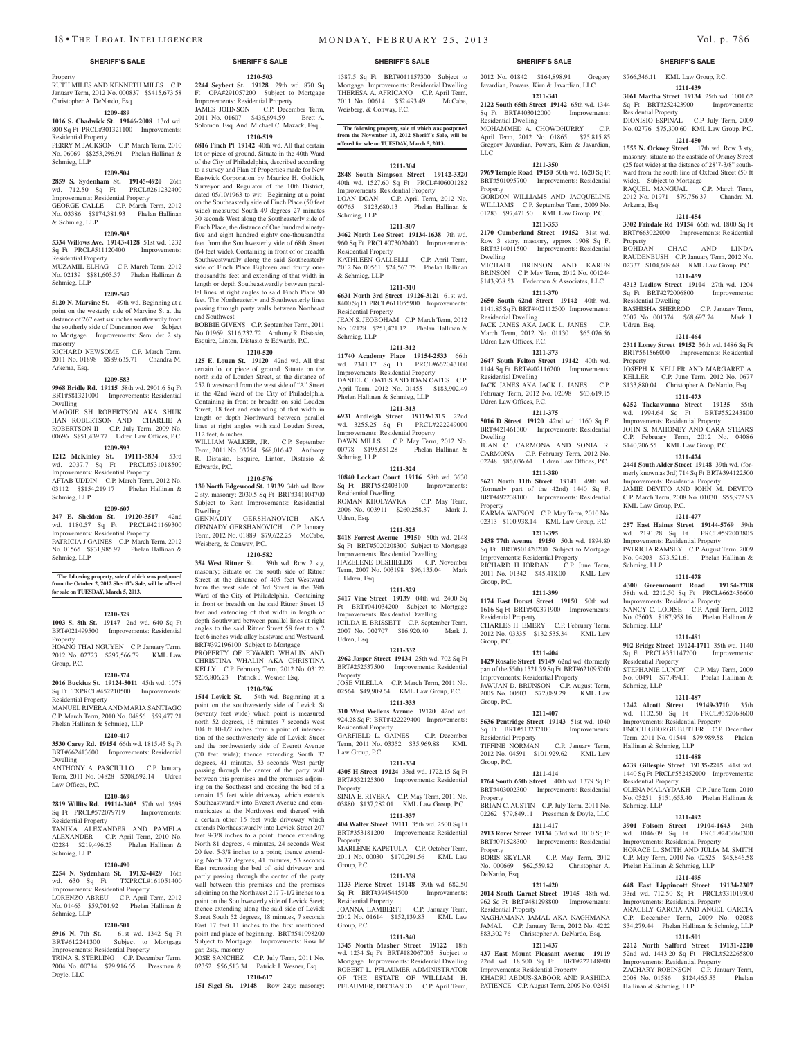#### SHERIFF'S SALE

Property
RUTH MILES AND KENNETH MILES C.P. January Term, 2012 No. 000837 $$415,673.58 Christopher A. DeNardo, Esq.

**1209-489**

**1016 S. Chadwick St. 19146-2008** 13rd wd. 800 Sq Ft PRCL#301321100 Improvements: Residential Property
PERRY M JACKSON C.P. March Term, 2010 No. 06069 $$253,296.91 Phelan Hallinan & Schmieg, LLP

**1209-504**

**2859 S. Sydenham St. 19145-4920** 26th wd. 712.50 Sq Ft PRCL#261232400 Improvements: Residential Property
GEORGE CALLE C.P. March Term, 2012 No. 03386 $$174,381.93 Phelan Hallinan & Schmieg, LLP

**1209-505**

**5334 Willows Ave. 19143-4128** 51st wd. 1232 Sq Ft PRCL#511120400 Improvements: Residential Property
MUZAMIL ELHAG C.P. March Term, 2012 No. 02139 $$81,603.37 Phelan Hallinan & Schmieg, LLP

**1209-547**

**5120 N. Marvine St.** 49th wd. Beginning at a point on the westerly side of Marvine St at the distance of 267 east six inches southwardly from the southerly side of Duncannon Ave Subject to Mortgage Improvements: Semi det 2 sty masonry
RICHARD NEWSOME C.P. March Term, 2011 No. 01898 $$89,635.71 Chandra M. Arkema, Esq.

**1209-583**

**9968 Bridle Rd. 19115** 58th wd. 2901.6 Sq Ft BRT#581321000 Improvements: Residential Dwelling
MAGGIE SH ROBERTSON AKA SHUK HAN ROBERTSON AND CHARLIE A ROBERTSON II C.P. July Term, 2009 No. 00696 $$51,439.77 Udren Law Offices, P.C.

**1209-593**

**1212 McKinley St. 19111-5834** 53rd wd. 2037.7 Sq Ft PRCL#531018500 Improvements: Residential Property
AFTAB UDDIN C.P. March Term, 2012 No. 03112 $$154,219.17 Phelan Hallinan & Schmieg, LLP

**1209-607**

**247 E. Sheldon St. 19120-3517** 42nd wd. 1180.57 Sq Ft PRCL#421169300 Improvements: Residential Property
PATRICIA J GAINES C.P. March Term, 2012 No. 01565 $$31,985.97 Phelan Hallinan & Schmieg, LLP

**The following property, sale of which was postponed from the October 2, 2012 Sheriff's Sale, will be offered for sale on TUESDAY, March 5, 2013.**

**1210-329**

**1003 S. 8th St. 19147** 2nd wd. 640 Sq Ft BRT#021499500 Improvements: Residential Property
HOANG THAI NGUYEN C.P. January Term, 2012 No. 02723 $297,566.79 KML Law Group, P.C.

**1210-374**

**2016 Buckius St. 19124-5011** 45th wd. 1078 Sq Ft TXPRCL#452210500 Improvements: Residential Property
MANUEL RIVERA AND MARIA SANTIAGO C.P. March Term, 2010 No. 04856 $59,477.21 Phelan Hallinan & Schmieg, LLP

**1210-417**

**3530 Carey Rd. 19154** 66th wd. 1815.45 Sq Ft BRT#662413600 Improvements: Residential Dwelling
ANTHONY A. PASCIULLO C.P. January Term, 2011 No. 04828 $208,692.14 Udren Law Offices, P.C.

**1210-469**

**2819 Willits Rd. 19114-3405** 57th wd. 3698 Sq Ft PRCL#572079719 Improvements: Residential Property
TANIKA ALEXANDER AND PAMELA ALEXANDER C.P. April Term, 2010 No. 02284 $219,496.23 Phelan Hallinan & Schmieg, LLP

**1210-490**

**2254 N. Sydenham St. 19132-4429** 16th wd. 630 Sq Ft TXPRCL#161051400 Improvements: Residential Property
LORENZO ABREU C.P. April Term, 2012 No. 01463 $59,701.92 Phelan Hallinan & Schmieg, LLP

**1210-501**

**5916 N. 7th St.** 61st wd. 1342 Sq Ft BRT#612241300 Subject to Mortgage Improvements: Residential Property
TRINA S. STERLING C.P. December Term, 2004 No. 00714 $79,916.65 Pressman & Doyle, LLC

**1210-503**

**2244 Seybert St. 19128** 29th wd. 870 Sq Ft OPA#291057200 Subject to Mortgage Improvements: Residential Property
JAMES JOHNSON C.P. December Term, 2011 No. 01607 $436,694.59 Brett A. Solomon, Esq. And Michael C. Mazack, Esq..

**1210-519**

**6816 Finch Pl 19142** 40th wd. All that certain lot or piece of ground. Situate in the 40th Ward of the City of Philadelphia, described according to a survey and Plan of Properties made for New Eastwick Corporation by Maurice H. Goldich, Surveyor and Regulator of the 10th District, dated 05/10/1963 to wit: Beginning at a point on the Southeasterly side of Finch Place (50 feet wide) measured South 49 degrees 27 minutes 30 seconds West along the Southeasterly side of Finch Place, the distance of One hundred ninety-five and eight hundred eighty one-thousandths feet from the Southwesterly side of 68th Street (64 feet wide). Containing in front or breadth Southwestwardly along the said Southeasterly side of Finch Place Eighteen and fourty one-thousandths feet and extending of that width in length or depth Southeastwardly between parallel lines at right angles to said Finch Place 90 feet. The Northeasterly and Southwesterly lines passing through party walls between Northeast and Southwest.
BOBBIE GIVENS C.P. September Term, 2011 No. 01969 $116,232.72 Anthony R. Distasio, Esquire, Linton, Distasio & Edwards, P.C.

**1210-520**

**125 E. Louen St. 19120** 42nd wd. All that certain lot or piece of ground. Situate on the north side of Louden Street, at the distance of 252 ft westward from the west side of "A" Street in the 42nd Ward of the City of Philadelphia. Containing in front or breadth on said Louden Street, 18 feet and extending of that width in length or depth Northward between parallel lines at right angles with said Louden Street, 112 feet, 6 inches.
WILLIAM WALKER, JR. C.P. September Term, 2011 No. 03754 $68,016.47 Anthony R. Distasio, Esquire, Linton, Distasio & Edwards, P.C.

**1210-576**

**130 North Edgewood St. 19139** 34th wd. Row 2 sty, masonry; 2030.5 Sq Ft BRT#341104700 Subject to Rent Improvements: Residential Dwelling
GENNADIY GERSHANOVICH AKA GENNADY GERSHANOVICH C.P. January Term, 2012 No. 01889 $79,622.25 McCabe, Weisberg, & Conway, P.C.

**1210-582**

**354 West Ritner St.** 39th wd. Row 2 sty, masonry; Situate on the south side of Ritner Street at the distance of 405 feet Westward from the west side of 3rd Street in the 39th Ward of the City of Philadelphia. Containing in front or breadth on the said Ritner Street 15 feet and extending of that width in length or depth Southward between parallel lines at right angles to the said Ritner Street 58 feet to a 2 feet 6 inches wide alley Eastward and Westward. BRT#392196100 Subject to Mortgage
PROPERTY OF EDWARD WHALIN AND CHRISTINA WHALIN AKA CHRISTINA KELLY C.P. February Term, 2012 No. 03122 $205,806.23 Patrick J. Wesner, Esq.

**1210-596**

**1514 Levick St.** 54th wd. Beginning at a point on the southwesterly side of Levick St (seventy feet wide) which point is measured north 52 degrees, 18 minutes 7 seconds west 104 ft 10-1/2 inches from a point of intersection of the southwesterly side of Levick Street and the northwesterly side of Everett Avenue (70 feet wide); thence extending South 37 degrees, 41 minutes, 53 seconds West partly passing through the center of the party wall between this premises and the premises adjoining on the Southeast and crossing the bed of a certain 15 feet wide driveway which extends Southeastwardly into Everett Avenue and communicates at the Northwest end thereof with a certain other 15 feet wide driveway which extends Northeastwardly into Levick Street 207 feet 9-3/8 inches to a point; thence extending North 81 degrees, 4 minutes, 24 seconds West 20 feet 5-3/8 inches to a point; thence extending North 37 degrees, 41 minutes, 53 seconds East recrossing the bed of said driveway and partly passing through the center of the party wall between this premises and the premises adjoining on the Northwest 217 7-1/2 inches to a point on the Southwesterly side of Levick Steet; thence extending along the said side of Levick Street South 52 degrees, 18 minutes, 7 seconds East 17 feet 11 inches to the first mentioned point and place of beginning. BRT#541098200 Subject to Mortgage Improvements: Row b/gar, 2sty, masonry
JOSE SANCHEZ C.P. July Term, 2011 No. 02352 $56,513.34 Patrick J. Wesner, Esq

**1210-617**

**151 Sigel St. 19148** Row 2sty; masonry; 1387.5 Sq Ft BRT#011157300 Subject to Mortgage Improvements: Residential Dwelling
THERESA A. AFRICANO C.P. April Term, 2011 No. 00614 $52,493.49 McCabe, Weisberg & Conway, P.C.

**The following property, sale of which was postponed from the November 13, 2012 Sheriff's Sale, will be offered for sale on TUESDAY, March 5, 2013.**

**1211-304**

**2848 South Simpson Street 19142-3320** 40th wd. 1527.60 Sq Ft PRCL#406001282 Improvements: Residential Property
LOAN DOAN C.P. April Term, 2012 No. 00765 $123,680.13 Phelan Hallinan & Schmieg, LLP

**1211-307**

**3462 North Lee Street 19134-1638** 7th wd. 960 Sq Ft PRCL#073020400 Improvements: Residential Property
KATHLEEN GALLELLI C.P. April Term, 2012 No. 00561 $24,567.75 Phelan Hallinan & Schmieg, LLP

**1211-310**

**6631 North 3rd Street 19126-3121** 61st wd. 8400 Sq Ft PRCL#611055900 Improvements: Residential Property
JEAN S. JEOBOHAM C.P. March Term, 2012 No. 02128 $251,471.12 Phelan Hallinan & Schmieg, LLP

**1211-312**

**11740 Academy Place 19154-2533** 66th wd. 2341.17 Sq Ft PRCL#662043100 Improvements: Residential Property
DANIEL C. OATES AND JOAN OATES C.P. April Term, 2012 No. 01455 $183,902.49 Phelan Hallinan & Schmieg, LLP

**1211-313**

**6931 Ardleigh Street 19119-1315** 22nd wd. 3255.25 Sq Ft PRCL#222249000 Improvements: Residential Property
DAWN MILLS C.P. May Term, 2012 No. 00778 $195,651.28 Phelan Hallinan & Schmieg, LLP

**1211-324**

**10840 Lockart Court 19116** 58th wd. 3630 Sq Ft BRT#582403100 Improvements: Residential Dwelling
ROMAN KHOLYAVKA C.P. May Term, 2006 No. 003911 $260,258.37 Mark J. Udren, Esq.

**1211-325**

**8418 Forrest Avenue 19150** 50th wd. 2148 Sq Ft BRT#5020208300 Subject to Mortgage Improvements: Residential Dwelling
HAZELENE DESHIELDS C.P. November Term, 2007 No. 003198 $96,135.04 Mark J. Udren, Esq.

**1211-329**

**5417 Vine Street 19139** 04th wd. 2400 Sq Ft BRT#041034200 Subject to Mortgage Improvements: Residential Dwelling
ICILDA E. BRISSETT C.P. September Term, 2007 No. 002707 $16,920.40 Mark J. Udren, Esq.

**1211-332**

**2962 Jasper Street 19134** 25th wd. 702 Sq Ft BRT#252537500 Improvements: Residential Property
JOSE VILELLA C.P. March Term, 2011 No. 02564 $49,909.64 KML Law Group, P.C.

**1211-333**

**310 West Wellens Avenue 19120** 42nd wd. 924.28 Sq Ft BRT#422229400 Improvements: Residential Property
GARFIELD L. GAINES C.P. December Term, 2011 No. 03352 $35,969.88 KML Law Group, P.C.

**1211-334**

**4305 H Street 19124** 33rd wd. 1722.15 Sq Ft BRT#332125300 Improvements: Residential Property
SINIA E. RIVERA C.P. May Term, 2011 No. 03880 $137,282.01 KML Law Group, P.C

**1211-337**

**404 Walter Street 19111** 35th wd. 2500 Sq Ft BRT#353181200 Improvements: Residential Property
MARLENE KAPETULA C.P. October Term, 2011 No. 00030 $170,291.56 KML Law Group, P.C.

**1211-338**

**1133 Pierce Street 19148** 39th wd. 682.50 Sq Ft BRT#394544500 Improvements: Residential Property
JOANNA LAMBERTI C.P. January Term, 2012 No. 01614 $152,139.85 KML Law Group, P.C.

**1211-340**

**1345 North Masher Street 19122** 18th wd. 1234 Sq Ft BRT#182067005 Subject to Mortgage Improvements: Residential Dwelling
ROBERT L. PFLAUMER ADMINISTRATOR OF THE ESTATE OF WILLIAM H. PFLAUMER, DECEASED. C.P. April Term, 2012 No. 01842 $164,898.91 Gregory Javardian, Powers, Kirn & Javardian, LLC

**1211-341**

**2122 South 65th Street 19142** 65th wd. 1344 Sq Ft BRT#403012000 Improvements: Residential Dwelling
MOHAMMED A. CHOWDHURRY C.P. April Term, 2012 No. 01865 $75,815.85 Gregory Javardian, Powers, Kirn & Javardian, LLC

**1211-350**

**7969 Temple Road 19150** 50th wd. 1620 Sq Ft BRT#501095700 Improvements: Residential Property
GORDON WILLIAMS AND JACQUELINE WILLIAMS C.P. September Term, 2009 No. 01283 $97,471.50 KML Law Group, P.C.

**1211-353**

**2170 Cumberland Street 19152** 31st wd. Row 3 story, masonry, approx 1908 Sq Ft BRT#314011500 Improvements: Residential Dwelling
MICHAEL BRINSON AND KAREN BRINSON C.P. May Term, 2012 No. 001244 $143,938.53 Federman & Associates, LLC

**1211-370**

**2650 South 62nd Street 19142** 40th wd. 1141.85 Sq Ft BRT#402112300 Improvements: Residential Dwelling
JACK JANES AKA JACK L. JANES C.P. March Term, 2012 No. 01130 $65,076.56 Udren Law Offices, P.C.

**1211-373**

**2647 South Felton Street 19142** 40th wd. 1144 Sq Ft BRT#402116200 Improvements: Residential Dwelling
JACK JANES AKA JACK L. JANES C.P. February Term, 2012 No. 02098 $63,619.15 Udren Law Offices, P.C.

**1211-375**

**5016 D Street 19120** 42nd wd. 1160 Sq Ft BRT#421461300 Improvements: Residential Dwelling
JUAN C. CARMONA AND SONIA R. CARMONA C.P. February Term, 2012 No. 02248 $86,036.61 Udren Law Offices, P.C.

**1211-380**

**5621 North 11th Street 19141** 49th wd. (formerly part of the 42nd) 1440 Sq Ft BRT#492238100 Improvements: Residential Property
KARMA WATSON C.P. May Term, 2010 No. 02313 $100,938.14 KML Law Group, P.C.

**1211-395**

**2438 77th Avenue 19150** 50th wd. 1894.80 Sq Ft BRT#501420200 Subject to Mortgage Improvements: Residential Property
RICHARD H JORDAN C.P. June Term, 2011 No. 01342 $45,418.00 KML Law Group, P.C.

**1211-399**

**1174 East Dorset Street 19150** 50th wd. 1616 Sq Ft BRT#502371900 Improvements: Residential Property
CHARLES H. EMERY C.P. February Term, 2012 No. 03335 $132,535.34 KML Law Group, P.C.

**1211-404**

**1429 Rosalie Street 19149** 62nd wd. (formerly part of the 55th) 1521.39 Sq Ft BRT#621095200 Improvements: Residential Property
JAWUAN D. BRUNSON C.P. August Term, 2005 No. 00503 $72,089.29 KML Law Group, P.C.

**1211-407**

**5636 Pentridge Street 19143** 51st wd. 1040 Sq Ft BRT#513237100 Improvements: Residential Property
TIFFINE NORMAN C.P. January Term, 2012 No. 04591 $101,929.62 KML Law Group, P.C.

**1211-414**

**1764 South 65th Street** 40th wd. 1379 Sq Ft BRT#403002300 Improvements: Residential Property
BRIAN C. AUSTIN C.P. July Term, 2011 No. 02262 $79,849.11 Pressman & Doyle, LLC

**1211-417**

**2913 Rorer Street 19134** 33rd wd. 1010 Sq Ft BRT#071528300 Improvements: Residential Property
BORIS SKYLAR C.P. May Term, 2012 No. 000669 $62,559.82 Christopher A. DeNardo, Esq.

**1211-420**

**2014 South Garnet Street 19145** 48th wd. 962 Sq Ft BRT#481298800 Improvements: Residential Property
NAGHAMANA JAMAL AKA NAGHMANA JAMAL C.P. January Term, 2012 No. 4222 $83,302.76 Christopher A. DeNardo, Esq.

**1211-437**

**437 East Mount Pleasant Avenue 19119** 22nd wd. 18,500 Sq Ft BRT#222148900 Improvements: Residential Property
KHADRI ABDUS-SABOOR AND RASHIDA PATIENCE C.P. August Term, 2009 No. 02451 $766,346.11 KML Law Group, P.C.

**1211-439**

**3061 Martha Street 19134** 25th wd. 1001.62 Sq Ft BRT#252423900 Improvements: Residential Property
DIONISIO ESPINAL C.P. July Term, 2009 No. 02776 $75,300.60 KML Law Group, P.C.

**1211-450**

**1555 N. Orkney Street** 17th wd. Row 3 sty, masonry; situate no the eastside of Orkney Street (25 feet wide) at the distance of 28'7-3/8" southward from the south line of Oxford Street (50 ft wide). Subject to Mortgage
RAQUEL MANGUAL C.P. March Term, 2012 No. 01971 $79,756.37 Chandra M. Arkema, Esq.

**1211-454**

**3302 Fairdale Rd 19154** 66th wd. 1800 Sq Ft BRT#663022000 Improvements: Residential Property
BOHDAN CHAC AND LINDA RAUDENBUSH C.P. January Term, 2012 No. 02337 $104,609.68 KML Law Group, P.C.

**1211-459**

**4313 Ludlow Street 19104** 27th wd. 1204 Sq Ft BRT#272006800 Improvements: Residential Dwelling
BASHISHA SHERROD C.P. January Term, 2007 No. 001374 $68,697.74 Mark J. Udren, Esq.

**1211-464**

**2311 Loney Street 19152** 56th wd. 1486 Sq Ft BRT#561566000 Improvements: Residential Property
JOSEPH K. KELLER AND MARGARET A. KELLER C.P. June Term, 2012 No. 0677 $133,880.04 Christopher A. DeNardo, Esq.

**1211-473**

**6252 Tackawanna Street 19135** 55th wd. 1994.64 Sq Ft BRT#552243800 Improvements: Residential Property
JOHN S. MAHONEY AND CARA STEARS C.P. February Term, 2012 No. 04086 $140,206.55 KML Law Group, P.C.

**1211-474**

**2441 South Alder Street 19148** 39th wd. (formerly known as 3rd) 714 Sq Ft BRT#394122500 Improvements: Residential Property
JAMIE DEVITO AND JOHN M. DEVITO C.P. March Term, 2008 No. 01030 $55,972.93 KML Law Group, P.C.

**1211-477**

**257 East Haines Street 19144-5769** 59th wd. 2191.28 Sq Ft PRCL#592003805 Improvements: Residential Property
PATRICIA RAMSEY C.P. August Term, 2009 No. 04203 $73,521.61 Phelan Hallinan & Schmieg, LLP

**1211-478**

**4300 Greenmount Road 19154-3708** 58th wd. 2212.50 Sq Ft PRCL#662456600 Improvements: Residential Property
NANCY C. LODISE C.P. April Term, 2012 No. 03603 $187,958.16 Phelan Hallinan & Schmieg, LLP

**1211-481**

**902 Bridge Street 19124-1711** 35th wd. 1140 Sq Ft PRCL#351147200 Improvements: Residential Property
STEPHANIE LUNDY C.P. May Term, 2009 No. 00491 $77,494.11 Phelan Hallinan & Schmieg, LLP

**1211-487**

**1242 Alcott Street 19149-3710** 35th wd. 1102.50 Sq Ft PRCL#352068600 Improvements: Residential Property
ENOCH GEORGE BUTLER C.P. December Term, 2011 No. 01544 $79,989.58 Phelan Hallinan & Schmieg, LLP

**1211-488**

**6739 Gillespie Street 19135-2205** 41st wd. 1440 Sq Ft PRCL#552452000 Improvements: Residential Property
OLENA MALAYDAKH C.P. June Term, 2010 No. 03251 $151,655.40 Phelan Hallinan & Schmieg, LLP

**1211-492**

**3901 Folsom Street 19104-1643** 24th wd. 1046.09 Sq Ft PRCL#243060300 Improvements: Residential Property
HORACE L. SMITH AND JULIA M. SMITH C.P. May Term, 2010 No. 02525 $45,846.58 Phelan Hallinan & Schmieg, LLP

**1211-495**

**648 East Lippincott Street 19134-2307** 33rd wd. 712.50 Sq Ft PRCL#331019300 Improvements: Residential Property
ARACELY GARCIA AND ANGEL GARCIA C.P. December Term, 2009 No. 02088 $34,279.44 Phelan Hallinan & Schmieg, LLP

**1211-501**

**2212 North Salford Street 19131-2210** 52nd wd. 1443.20 Sq Ft PRCL#522265800 Improvements: Residential Property
ZACHARY ROBINSON C.P. January Term, 2008 No. 01586 $124,465.55 Phelan Hallinan & Schmieg, LLP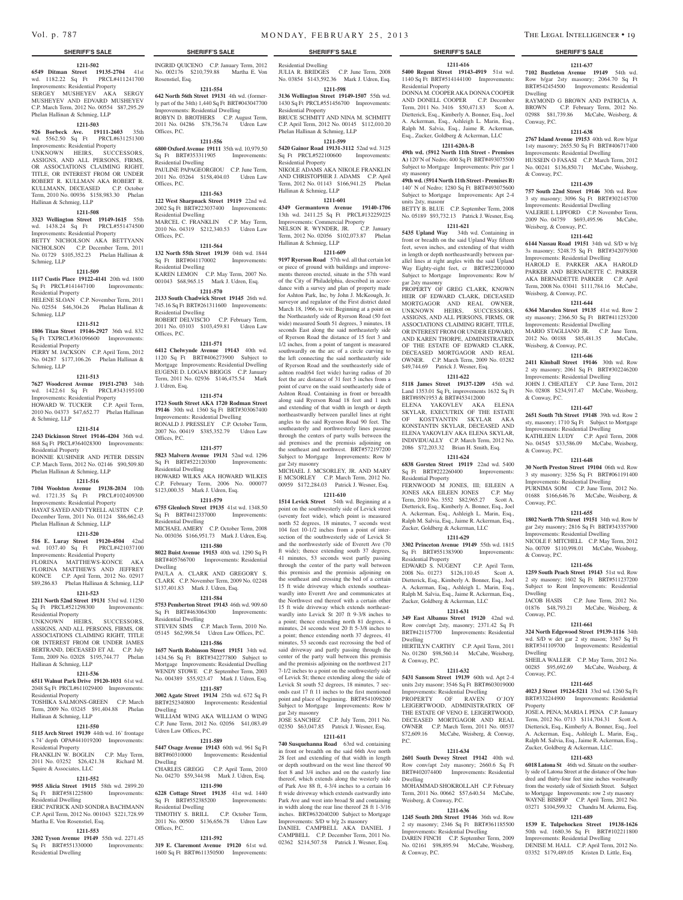## SHERIFF'S SALE

**1211-502**

**6549 Ditman Street 19135-2704** 41st wd. 1182.22 Sq Ft PRCL#411241700 Improvements: Residential Property
SERGEY MUSHEYEV AKA SERGY MUSHEYEV AND EDVARD MUSHEYEV C.P. March Term, 2012 No. 00554 $87,295.29 Phelan Hallinan & Schmieg, LLP

**1211-503**

**926 Borbeck Ave. 19111-2603** 35th wd. 5562.50 Sq Ft PRCL#631251300 Improvements: Residential Property
UNKNOWN HEIRS, SUCCESSORS, ASSIGNS, AND ALL PERSONS, FIRMS, OR ASSOCIATIONS CLAIMING RIGHT, TITLE, OR INTEREST FROM OR UNDER ROBERT R. KULLMAN AKA ROBERT R. KULLMANN, DECEASED C.P. October Term, 2010 No. 00936 $158,983.30 Phelan Hallinan & Schmieg, LLP

**1211-508**

**3323 Wellington Street 19149-1615** 55th wd. 1438.24 Sq Ft PRCL#551474500 Improvements: Residential Property
BETTY NICHOLSON AKA BETTYANN NICHOLSON C.P. December Term, 2011 No. 01729 $105,352.23 Phelan Hallinan & Schmieg, LLP

**1211-509**

**1117 Custis Place 19122-4141** 20th wd. 1800 Sq Ft PRCL#141447100 Improvements: Residential Property
HELENE SLOAN C.P. November Term, 2011 No. 02554 $46,304.26 Phelan Hallinan & Schmieg, LLP

**1211-512**

**1806 Titan Street 19146-2927** 36th wd. 832 Sq Ft TXPRCL#361096600 Improvements: Residential Property
PERRY M. JACKSON C.P. April Term, 2012 No. 04287 $177,106.26 Phelan Hallinan & Schmieg, LLP

**1211-513**

**7627 Woodcrest Avenue 19151-2703** 34th wd. 1422.61 Sq Ft PRCL#343195100 Improvements: Residential Property
HOWARD W. TUCKER C.P. April Term, 2010 No. 04373 $47,652.77 Phelan Hallinan & Schmieg, LLP

**1211-514**

**2243 Dickinson Street 19146-4204** 36th wd. 868 Sq Ft PRCL#364028300 Improvements: Residential Property
BONNIE KUSHNER AND PETER DISSIN C.P. March Term, 2012 No. 02146 $90,509.80 Phelan Hallinan & Schmieg, LLP

**1211-516**

**7104 Woolston Avenue 19138-2034** 10th wd. 1721.35 Sq Ft PRCL#102409300 Improvements: Residential Property
HAYAT SAYED AND TYRELL AUSTIN C.P. December Term, 2011 No. 01124 $86,662.43 Phelan Hallinan & Schmieg, LLP

**1211-520**

**516 E. Luray Street 19120-4504** 42nd wd. 1037.40 Sq Ft PRCL#421037100 Improvements: Residential Property
FLORINA MATTHEWS-KONCE AKA FLORINA MATTHEWS AND JEFFREY KONCE C.P. April Term, 2012 No. 02917 $89,286.83 Phelan Hallinan & Schmieg, LLP

**1211-523**

**2211 North 52nd Street 19131** 53rd wd. 11250 Sq Ft PRCL#521298300 Improvements: Residential Property
UNKNOWN HEIRS, SUCCESSORS, ASSIGNS, AND ALL PERSONS, FIRMS, OR ASSOCIATIONS CLAIMING RIGHT, TITLE OR INTEREST FROM OR UNDER JAMES BERTRAND, DECEASED ET AL C.P. July Term, 2009 No. 02028 $195,744.77 Phelan Hallinan & Schmieg, LLP

**1211-536**

**6511 Walnut Park Drive 19120-1031** 61st wd. 2048 Sq Ft PRCL#611029400 Improvements: Residential Property
TOSHIKA SALMONS-GREEN C.P. March Term, 2009 No. 03245 $91,404.88 Phelan Hallinan & Schmieg, LLP

**1211-550**

**5115 Arch Street 19139** 44th wd. 16' frontage x 74' depth OPA#441019200 Improvements: Residential Property
FRANKLIN W. BOGLIN C.P. May Term, 2011 No. 03252 $26,421.38 Richard M. Squire & Associates, LLC

**1211-552**

**9955 Alicia Street 19115** 58th wd. 2899.20 Sq Ft BRT#581225800 Improvements: Residential Dwelling
ERIC PATRICK AND SONDRA BACHMANN C.P. April Term, 2012 No. 001043 $221,728.99 Martha E. Von Rosenstiel, Esq.

**1211-553**

**3202 Tyson Avenue 19149** 55th wd. 2271.45 Sq Ft BRT#551330000 Improvements: Residential Dwelling
INGRID QUICENO C.P. January Term, 2012 No. 002176 $210,759.88 Martha E. Von Rosenstiel, Esq.

**1211-554**

**642 North 56th Street 19131** 4th wd. (formerly part of the 34th) 1,440 Sq Ft BRT#043047700 Improvements: Residential Dwelling
ROBYN D. BROTHERS C.P. August Term, 2011 No. 04286 $78,756.74 Udren Law Offices, P.C.

**1211-556**

**6800 Oxford Avenue 19111** 35th wd. 10,979.50 Sq Ft BRT#353311905 Improvements: Residential Dwelling
PAULINE PAPAGEORGIOU C.P. June Term, 2011 No. 03264 $158,404.03 Udren Law Offices, P.C.

**1211-563**

**122 West Sharpnack Street 19119** 22nd wd. 2002 Sq Ft BRT#223037400 Improvements: Residential Dwelling
MARCEL C. FRANKLIN C.P. May Term, 2010 No. 04319 $212,340.53 Udren Law Offices, P.C.

**1211-564**

**132 North 55th Street 19139** 04th wd. 1844 Sq Ft BRT#041170002 Improvements: Residential Dwelling
KAREN LEMON C.P. May Term, 2007 No. 001043 $68,965.15 Mark J. Udren, Esq.

**1211-570**

**2133 South Chadwick Street 19145** 26th wd. 745.16 Sq Ft BRT#261311600 Improvements: Residential Dwelling
ROBERT DELVISCIO C.P. February Term, 2011 No. 03103 $103,459.81 Udren Law Offices, P.C.

**1211-571**

**6412 Chelwynde Avenue 19143** 40th wd. 1120 Sq Ft BRT#406273900 Subject to Mortgage Improvements: Residential Dwelling
EUGENE D. LOGAN BRIGGS C.P. January Term, 2011 No. 02936 $146,475.54 Mark J. Udren, Esq.

**1211-574**

**1723 South Street AKA 1720 Rodman Street 19146** 30th wd. 1360 Sq Ft BRT#303067400 Improvements: Residential Dwelling
RONALD J. PRESSLEY C.P. October Term, 2007 No. 00419 $385,352.79 Udren Law Offices, P.C.

**1211-577**

**5823 Malvern Avenue 19131** 52nd wd. 1296 Sq Ft BRT#522120300 Improvements: Residential Dwelling
HOWARD WILKS AKA HOWARD WILKES C.P. February Term, 2006 No. 000077 $123,000.35 Mark J. Udren, Esq.

**1211-579**

**6755 Glenloch Street 19135** 41st wd. 1348.50 Sq Ft BRT#412337000 Improvements: Residential Dwelling
MICHAEL AMERY C.P. October Term, 2008 No. 003036 $166,951.73 Mark J. Udren, Esq.

**1211-580**

**8022 Buist Avenue 19153** 40th wd. 1290 Sq Ft BRT#405766700 Improvements: Residential Dwelling
PAULA A. CLARK AND GREGORY S. CLARK C.P. November Term, 2009 No. 02248 $137,401.83 Mark J. Udren, Esq.

**1211-584**

**5753 Pemberton Street 19143** 46th wd. 909.60 Sq Ft BRT#463064300 Improvements: Residential Dwelling
STEVEN SIMS C.P. March Term, 2010 No. 05145 $62,998.54 Udren Law Offices, P.C.

**1211-586**

**1657 North Robinson Street 19151** 34th wd. 1434.56 Sq Ft BRT#342277800 Subject to Mortgage Improvements: Residential Dwelling
WENDY STOWE C.P. September Term, 2003 No. 004389 $55,923.47 Mark J. Udren, Esq.

**1211-587**

**3002 Agate Street 19134** 25th wd. 672 Sq Ft BRT#252340800 Improvements: Residential Dwelling
WILLIAM WING AKA WILLIAM O WING C.P. June Term, 2012 No. 02056 $41,083.49 Udren Law Offices, P.C.

**1211-589**

**5447 Osage Avenue 19143** 60th wd. 961 Sq Ft BRT#60310000 Improvements: Residential Dwelling
CHARLES GREGG C.P. April Term, 2010 No. 04270 $59,344.98 Mark J. Udren, Esq.

**1211-590**

**6228 Cottage Street 19135** 41st wd. 1440 Sq Ft BRT#552385200 Improvements: Residential Dwelling
TIMOTHY S. BRILL C.P. October Term, 2011 No. 00500 $136,656.78 Udren Law Offices, P.C.

**1211-592**

**319 E. Claremont Avenue 19120** 61st wd. 1600 Sq Ft BRT#611350500 Improvements: Residential Dwelling
JULIA R. BRIDGES C.P. June Term, 2008 No. 03854 $143,592.36 Mark J. Udren, Esq.

**1211-598**

**3136 Wellington Street 19149-1507** 55th wd. 1430 Sq Ft PRCL#551456700 Improvements: Residential Property
BRUCE SCHMITT AND NINA M. SCHMITT C.P. April Term, 2012 No. 00145 $112,010.20 Phelan Hallinan & Schmieg, LLP

**1211-599**

**5420 Gainor Road 19131-3112** 52nd wd. 3125 Sq Ft PRCL#522100600 Improvements: Residential Property
NIKOLE ADAMS AKA NIKOLE FRANKLIN AND CHRISTOPHER J. ADAMS C.P. April Term, 2012 No. 01143 $166,941.25 Phelan Hallinan & Schmieg, LLP

**1211-601**

**4349 Germantown Avenue 19140-1706** 13th wd. 2411.25 Sq Ft PRCL#132259225 Improvements: Commercial Property
NELSON R. WYNDER, JR. C.P. January Term, 2012 No. 02056 $102,073.87 Phelan Hallinan & Schmieg, LLP

**1211-609**

**9197 Ryerson Road** 57th wd. all that certain lot or piece of ground with buildings and improvements thereon erected, situate in the 57th ward of the City of Philadelphia, described in accordance with a survey and plan of property made for Ashton Park, Inc, by John J. McKeough, Jr. surveyor and regulator of the First district dated March 18, 1966, to wit: Beginning at a point on the Northeasterly side of Ryerson Road (50 feet wide) measured South 51 degrees, 3 minutes, 18 seconds East along the said northeasterly side of Ryerson Road the distance of 15 feet 3 and 1/2 inches, from a point of tangent is measured southwardly on the arc of a circle curving to the left connecting the said northeasterly side of Ryerson Road and the southeasterly side of ashton road(64 feet wide) having radius of 20 feet the arc distance of 31 feet 5 inches from a point of curve on the suaid southeasterly side of Ashton Road. Containing in front or breadth along said Ryerson Road 18 feet and 1 inch and extending of that width in length or depth northeastwardly between parallel lines at right angles to the said Ryerson Road 90 feet. The southeasterly and northwesterly lines passing through the centers of party walls between the aid premises and the premisis adjoining on the southeast and northwest. BRT#572197200 Subject to Mortgage Improvements: Row b/ gar 2sty masonry
MICHAEL J. MCSORLEY, JR. AND MARY E MCSORLEY C.P. March Term, 2012 No. 00959 $172,284.03 Patrick J. Wesner, Esq.

**1211-610**

**1514 Levick Street** 54th wd. Beginning at a point on the southwesterly side of Levick street (seventy feet wide), which point is measured north 52 degrees, 18 minutes, 7 seconds west 104 feet 10-1/2 inches from a point of intersection of the southwesterly side of Levick St and the northwesterly side of Everett Ave (70 ft wide); thence extending south 37 degrees, 41 minutes, 53 seconds west partly passing through the center of the party wall between this premisis and the premisis adjoining on the southeast and crossing the bed of a certain 15 ft wide driveway which extends southeastwardly into Everett Ave and communicates at the Northwest end thereof with a certain other 15 ft wide driveway which extends northeastwardly into Levick St 207 ft 9-3/8 inches to a point; thence extending north 81 degrees, 4 minutes, 24 seconds west 20 ft 5-3/8 inches to a point; thence extending north 37 degrees, 41 minutes, 53 seconds east recrossing the bed of said driveway and partly passing through the center of the party wall between this premisis and the premisis adjoining on the northwest 217 7-1/2 inches to a point on the southwesterly side of Levick St; thence extending along the side of Levick St south 52 degrees, 18 minutes, 7 seconds east 17 ft 11 inches to the first mentioned point and place of beginning. BRT#541098200 Subject to Mortgage Improvements: Row b/ gar 2sty masonry
JOSE SANCHEZ C.P. July Term, 2011 No. 02350 $63,047.85 Patrick J. Wesner, Esq.

**1211-611**

**740 Susquehanna Road** 63rd wd. containing in front or breadth on the said 66th Ave north 28 feet and extending of that width in length or depth southward on the west line thereof 90 feet 8 and 3/4 inches and on the easterly line thereof, which extends along the westerly side of Park Ave 88 ft, 4-3/4 inches to a certain 16 ft wide driveway which extends eastwardly into Park Ave and west into broad St and containing in width along the rear line thereof 28 ft 1-3/16 inches. BRT#632040200 Subject to Mortgage Improvements: S/D w b/g 2s masonry
DANIEL CAMPBELL AKA DANIEL J CAMPBELL C.P. December Term, 2011 No. 02362 $214,507.58 Patrick J. Wesner, Esq.

**1211-616**

**5400 Regent Street 19143-4919** 51st wd. 1140 Sq Ft BRT#514144100 Improvements: Residential Property
DONNA M. COOPER AKA DONNA COOPER AND DONELL COOPER C.P. December Term, 2011 No. 3416 $50,471.83 Scott A. Dietterick, Esq., Kimberly A. Bonner, Esq., Joel A. Ackerman, Esq., Ashleigh L. Marin, Esq., Ralph M. Salvia, Esq., Jaime R. Ackerman, Esq., Zucker, Goldberg & Ackerman, LLC

**1211-620A-B**

**49th wd. (5912 North 11th Street - Premises A)** 120'N of Nedro; 400 Sq Ft BRT#493075500 Subject to Mortgage Improvements: Priv gar 1 sty masonry
**49th wd. (5914 North 11th Street - Premises B)** 140' N of Nedro; 1280 Sq Ft BRT#493075600 Subject to Mortgage Improvements: Apt 2-4 units 2sty, masonr
BETTY B. BLUE C.P. September Term, 2008 No. 05189 $93,732.13 Patrick J. Wesner, Esq.

**1211-621**

**5435 Upland Way** 34th wd. Containing in front or breadth on the said Upland Way fifteen feet, seven inches, and extending of that width in length or depth northeastwardly between parallel lines at right angles with the said Upland Way Eighty-eight feet. cr BRT#522001000 Subject to Mortgage Improvements: Row b/ gar 2sty masonry
PROPERTY OF GREG CLARK, KNOWN HEIR OF EDWARD CLARK, DECEASED MORTGAGOR AND REAL OWNER, UNKNOWN HEIRS, SUCCESSORS, ASSIGNS, AND ALL PERSONS, FIRMS, OR ASSOCIATIONS CLAIMING RIGHT, TITLE, OR INTEREST FROM OR UNDER EDWARD, AND KAREN THORPE, ADMINISTRATRIX OF THE ESTATE OF EDWARD CLARK, DECEASED MORTGAGOR AND REAL OWNER. C.P. March Term, 2009 No. 03282 $49,744.69 Patrick J. Wesner, Esq.

**1211-622**

**5118 James Street 19137-1209** 45th wd. Land 1353.01 Sq Ft, improvements 1632 Sq Ft BRT#89N1953 & BRT#453412000
ELENA YAKOVLEV AKA ELENA SKYLAR, EXECUTRIX OF THE ESTATE OF KOSTYANTIN SKYLAR AKA KONSTANTIN SKYLAR, DECEASED AND ELENA YAKOVLEV AKA ELENA SKYLAR, INDIVIDUALLY C.P. March Term, 2012 No. 2086 $72,203.32 Brian H. Smith, Esq.

**1211-624**

**6838 Gorsten Street 19119** 22nd wd. 5400 Sq Ft BRT#222260400 Improvements: Residential Property
FERNWOOD M JONES, III; EILEEN A JONES AKA EILEEN JONES C.P. May Term, 2010 No. 3552 $82,965.27 Scott A. Dietterick, Esq., Kimberly A. Bonner, Esq., Joel A. Ackerman, Esq., Ashleigh L. Marin, Esq., Ralph M. Salvia, Esq., Jaime R. Ackerman, Esq., Zucker, Goldberg & Ackerman, LLC

**1211-629**

**3302 Princeton Avenue 19149** 55th wd. 1815 Sq Ft BRT#551383900 Improvements: Residential Property
EDWARD S. NUGENT C.P. April Term, 2008 No. 01273 $126,110.45 Scott A. Dietterick, Esq., Kimberly A. Bonner, Esq., Joel A. Ackerman, Esq., Ashleigh L. Marin, Esq., Ralph M. Salvia, Esq., Jaime R. Ackerman, Esq., Zucker, Goldberg & Ackerman, LLC

**1211-631**

**349 East Albanus Street 19120** 42nd wd. Row conv/apt 2sty, masonry; 2371.42 Sq Ft BRT#421157700 Improvements: Residential Dwelling
HERTILYN CARTHY C.P. April Term, 2011 No. 01280 $98,560.14 McCabe, Weisberg, & Conway, P.C.

**1211-632**

**5431 Sansom Street 19139** 60th wd. Apt 2-4 units 2sty masonr; 3546 Sq Ft BRT#603019000 Improvements: Residential Dwelling
PROPERTY OF RAVEN O'JOY LEIGERTWOOD, ADMINISTRATRIX OF THE ESTATE OF VENO E. LEIGERTWOOD, DECEASED MORTGAGOR AND REAL OWNER C.P. March Term, 2011 No. 00537 $72,609.16 McCabe, Weisberg, & Conway, P.C.

**1211-634**

**2601 South Dewey Street 19142** 40th wd. Row conv/apt 2sty masonry; 2660.6 Sq Ft BRT#402074400 Improvements: Residential Dwelling
MOHAMMAD SHOKROLLAH C.P. February Term, 2011 No. 00662 $57,640.54 McCabe, Weisberg, & Conway, P.C.

**1211-636**

**1245 South 20th Street 19146** 36th wd. Row 2 sty masonry; 2346 Sq Ft BRT#361185500 Improvements: Residential Dwelling
DAREN FINCH C.P. September Term, 2009 No. 02161 $98,895.94 McCabe, Weisberg, & Conway, P.C.

**1211-637**

**7102 Bustleton Avenue 19149** 54th wd. Row b/gar 2sty masonry; 2064.70 Sq Ft BRT#542454500 Improvements: Residential Dwelling
RAYMOND G BROWN AND PATRICIA A. BROWN C.P. February Term, 2012 No. 02988 $81,739.86 McCabe, Weisberg, & Conway, P.C.

**1211-638**

**2767 Island Avenue 19153** 40th wd. Row b/gar 1sty masonry; 2655.50 Sq Ft BRT#406717400 Improvements: Residential Dwelling
HUSSEIN O FASASI C.P. March Term, 2012 No. 00241 $136,850.71 McCabe, Weisberg, & Conway, P.C.

**1211-639**

**757 South 22nd Street 19146** 30th wd. Row 3 sty masonry; 3096 Sq Ft BRT#302145700 Improvements: Residential Dwelling
VALERIE L LIPFORD C.P. November Term, 2009 No. 04759 $693,495.96 McCabe, Weisberg, & Conway, P.C.

**1211-642**

**6144 Nassau Road 19151** 34th wd. S/D w b/g 3s masonry; 5248.75 Sq Ft BRT#342079300 Improvements: Residential Dwelling
HAROLD E. PARKER AKA HAROLD PARKER AND BERNADETTE C. PARKER AKA BERNADETTE PARKER C.P. April Term, 2008 No. 03041 $111,784.16 McCabe, Weisberg, & Conway, P.C.

**1211-644**

**6364 Marsden Street 19135** 41st wd. Row 2 sty masonry; 2366.50 Sq Ft BRT#411253200 Improvements: Residential Dwelling
MARIO STAGLIANO JR. C.P. June Term, 2012 No. 00188 $85,481.35 McCabe, Weisberg, & Conway, P.C.

**1211-646**

**2411 Kimball Street 19146** 30th wd. Row 2 sty masonry; 2061 Sq Ft BRT#302246200 Improvements: Residential Dwelling
JOHN J. CHEATLEY C.P. June Term, 2012 No. 02808 $234,917.47 McCabe, Weisberg, & Conway, P.C.

**1211-647**

**2651 South 7th Street 19148** 39th wd. Row 2 sty, masonry; 1710 Sq Ft Subject to Mortgage Improvements: Residential Dwelling
KATHLEEN LUDY C.P. April Term, 2008 No. 04545 $33,586.09 McCabe, Weisberg, & Conway, P.C.

**1211-648**

**30 North Preston Street 19104** 06th wd. Row 3 sty masonry; 3256 Sq Ft BRT#061191400 Improvements: Residential Dwelling
PURNIMA SOM C.P. June Term, 2012 No. 01688 $166,646.76 McCabe, Weisberg, & Conway, P.C.

**1211-655**

**1802 North 77th Street 19151** 34th wd. Row b/ gar 2sty masonry; 2816 Sq Ft BRT#343357900 Improvements: Residential Dwelling
NICOLE F. MITCHELL C.P. May Term, 2012 No. 00709 $110,998.01 McCabe, Weisberg, & Conway, P.C.

**1211-656**

**1259 South Peach Street 19143** 51st wd. Row 2 sty masonry; 1602 Sq Ft BRT#511237200 Subject to Rent Improvements: Residential Dwelling
JACOB HASIS C.P. June Term, 2012 No. 01876 $48,793.21 McCabe, Weisberg, & Conway, P.C.

**1211-661**

**324 North Edgewood Street 19139-1116** 34th wd. S/D w det gar 2 sty mason; 3367 Sq Ft BRT#341109700 Improvements: Residential Dwelling
SHEILA WALLER C.P. May Term, 2012 No. 00285 $95,692.69 McCabe, Weisberg, & Conway, P.C.

**1211-665**

**4023 J Street 19124-5211** 33rd wd. 1260 Sq Ft BRT#332244900 Improvements: Residential Property
JOSE A. PENA; MARIA I. PENA C.P. January Term, 2012 No. 0713 $114,704.31 Scott A. Dietterick, Esq., Kimberly A. Bonner, Esq., Joel A. Ackerman, Esq., Ashleigh L. Marin, Esq., Ralph M. Salvia, Esq., Jaime R. Ackerman, Esq., Zucker, Goldberg & Ackerman, LLC.

**1211-683**

**6018 Latona St** 46th wd. Situate on the southerly side of Latona Street at the distance of One hundred and thirty-four feet nine inches westwardly from the westerly side of Sixtieth Street. Subject to Mortgage Improvements: row 2 sty masonry
WAYNE BISHOP C.P. April Term, 2012 No. 03271 $104,599.32 Chandra M. Arkema, Esq.

**1211-689**

**1539 E. Tulpehocken Street 19138-1626** 50th wd. 1680.36 Sq Ft BRT#102211800 Improvements: Residential Dwelling
DENISE M. HALL C.P. April Term, 2012 No. 03352 $179,489.05 Kristen D. Little, Esq.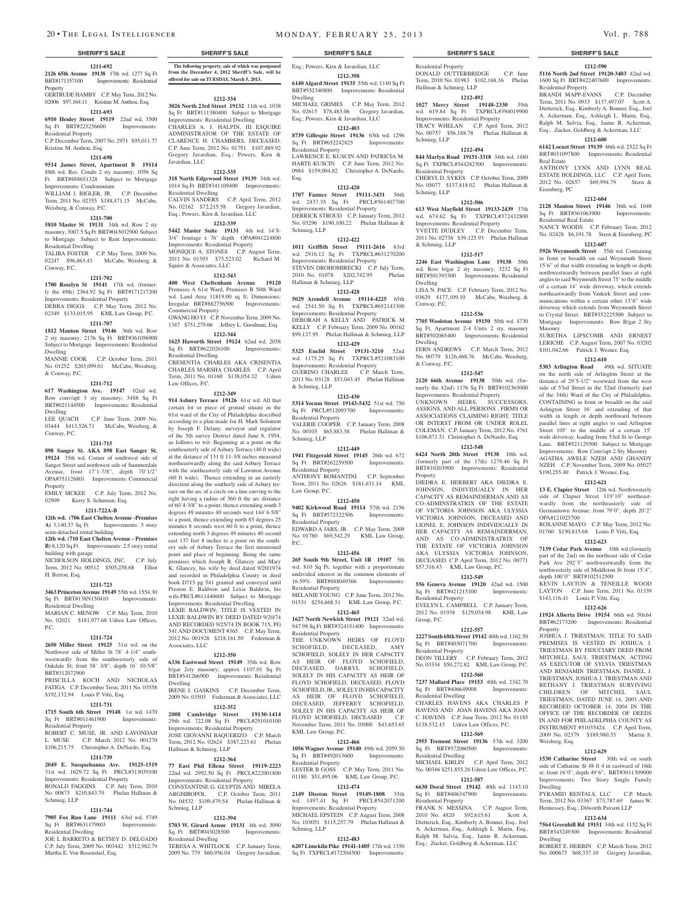**SHERIFF'S SALE**

**1211-692**

**2126 65th Avenue 19138** 17th wd. 1277 Sq Ft BRT#171357100 Improvements: Residential Property
GERTRUDE HAMBY C.P. May Term, 2012 No. 02006 $97,164.11 Kristine M. Anthou, Esq.

**1211-693**

**6910 Henley Street 19119** 22nd wd. 3500 Sq Ft BRT#223256600 Improvements: Residential Property
C.P. December Term, 2007 No. 2971 $95,011.77 Kristine M. Anthou, Esq.

**1211-698**

**9514 James Street, Apartment B 19114** 88th wd. Res. Condo 2 sty masonry; 1056 Sq Ft BRT#888651328 Subject to Mortgage Improvements: Condominium
WILLIAM J. BIGLER, JR. C.P. December Term, 2011 No. 02355 $188,471.15 McCabe, Weisberg, & Conway, P.C.

**1211-700**

**5810 Master St 19131** 34th wd. Row 2 sty masonry; 3007.5 Sq Ft BRT#043032900 Subject to Mortgage Subject to Rent Improvements: Residential Dwelling
TALIBA FOSTER C.P. May Term, 2009 No. 02247 $96,863.43 McCabe, Weisberg, & Conway, P.C.

**1211-702**

**1700 Roselyn St 19141** 17th wd. (formerly the 49th) 2364.92 Sq Ft BRT#171217200 Improvements: Residential Property
DEBRA DIGGS C.P. May Term, 2012 No. 02349 $133,015.95 KML Law Group, P.C.

**1211-707**

**1812 Manton Street 19146** 36th wd. Row 2 sty masonry; 2176 Sq Ft BRT#361056900 Subject to Mortgage Improvements: Residential Dwelling
MANNIE COOK C.P. October Term, 2011 No. 01252 $203,099.01 McCabe, Weisberg, & Conway, P.C.

**1211-712**

**617 Washington Ave. 19147** 02nd wd. Row conv/apt 3 sty masonry; 3488 Sq Ft BRT#021144500 Improvements: Residential Dwelling
LEE QUACH C.P. June Term, 2009 No. 03444 $413,526.71 McCabe, Weisberg, & Conway, P.C.

**1211-715**

**898 Sanger St. AKA 898 East Sanger St. 19124** 35th wd. Corner of southwest side of Sanger Street and northwest side of Summerdale Avenue, front 17'1-7/8", depth 70'1/2" OPA#351126801 Improvements: Commercial Property
EMILY MCKEE C.P. July Term, 2012 No. 02909 Kerry S. Schuman, Esq.

**1211-722A-B**

**12th wd. (706 East Chelten Avenue -Premises A)** 3,140.37 Sq Ft Improvements: 3 story semi-detached rental building
**12th wd. (710 East Chelten Avenue - Premises B)** 8,120 Sq Ft Improvements: 2.5 story rental building with garage
NICHOLSON HOLDINGS, INC. C.P. July Term, 2012 No. 00512 $505,258.68 Elliot H. Berton, Esq.

**1211-723**

**3463 Princeton Avenue 19149** 55th wd. 1554.30 Sq Ft BRT#138N150410 Improvements: Residential Dwelling
MARIAN C. MENOW C.P. May Term, 2010 No. 02021 $181,977.68 Udren Law Offices, P.C.

**1211-724**

**2650 Miller Street 19125** 31st wd. on the Northwest side of Miller St 78' 4-1/4" southwestwardly from the southwesterly side of Oakdale St; front 58' 3/8", depth 16' 10-5/8" BRT#312072900
PRISCILLA KOCH AND NICHOLAS FATIGA C.P. December Term, 2011 No. 03558 $192,132.94 Louis P. Vitti, Esq.

**1211-731**

**1715 South 6th Street 19148** 1st wd. 1470 Sq Ft BRT#011461900 Improvements: Residential Property
ROBERT C. MUSE, JR. AND LAVONDAH L. MUSE C.P. March 2012 No. 001270 $106,215.75 Christopher A. DeNardo, Esq.

**1211-739**

**2049 E. Susquehanna Ave. 19125-1519** 31st wd. 1629.72 Sq Ft PRCL#313039100 Improvements: Residential Property
RONALD FAGGINS C.P. July Term, 2010 No. 00873 $210,843.79 Phelan Hallinan & Schmieg, LLP

**1211-744**

**7905 Fox Run Lane 19111** 63rd wd. 5749 Sq Ft BRT#631179803 Improvements: Residential Dwelling
JOE L. BARRETO & BETSEY D. DELGADO C.P. July Term, 2009 No. 003442 $312,982.79 Martha E. Von Rosenstiel, Esq.

**The following property, sale of which was postponed from the December 4, 2012 Sheriff's Sale, will be offered for sale on TUESDAY, March 5, 2013.**

**1212-334**

**3026 North 23rd Street 19132** 11th wd. 1038 Sq Ft BRT#111380400 Subject to Mortgage Improvements: Residential Dwelling
CHARLES A. J. HALPIN, III ESQUIRE ADMINISTRATOR OF THE ESTATE OF CLARENCE H. CHAMBERS, DECEASED. C.P. June Term, 2012 No. 01791 $107,889.92 Gregory Javardian, Esq.; Powers, Kirn & Javardian, LLC

**1212-335**

**318 North Edgewood Street 19139** 34th wd. 1014 Sq Ft BRT#341109400 Improvements: Residential Dwelling
CALVIN SANDERS C.P. April Term, 2012 No. 02162 $72,215.58 Gregory Javardian, Esq.; Powers, Kirn & Javardian, LLC

**1212-339**

**5442 Master Suite 19131** 4th wd. 14'8-3/4" frontage x 76' depth OPA#041224800 Improvements: Residential Property
MONIQUE A. STONES C.P. August Term, 2011 No. 01393 $75,523.02 Richard M. Squire & Associates, LLC

**1212-343**

**400 West Cheltenham Avenue 19120** Premises A 61st Ward, Premises B 50th Ward wd. Land Area 11819.00 sq ft; Dimensions: Irregular BRT#882756500 Improvements: Commercial Property
GWANG HO YI C.P. November Term, 2009 No. 1347 $751,279.66 Jeffrey L. Goodman, Esq.

**1212-344**

**1625 Haworth Street 19124** 62nd wd. 2058 Sq Ft BRT#622026100 Improvements: Residential Dwelling
CRESENTIA CHARLES AKA CRISENTIA CHARLES MARSHA CHARLES C.P. April Term, 2011 No. 01160 $138,054.32 Udren Law Offices, P.C.

**1212-349**

**914 Asbury Terrace 19126** 61st wd. All that certain lot or piece of ground situate in the 61st ward of the City of Philadelphia described according to a plan made for H. Mark Solomon by Joseph F. Delany, surveyor and regulator of the 5th survey District dated June 8, 1954, as follows to wit: Beginning at a point on the southeasterly side of Asbury Terrace (40 ft wide) at the distance of 131 ft 11-3/8 inches measured northeastwardly along the said Asbury Terrace with the southeasterly side of Lawnton Avenue (60 ft wide). Thence extending in an easterly direction along the southerly side of Asbury terrace on the arc of a circle on a line curving to the right having a radius of 360 ft the arc distance of 60'4-3/8" to a point; thence extending south 3 degrees 49 minutes 40 seconds west 144'4-5/8" to a point, thence extending north 85 degrees 25 minutes 8 seconds west 60 ft to a point, thence extending north 3 degrees 49 minutes 40 second east 137 feet 8 inches to a point on the southery side of Asbury Terrace the first mentioned point and place of beginning. Being the same premises which Joseph R. Glancey and Mary K. Glancey, his wife by deed dated 9/20/1974 and recorded in Philadelphia County in deed book D715 pg 541 granted and conveyed until Preston E. Baldwin and Lexie Baldwin, his wife.PRCL#611440600 Subject to Mortgage Improvements: Residential Dwelling
LEXIE BALDWIN; TITLE IS VESTED IN LEXIE BALDWIN BY DEED DATED 9/20/74 AND RECORDED 9/25/74 IN BOOK 715, PG 541 AND DOCUMENT #365. C.P. May Term, 2012 No. 001928 $218,161.50 Federman & Associates, LLC

**1212-350**

**6336 Eastwood Street 19149** 35th wd. Row b/gar 2sty masonry; approx 1107.01 Sq Ft BRT#541266900 Improvements: Residential Dwelling
IRENE I. GASKINS C.P. December Term, 2009 No. 03503 Federman & Associates, LLC

**1212-352**

**2008 Cambridge Street 19130-1414** 29th wd. 722.08 Sq Ft PRCL#291010100 Improvements: Residential Property
JOSE GIOVANNI BAQUERIZO C.P. March Term, 2012 No. 02624 $387,223.61 Phelan Hallinan & Schmieg, LLP

**1212-364**

**77 East Phil Ellena Street 19119-2223** 22nd wd. 2992.50 Sq Ft PRCL#222001800 Improvements: Residential Property
CONSTANTINE G. GLYPTIS AND MIRELA ARGHIROPOL C.P. October Term, 2011 No. 04532 $109,479.54 Phelan Hallinan & Schmieg, LLP

**1212-394**

**5703 W. Girard Aenue 19131** 4th wd. 3090 Sq Ft BRT#043028500 Improvements: Residential Dwelling
TERESA A. WHITLOCK C.P. January Term, 2009 No. 779 $60,956.04 Gregory Javardian, Esq.; Powers, Kirn & Javardian, LLC

**1212-398**

**6140 Algard Street 19135** 55th wd. 1140 Sq Ft BRT#552340800 Improvements: Residential Dwelling
MICHAEL GRIMES C.P. May Term, 2012 No. 02615 $78,483.06 Gregory Javardian, Esq.; Powers, Kirn & Javardian, LLC

**1212-403**

**8739 Gillespie Street 19136** 65th wd. 1296 Sq Ft BRT#652242825 Improvements: Residential Property
LAWRENCE E. KUSCIN AND PATRICIA M. HARTE-KUSCIN C.P. June Term, 2012 No. 0984 $159,004.82 Christopher A. DeNardo, Esq.

**1212-420**

**1707 Faunce Street 19111-3431** 56th wd. 2437.35 Sq Ft PRCL#561407700 Improvements: Residential Property
DERRICK STROUD C.P. January Term, 2012 No. 03296 $190,100.22 Phelan Hallinan & Schmieg, LLP

**1212-422**

**1011 Griffith Street 19111-2616** 63rd wd. 2916.12 Sq Ft TXPRCL#631270200 Improvements: Residential Property
STEVEN DROHOMIRECKI C.P. July Term, 2010 No. 01078 $202,742.95 Phelan Hallinan & Schmieg, LLP

**1212-428**

**5029 Arendell Avenue 19114-4225** 65th wd. 2541.50 Sq Ft TXPRCL#652143300 Improvements: Residential Property
DEBORAH A KELLY AND PATRICK M KELLY C.P. February Term, 2009 No. 00162 $99,127.95 Phelan Hallinan & Schmieg, LLP

**1212-429**

**5325 Euclid Street 19131-3210** 52nd wd. 1175.25 Sq Ft TXPRCL#521083100 Improvements: Residential Property
GUERINO CHARLES C.P. March Term, 2011 No. 03128 $53,043.45 Phelan Hallinan & Schmieg, LLP

**1212-430**

**5314 Yocum Street 19143-5432** 51st wd. 750 Sq Ft PRCL#512093700 Improvements: Residential Property
VALERIE COOPER C.P. January Term, 2008 No. 00103 $65,883.58 Phelan Hallinan & Schmieg, LLP

**1212-449**

**1941 Fitzgerald Street 19145** 26th wd. 672 Sq Ft BRT#262259500 Improvements: Residential Property
ANTHONY ROMANTINI C.P. September Term, 2011 No. 02626 $181,631.14 KML Law Group, P.C.

**1212-450**

**9402 Kirkwood Road 19114** 57th wd. 2156 Sq Ft BRT#572322506 Improvements: Residential Property
EDWARD A JABS, JR. C.P. May Term, 2009 No. 01780 $69,542.29 KML Law Group, P.C..

**1212-456**

**265 South 9th Street, Unit 1R 19107** 5th wd. 810 Sq Ft, together with a proportionate undivided interest in the common elements of 16.59%. BRT#888049366 Improvements: Residential Property
MELANIE YOUNG C.P. June Term, 2012 No. 01531 $254,668.51 KML Law Group, P.C.

**1212-465**

**1627 North Newkirk Street 19121** 32nd wd. 947.98 Sq Ft BRT#324151400 Improvements: Residential Property
THE UNKNOWN HEIRS OF FLOYD SCHOFIELD, DECEASED, AMY SCHOFIELD, SOLELY IN HER CAPACITY AS HEIR OF FLOYD SCHOFIELD, DECEASED, DARRYL SCHOFIELD, SOLELY IN HIS CAPACITY AS HEIR OF FLOYD SCHOFIELD, DECEASED, FLOYD SCHOFIELD, JR., SOLELY IN HIS CAPACITY AS HEIR OF FLOYD SCHOFIELD, DECEASED, JEFFEREY SCHOFIELD, SOLELY IN HIS CAPACITY AS HEIR OF FLOYD SCHOFIELD, DECEASED C.P. November Term, 2011 No. 03000 $43,653.65 KML Law Group, P.C.

**1212-466**

**1056 Wagner Avenue 19140** 49th wd. 2059.50 Sq Ft BRT#492013600 Improvements: Residential Property
LESTER B GOSS C.P. May Term, 2011 No. 01180 $51,495.06 KML Law Group, P.C.

**1212-474**

**2149 Disston Street 19149-1808** 35th wd. 1497.41 Sq Ft PRCL#542071200 Improvements: Residential Property
MICHAEL EPSTEIN C.P. August Term, 2008 No. 103051 $115,257.79 Phelan Hallinan & Schmieg, LLP

**1212-483**

**6207 Limekiln Pike 19141-1405** 17th wd. 1350 Sq Ft TXPRCL#172304500 Improvements: Residential Property
DONALD OUTTERBRIDGE C.P. June Term, 2010 No. 01983 $102,168.36 Phelan Hallinan & Schmieg, LLP

**1212-492**

**1027 Mercy Street 19148-2330** 39th wd. 619.84 Sq Ft TXPRCL#394019900 Improvements: Residential Property
TRACY WHELAN C.P. April Term, 2012 No. 00757 $56,188.78 Phelan Hallinan & Schmieg, LLP

**1212-494**

**844 Marlyn Road 19151-3318** 34th wd. 1480 Sq Ft TXPRCL#344282300 Improvements: Residential Property
CHERYL D. SYKES C.P. October Term, 2009 No. 05077 $137,818.02 Phelan Hallinan & Schmieg, LLP

**1212-506**

**613 West Mayfield Street 19133-2439** 37th wd. 674.62 Sq Ft TXPRCL#372432800 Improvements: Residential Property
YVETTE DUDLEY C.P. December Term, 2011 No. 02738 $39,125.93 Phelan Hallinan & Schmieg, LLP

**1212-517**

**2246 East Washington Lane 19138** 50th wd. Row b/gar 2 sty masonry; 3232 Sq Ft BRT#501393300 Improvements: Residential Dwelling
LISA N. PACE C.P. February Term, 2012 No. 03629 $177,109.10 McCabe, Weisberg, & Conway, P.C.

**1212-536**

**7705 Woolston Avenue 19150** 50th wd. 4730 Sq Ft, Apartment 2-4 Units 2 sty, masonry BRT#502065400 Improvements: Residential Dwelling
FERN ANDREWS C.P. March Term, 2012 No. 00779 $126,468.76 McCabe, Weisberg, & Conway, P.C.

**1212-547**

**2120 66th Avenue 19138** 50th wd. (formerly the 42nd) 1176 Sq Ft BRT#102365000 Improvements: Residential Property
UNKNOWN HEIRS, SUCCESSORS, ASSIGNS, AND ALL PERSONS , FIRMS OR ASSOCIATIONS CLAIMING RIGHT, TITLE OR INTEREST FROM OR UNDER ROLEL COLEMAN. C.P. January Term, 2012 No. 4761 $106,871.51 Christopher A. DeNardo, Esq.

**1212-548**

**6424 North 20th Street 19138** 10th wd. (formerly part of the 17th) 1279.46 Sq Ft BRT#102039900 Improvements: Residential Property
DIEDRA E. HERBERT AKA DIEDRA E. JOHNSON, INDIVIDUALLY IN HER CAPACITY AS REMAINDERMAN AND AS CO-ADMINSTRATRIX OF THE ESTATE OF VICTORIA JOHNSON AKA ULYSSIA VICTORIA JOHNSON, DECEASED AND LIONEL E. JOHNSON INDIVIDUALLY IN HER CAPACITY AS REMAINDERMAN, AND AS CO-ADMINISTRATRIX OF THE ESTATE OF VICTORIA JOHNSON AKA ULYSSIA VICTORIA JOHNSON, DECEASED. C.P. April Term, 2012 No. 00771 $57,316.43 KML Law Group, P.C.

**1212-549**

**556 Geneva Avenue 19120** 42nd wd. 1500 Sq Ft BRT#421215100 Improvements: Residential Property
EVELYN L. CAMPBELL C.P. January Term, 2012 No. 01938 $129,034.98 KML Law Group, P.C.

**1212-557**

**2227 South 68th Street 19142** 40th wd. 1162.50 Sq Ft BRT#403071700 Improvements: Residential Property
DEON TILLERY C.P. February Term, 2012 No. 03334 $50,272.82 KML Law Group, P.C.

**1212-560**

**7237 Mallard Place 19153** 40th wd. 2342.70 Sq Ft BRT#406649008 Improvements: Residential Dwelling
CHARLES HAVENS AKA CHARLES P HAVENS AND JOAN HAVENS AKA JOAN C. HAVENS C.P. June Term, 2012 No. 01185 $138,532.43 Udren Law Offices, P.C.

**1212-569**

**2955 Tremont Street 19136** 57th wd. 3200 Sq Ft BRT#572060500 Improvements: Residential Dwelling
MICHAEL KIRLIN C.P. April Term, 2012 No. 00346 $251,855.26 Udren Law Offices, P.C.

**1212-587**

**6630 Doral Street 19142** 40th wd. 1143.10 Sq Ft BRT#406347900 Improvements: Residential Property
FRANK N. MESSINA C.P. August Term, 2010 No. 4820 $92,615.61 Scott A. Dietterick, Esq., Kimberly A. Bonner, Esq., Joel A. Ackerman, Esq., Ashleigh L. Marin, Esq., Ralph M. Salvia, Esq., Jaime R. Ackerman, Esq.; Zucker, Goldberg & Ackerman, LLC

**1212-590**

**5116 North 2nd Street 19120-3403** 42nd wd. 1600 Sq Ft BRT#422407600 Improvements: Residential Property
BRANDI MAPP-EVANS C.P. December Term, 2011 No. 0933 $137,497.07 Scott A. Dietterick, Esq., Kimberly A. Bonner, Esq., Joel A. Ackerman, Esq., Ashleigh L. Marin, Esq., Ralph M. Salvia, Esq., Jaime R. Ackerman, Esq.; Zucker, Goldberg & Ackerman, LLC

**1212-600**

**6142 Locust Street 19139** 46th wd. 2522 Sq Ft BRT#031097800 Improvements: Residential Real Estate
ANTHONY LYNN AND LYNN REAL ESTATE HOLDINGS, LLC C.P. April Term, 2012 No. 02657 $69,994.79 Stern & Eisenberg, PC

**1212-604**

**2128 Manton Street 19146** 36th wd. 1048 Sq Ft BRT#361063900 Improvements: Residential Real Estate
NANCY WOODS C.P. February Term, 2012 No. 02428 $6,191.78 Stern & Eisenberg, PC

**1212-607**

**5926 Weymouth Street** 35th wd. Containing in front or breadth on said Weymouth Street 15'6" of that width extending in length or depth northwestwardly between parallel lines at right angles to said Weymouth Street 75' to the middle of a certain 14' wide driveway, which extends northeastwardly from Vankirk Street and communications within a certain other 13'6" wide driveway which extends from Weymouth Street to Crystal Street. BRT#352225500 Subject to Mortgage Improvements: Row B/gar 2 Sty Masonry
SURETHA LIPSCOMB AND ERNEST LERICHE C.P. August Term, 2007 No. 03202 $101,042.66 Patrick J. Wesner, Esq.

**1212-610**

**5303 Arlington Road** 49th wd. SITUATE on the north side of Arlington Street at the distance of 29'5-1/2" westward from the west side of 53rd Street in the 52nd (formerly part of the 34th) Ward of the City of Philadelphia. CONTAINING in front or breadth on the said Arlington Street 16' and extending of that width in length or depth northward between parallel lines at right angles to said Arlington Street 105' to the middle of a certain 15' wide driveway, leading from 53rd St to George Lane. BRT#521129500 Subject to Mortgage Improvements: Row Conv/apt 2 Sty Masonry
AGATHA AWELE NZEH AND GHANDY NZEH C.P. November Term, 2009 No. 05027 $190,255.40 Patrick J. Wesner, Esq.

**1212-621**

**13 E. Clapier Street** 12th wd. Northwesterly side of Clapier Street 119'10" northeastwardly from the northeasterly side of Germantown Avenue; front 79'0", depth 20'2" OPA#121025700
ROXANNE MAYO C.P. May Term, 2012 No. 01760 $150,815.68 Louis P. Vitti, Esq.

**1212-623**

**7139 Cedar Park Avenue** 10th wd.(formerly part of the 2nd) on the northeast side of Cedar Park Ave 292'3" northwestwardly from the northwesterly side of Middleton St front 15'4", depth 100'0" BRT#102512500
KEVIN LAYTON & TENEILLE WOOD LAYTON C.P. June Term, 2011 No. 01339 $143,116.41 Louis P. Vitti, Esq.

**1212-626**

**11924 Alberta Drive 19154** 66th wd. 50x64 BRT#662173200 Improvements: Residential Property
JOSHUA J. TRIESTMAN; TITLE TO SAID PREMISES IS VESTED IN JOSHUA J. TRIESTMAN BY FIDUCIARY DEED FROM MITCHELL SAUL TRIESTMAN, ACTING AS EXECUTOR OF SYLVIA TRIESTMAN AND BENJAMIN TRIESTMAN, DANIEL J. TRIESTMAN, JOSHUA J. TRIESTMAN AND BETHANY J. TRIESTMAN SURVIVING CHILDREN OF MITCHEL SAUL TRIESTMAN, DATED JUNE 14, 2003 AND RECORDED OCTOBER 14, 2004 IN THE OFFICE OF THE RECORDER OF DEEDS IN AND FOR PHILADELPHIA COUNTY AS INSTRUMENT #51035424. C.P. April Term, 2009 No. 02379 $189,980.33 Martin S. Weisberg, Esq.

**1212-629**

**1530 Catharine Street** 30th wd. on south side of Catharine St 48 ft 4 in eastward of 16th st; front 16'0", depth 49'6"; BRT#3011309000 Improvements: Two Story Single Family Dwelling
PYRAMID RENTALS, LLC C.P. March Term, 2012 No. 03367 $73,787.69 James W. Hennessey, Esq.; Dilworth Paxson LLP

**1212-634**

**7564 Greenhill Rd 19151** 34th wd. 1152 Sq Ft BRT#343249300 Improvements: Residential Dwelling
ROBERT E. HERBIN C.P. March Term, 2012 No. 000673 $68,337.10 Gregory Javardian,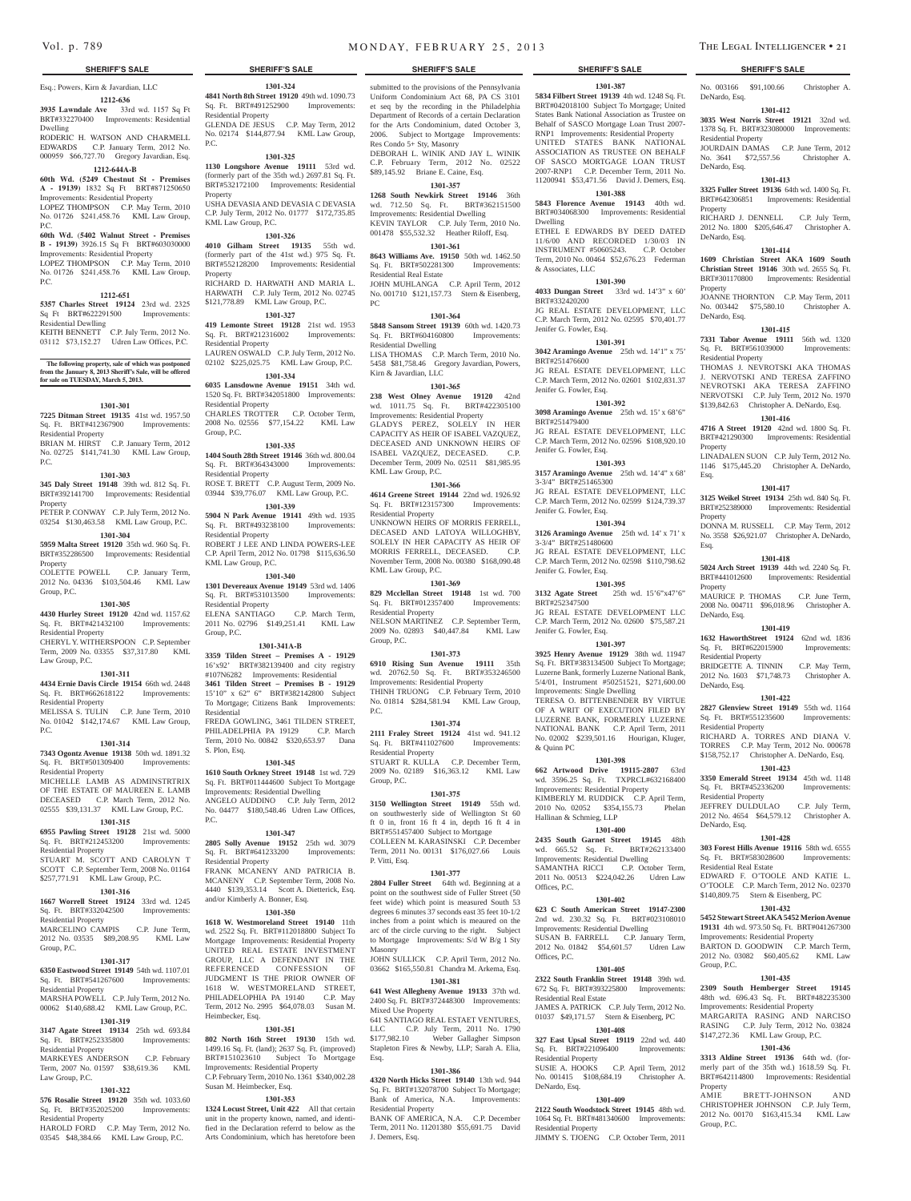SHERIFF'S SALE

Esq.; Powers, Kirn & Javardian, LLC

**1212-636**

**3935 Lawndale Ave** 33rd wd. 1157 Sq Ft BRT#332270400 Improvements: Residential Dwelling

RODERIC H. WATSON AND CHARMELL EDWARDS C.P. January Term, 2012 No. 000959 $66,727.70 Gregory Javardian, Esq.

**1212-644A-B**

**60th Wd. (5249 Chestnut St - Premises A - 19139)** 1832 Sq Ft BRT#871250650 Improvements: Residential Property

LOPEZ THOMPSON C.P. May Term, 2010 No. 01726 $241,458.76 KML Law Group, P.C.

**60th Wd. (5402 Walnut Street - Premises B - 19139)** 3926.15 Sq Ft BRT#603030000 Improvements: Residential Property

LOPEZ THOMPSON C.P. May Term, 2010 No. 01726 $241,458.76 KML Law Group, P.C.

**1212-651**

**5357 Charles Street 19124** 23rd wd. 2325 Sq Ft BRT#622291500 Improvements: Residential Dwelling

KEITH BENNETT C.P. July Term, 2012 No. 03112 $73,152.27 Udren Law Offices, P.C.

**The following property, sale of which was postponed from the January 8, 2013 Sheriff's Sale, will be offered for sale on TUESDAY, March 5, 2013.**

**1301-301**

**7225 Ditman Street 19135** 41st wd. 1957.50 Sq. Ft. BRT#412367900 Improvements: Residential Property

BRIAN M. HIRST C.P. January Term, 2012 No. 02725 $141,741.30 KML Law Group, P.C.

**1301-303**

**345 Daly Street 19148** 39th wd. 812 Sq. Ft. BRT#392141700 Improvements: Residential Property

PETER P. CONWAY C.P. July Term, 2010 No. 03254 $130,463.58 KML Law Group, P.C.

**1301-304**

**5959 Malta Street 19120** 35th wd. 960 Sq. Ft. BRT#352286500 Improvements: Residential Property

COLETTE POWELL C.P. January Term, 2012 No. 04336 $103,504.46 KML Law Group, P.C.

**1301-305**

**4430 Hurley Street 19120** 42nd wd. 1157.62 Sq. Ft. BRT#421432100 Improvements: Residential Property

CHERYL Y. WITHERSPOON C.P. September Term, 2009 No. 03355 $37,317.80 KML Law Group, P.C.

**1301-311**

**4434 Ernie Davis Circle 19154** 66th wd. 2448 Sq. Ft. BRT#662618122 Improvements: Residential Property

MELISSA S. TULIN C.P. June Term, 2010 No. 01042 $142,174.67 KML Law Group, P.C.

**1301-314**

**7343 Ogontz Avenue 19138** 50th wd. 1891.32 Sq. Ft. BRT#501309400 Improvements: Residential Property

MICHELLE LAMB AS ADMINSTRTRIX OF THE ESTATE OF MAUREEN E. LAMB DECEASED C.P. March Term, 2012 No. 02555 $39,131.37 KML Law Group, P.C.

**1301-315**

**6955 Pawling Street 19128** 21st wd. 5000 Sq. Ft. BRT#212453200 Improvements: Residential Property

STUART M. SCOTT AND CAROLYN T SCOTT C.P. September Term, 2008 No. 01164 $257,771.91 KML Law Group, P.C.

**1301-316**

**1667 Worrell Street 19124** 33rd wd. 1245 Sq. Ft. BRT#332042500 Improvements: Residential Property

MARCELINO CAMPIS C.P. June Term, 2012 No. 03535 $89,208.95 KML Law Group, P.C.

**1301-317**

**6350 Eastwood Street 19149** 54th wd. 1107.01 Sq. Ft. BRT#541267600 Improvements: Residential Property

MARSHA POWELL C.P. July Term, 2012 No. 00062 $140,688.42 KML Law Group, P.C.

**1301-319**

**3147 Agate Street 19134** 25th wd. 693.84 Sq. Ft. BRT#252335800 Improvements: Residential Property

MARKEYES ANDERSON C.P. February Term, 2007 No. 01597 $38,619.36 KML Law Group, P.C.

**1301-322**

**576 Rosalie Street 19120** 35th wd. 1033.60 Sq. Ft. BRT#352025200 Improvements: Residential Property

HAROLD FORD C.P. May Term, 2012 No. 03545 $48,384.66 KML Law Group, P.C.

**1301-324**

**4841 North 8th Street 19120** 49th wd. 1090.73 Sq. Ft. BRT#491252900 Improvements: Residential Property

GLENDA DE JESUS C.P. May Term, 2012 No. 02174 $144,877.94 KML Law Group, P.C.

**1301-325**

**1130 Longshore Avenue 19111** 53rd wd. (formerly part of the 35th wd.) 2697.81 Sq. Ft. BRT#532172100 Improvements: Residential Property

USHA DEVASIA AND DEVASIA C DEVASIA C.P. July Term, 2012 No. 01777 $172,735.85 KML Law Group, P.C.

**1301-326**

**4010 Gilham Street 19135** 55th wd. (formerly part of the 41st wd.) 975 Sq. Ft. BRT#552128200 Improvements: Residential Property

RICHARD D. HARWATH AND MARIA L. HARWATH C.P. July Term, 2012 No. 02745 $121,778.89 KML Law Group, P.C.

**1301-327**

**419 Lemonte Street 19128** 21st wd. 1953 Sq. Ft. BRT#212316002 Improvements: Residential Property

LAUREN OSWALD C.P. July Term, 2012 No. 02102 $225,025.75 KML Law Group, P.C.

**1301-334**

**6035 Lansdowne Avenue 19151** 34th wd. 1520 Sq. Ft. BRT#342051800 Improvements: Residential Property

CHARLES TROTTER C.P. October Term, 2008 No. 02556 $77,154.22 KML Law Group, P.C.

**1301-335**

**1404 South 28th Street 19146** 36th wd. 800.04 Sq. Ft. BRT#364343000 Improvements: Residential Property

ROSE T. BRETT C.P. August Term, 2009 No. 03944 $39,776.07 KML Law Group, P.C.

**1301-339**

**5904 N Park Avenue 19141** 49th wd. 1935 Sq. Ft. BRT#493238100 Improvements: Residential Property

ROBERT J LEE AND LINDA POWERS-LEE C.P. April Term, 2012 No. 01798 $115,636.50 KML Law Group, P.C.

**1301-340**

**1301 Devereaux Avenue 19149** 53rd wd. 1406 Sq. Ft. BRT#531013500 Improvements: Residential Property

ELENA SANTIAGO C.P. March Term, 2011 No. 02796 $149,251.41 KML Law Group, P.C.

**1301-341A-B**

**3359 Tilden Street – Premises A - 19129** 16'x92' BRT#382139400 and city registry #107N6282 Improvements: Residential

**3461 Tilden Street – Premises B - 19129** 15'10" x 62" 6" BRT#382142800 Subject To Mortgage; Citizens Bank Improvements: Residential

FREDA GOWLING, 3461 TILDEN STREET, PHILADELPHIA PA 19129 C.P. March Term, 2010 No. 00842 $320,653.97 Dana S. Plon, Esq.

**1301-345**

**1610 South Orkney Street 19148** 1st wd. 729 Sq. Ft. BRT#011444600 Subject To Mortgage Improvements: Residential Dwelling

ANGELO AUDDINO C.P. July Term, 2012 No. 04477 $180,548.46 Udren Law Offices, P.C.

**1301-347**

**2805 Solly Avenue 19152** 25th wd. 3079 Sq. Ft. BRT#641233200 Improvements: Residential Property

FRANK MCANENY AND PATRICIA B. MCANENY C.P. September Term, 2008 No. 4440 $139,353.14 Scott A. Dietterick, Esq. and/or Kimberly A. Bonner, Esq.

**1301-350**

**1618 W. Westmoreland Street 19140** 11th wd. 2522 Sq. Ft. BRT#112018800 Subject To Mortgage Improvements: Residential Property

UNITED REAL ESTATE INVESTMENT GROUP, LLC A DEFENDANT IN THE REFERENCED CONFESSION OF JUDGMENT IS THE PRIOR OWNER OF 1618 W. WESTMORELAND STREET, PHILADELPHIA PA 19140 C.P. May Term, 2012 No. 2995 $64,078.03 Susan M. Heimbecker, Esq.

**1301-351**

**802 North 16th Street 19130** 15th wd. 1499.16 Sq. Ft. (land); 2637 Sq. Ft. (improved) BRT#151023610 Subject To Mortgage Improvements: Residential Property

C.P. February Term, 2010 No. 1361 $340,002.28 Susan M. Heimbecker, Esq.

**1301-353**

**1324 Locust Street, Unit 422** All that certain unit in the property known, named, and identified in the Declaration referrd to below as the Arts Condominium, which has heretofore been submitted to the provisions of the Pennsylvania Uniform Condominium Act 68, PA CS 3101 et seq by the recording in the Philadelphia Department of Records of a certain Declaration for the Arts Condominium, dated October 3, 2006. Subject to Mortgage Improvements: Res Condo 5+ Sty, Masonry

DEBORAH L. WINIK AND JAY L. WINIK C.P. February Term, 2012 No. 02522 $89,145.92 Briane E. Caine, Esq.

**1301-357**

**1268 South Newkirk Street 19146** 36th wd. 712.50 Sq. Ft. BRT#362151000 Improvements: Residential Dwelling

KEVIN TAYLOR C.P. July Term, 2010 No. 001478 $55,532.32 Heather Riloff, Esq.

**1301-361**

**8643 Williams Ave. 19150** 50th wd. 1462.50 Sq. Ft. BRT#502281300 Improvements: Residential Real Estate

JOHN MUHLANGA C.P. April Term, 2012 No. 001710 $121,157.73 Stern & Eisenberg, PC

**1301-364**

**5848 Sansom Street 19139** 60th wd. 1420.73 Sq. Ft. BRT#604160800 Improvements: Residential Dwelling

LISA THOMAS C.P. March Term, 2010 No. 5458 $81,758.46 Gregory Javardian, Powers, Kirn & Javardian, LLC

**1301-365**

**238 West Olney Avenue 19120** 42nd wd. 1011.75 Sq. Ft. BRT#422305100 Improvements: Residential Property

GLADYS PEREZ, SOLELY IN HER CAPACITY AS HEIR OF ISABEL VAZQUEZ, DECEASED AND UNKNOWN HEIRS OF ISABEL VAZQUEZ, DECEASED. C.P. December Term, 2009 No. 02511 $81,985.95 KML Law Group, P.C.

**1301-366**

**4614 Greene Street 19144** 22nd wd. 1926.92 Sq. Ft. BRT#123157300 Improvements: Residential Property

UNKNOWN HEIRS OF MORRIS FERRELL, DECASED AND LATOYA WILLOGHBY, SOLELY IN HER CAPACITY AS HEIR OF MORRIS FERRELL, DECEASED. C.P. November Term, 2008 No. 00380 $168,090.48 KML Law Group, P.C.

**1301-369**

**829 Mcclellan Street 19148** 1st wd. 700 Sq. Ft. BRT#012357400 Improvements: Residential Property

NELSON MARTINEZ C.P. September Term, 2009 No. 02893 $40,447.84 KML Law Group, P.C.

**1301-373**

**6910 Rising Sun Avenue 19111** 35th wd. 20762.50 Sq. Ft. BRT#353246500 Improvements: Residential Property

THINH TRUONG C.P. February Term, 2010 No. 01814 $284,581.94 KML Law Group, P.C.

**1301-374**

**2111 Fraley Street 19124** 41st wd. 941.12 Sq. Ft. BRT#411027600 Improvements: Residential Property

STUART R. KULLA C.P. December Term, 2009 No. 02189 $16,363.12 KML Law Group, P.C.

**1301-375**

**3150 Wellington Street 19149** 55th wd. on southwesterly side of Wellington St 60 ft 0 in, front 16 ft 4 in, depth 16 ft 4 in BRT#551457400 Subject to Mortgage

COLLEEN M. KARASINSKI C.P. December Term, 2011 No. 00131 $176,027.66 Louis P. Vitti, Esq.

**1301-377**

**2804 Fuller Street** 64th wd. Beginning at a point on the southwest side of Fuller Street (50 feet wide) which point is measured South 53 degrees 6 minutes 37 seconds east 35 feet 10-1/2 inches from a point which is meaured on the arc of the circle curving to the right. Subject to Mortgage Improvements: S/d W B/g 1 Sty Masonry

JOHN SULLICK C.P. April Term, 2012 No. 03662 $165,550.81 Chandra M. Arkema, Esq.

**1301-381**

**641 West Allegheny Avenue 19133** 37th wd. 2400 Sq. Ft. BRT#372448300 Improvements: Mixed Use Property

641 SANTIAGO REAL ESTAET VENTURES, LLC C.P. July Term, 2011 No. 1790 $177,982.10 Weber Gallagher Simpson Stapleton Fires & Newby, LLP; Sarah A. Elia, Esq.

**1301-386**

**4320 North Hicks Street 19140** 13th wd. 944 Sq. Ft. BRT#132078700 Subject To Mortgage; Bank of America, N.A. Improvements: Residential Property

BANK OF AMERICA, N.A. C.P. December Term, 2011 No. 11201380 $55,691.75 David J. Demers, Esq.

**1301-387**

**5834 Filbert Street 19139** 4th wd. 1248 Sq. Ft. BRT#042018100 Subject To Mortgage; United States Bank National Association as Trustee on Behalf of SASCO Mortgage Loan Trust 2007-RNP1 Improvements: Residential Property

UNITED STATES BANK NATIONAL ASSOCIATION AS TRUSTEE ON BEHALF OF SASCO MORTGAGE LOAN TRUST 2007-RNP1 C.P. December Term, 2011 No. 11200941 $53,471.56 David J. Demers, Esq.

**1301-388**

**5843 Florence Avenue 19143** 40th wd. BRT#034068300 Improvements: Residential Dwelling

ETHEL E EDWARDS BY DEED DATED 11/6/00 AND RECORDED 1/30/03 IN INSTRUMENT #50605243. C.P. October Term, 2010 No. 00464 $52,676.23 Federman & Associates, LLC

**1301-390**

**4033 Dungan Street** 33rd wd. 14'3" x 60' BRT#332420200

JG REAL ESTATE DEVELOPMENT, LLC C.P. March Term, 2012 No. 02595 $70,401.77 Jenifer G. Fowler, Esq.

**1301-391**

**3042 Aramingo Avenue** 25th wd. 14'1" x 75' BRT#251476600

JG REAL ESTATE DEVELOPMENT, LLC C.P. March Term, 2012 No. 02601 $102,831.37 Jenifer G. Fowler, Esq.

**1301-392**

**3098 Aramingo Avenue** 25th wd. 15' x 68'6" BRT#251479400

JG REAL ESTATE DEVELOPMENT, LLC C.P. March Term, 2012 No. 02596 $108,920.10 Jenifer G. Fowler, Esq.

**1301-393**

**3157 Aramingo Avenue** 25th wd. 14'4" x 68' 3-3/4" BRT#251465300

JG REAL ESTATE DEVELOPMENT, LLC C.P. March Term, 2012 No. 02599 $124,739.37 Jenifer G. Fowler, Esq.

**1301-394**

**3126 Aramingo Avenue** 25th wd. 14' x 71' x 3-3/4" BRT#251480600

JG REAL ESTATE DEVELOPMENT, LLC C.P. March Term, 2012 No. 02598 $110,798.62 Jenifer G. Fowler, Esq.

**1301-395**

**3132 Agate Street** 25th wd. 15'6"x47'6" BRT#252347500

JG REAL ESTATE DEVELOPMENT LLC C.P. March Term, 2012 No. 02600 $75,587.21 Jenifer G. Fowler, Esq.

**1301-397**

**3925 Henry Avenue 19129** 38th wd. 11947 Sq. Ft. BRT#383134500 Subject To Mortgage; Luzerne Bank, formerly Luzerne National Bank, 5/4/01, Instrument #50251521, $271,600.00 Improvements: Single Dwelling

TERESA O. BITTENBENDER BY VIRTUE OF A WRIT OF EXECUTION FILED BY LUZERNE BANK, FORMERLY LUZERNE NATIONAL BANK C.P. April Term, 2011 No. 02002 $239,501.16 Hourigan, Kluger, & Quinn PC

**1301-398**

**662 Artwood Drive 19115-2807** 63rd wd. 3596.25 Sq. Ft. TXPRCL#632168400 Improvements: Residential Property

KIMBERLY M. RUDDICK C.P. April Term, 2010 No. 02052 $354,155.73 Phelan Hallinan & Schmieg, LLP

**1301-400**

**2435 South Garnet Street 19145** 48th wd. 665.52 Sq. Ft. BRT#262133400 Improvements: Residential Dwelling

SAMANTHA RICCI C.P. October Term, 2011 No. 00513 $224,042.26 Udren Law Offices, P.C.

**1301-402**

**623 C South American Street 19147-2300** 2nd wd. 230.32 Sq. Ft. BRT#023108010 Improvements: Residential Dwelling

SUSAN B. FARRELL C.P. January Term, 2012 No. 01842 $54,601.57 Udren Law Offices, P.C.

**1301-405**

**2322 South Franklin Street 19148** 39th wd. 672 Sq. Ft. BRT#393225800 Improvements: Residential Real Estate

JAMES A. PATRICK C.P. July Term, 2012 No. 01037 $49,171.57 Stern & Eisenberg, PC

**1301-408**

**327 East Upsal Street 19119** 22nd wd. 440 Sq. Ft. BRT#221096400 Improvements: Residential Property

SUSIE A. HOOKS C.P. April Term, 2012 No. 001415 $108,684.19 Christopher A. DeNardo, Esq.

**1301-409**

**2122 South Woodstock Street 19145** 48th wd. 1064 Sq. Ft. BRT#481340600 Improvements: Residential Property

JIMMY S. TJOENG C.P. October Term, 2011 No. 003166 $91,100.66 Christopher A. DeNardo, Esq.

**1301-412**

**3035 West Norris Street 19121** 32nd wd. 1378 Sq. Ft. BRT#323080000 Improvements: Residential Property

JOURDAIN DAMAS C.P. June Term, 2012 No. 3641 $72,557.56 Christopher A. DeNardo, Esq.

**1301-413**

**3325 Fuller Street 19136** 64th wd. 1400 Sq. Ft. BRT#642306851 Improvements: Residential Property

RICHARD J. DENNELL C.P. July Term, 2012 No. 1800 $205,646.47 Christopher A. DeNardo, Esq.

**1301-414**

**1609 Christian Street AKA 1609 South Christian Street 19146** 30th wd. 2655 Sq. Ft. BRT#301170800 Improvements: Residential Property

JOANNE THORNTON C.P. May Term, 2011 No. 003442 $75,580.10 Christopher A. DeNardo, Esq.

**1301-415**

**7331 Tabor Avenue 19111** 56th wd. 1320 Sq. Ft. BRT#561039000 Improvements: Residential Property

THOMAS J. NEVROTSKI AKA THOMAS J. NERVOTSKI AND TERESA ZAFFINO NEVROTSKI AKA TERESA ZAFFINO NERVOTSKI C.P. July Term, 2012 No. 1970 $139,842.63 Christopher A. DeNardo, Esq.

**1301-416**

**4716 A Street 19120** 42nd wd. 1800 Sq. Ft. BRT#421290300 Improvements: Residential Property

LINADALEN SUON C.P. July Term, 2012 No. 1146 $175,445.20 Christopher A. DeNardo, Esq.

**1301-417**

**3125 Weikel Street 19134** 25th wd. 840 Sq. Ft. BRT#252389000 Improvements: Residential Property

DONNA M. RUSSELL C.P. May Term, 2012 No. 3558 $26,921.07 Christopher A. DeNardo, Esq.

**1301-418**

**5024 Arch Street 19139** 44th wd. 2240 Sq. Ft. BRT#441012600 Improvements: Residential Property

MAURICE P. THOMAS C.P. June Term, 2008 No. 004711 $96,018.96 Christopher A. DeNardo, Esq.

**1301-419**

**1632 HaworthStreet 19124** 62nd wd. 1836 Sq. Ft. BRT#622015900 Improvements: Residential Property

BRIDGETTE A. TINNIN C.P. May Term, 2012 No. 1603 $71,748.73 Christopher A. DeNardo, Esq.

**1301-422**

**2827 Glenview Street 19149** 55th wd. 1164 Sq. Ft. BRT#551235600 Improvements: Residential Property

RICHARD A. TORRES AND DIANA V. TORRES C.P. May Term, 2012 No. 000678 $158,752.17 Christopher A. DeNardo, Esq.

**1301-423**

**3350 Emerald Street 19134** 45th wd. 1148 Sq. Ft. BRT#452336200 Improvements: Residential Property

JEFFREY DULDULAO C.P. July Term, 2012 No. 4654 $64,579.12 Christopher A. DeNardo, Esq.

**1301-428**

**303 Forest Hills Avenue 19116** 58th wd. 6555 Sq. Ft. BRT#583028600 Improvements: Residential Real Estate

EDWARD F. O'TOOLE AND KATIE L. O'TOOLE C.P. March Term, 2012 No. 02370 $140,809.75 Stern & Eisenberg, PC

**1301-432**

**5452 Stewart Street AKA 5452 Merion Avenue 19131** 4th wd. 973.50 Sq. Ft. BRT#041267300 Improvements: Residential Property

BARTON D. GOODWIN C.P. March Term, 2012 No. 03082 $60,405.62 KML Law Group, P.C.

**1301-435**

**2309 South Hemberger Street 19145** 48th wd. 696.43 Sq. Ft. BRT#482235300 Improvements: Residential Property

MARGARITA RASING AND NARCISO RASING C.P. July Term, 2012 No. 03824 $147,272.36 KML Law Group, P.C.

**1301-436**

**3313 Aldine Street 19136** 64th wd. (formerly part of the 35th wd.) 1618.59 Sq. Ft. BRT#642114800 Improvements: Residential Property

AMIE BRETT-JOHNSON AND CHRISTOPHER JOHNSON C.P. July Term, 2012 No. 00170 $163,415.34 KML Law Group, P.C.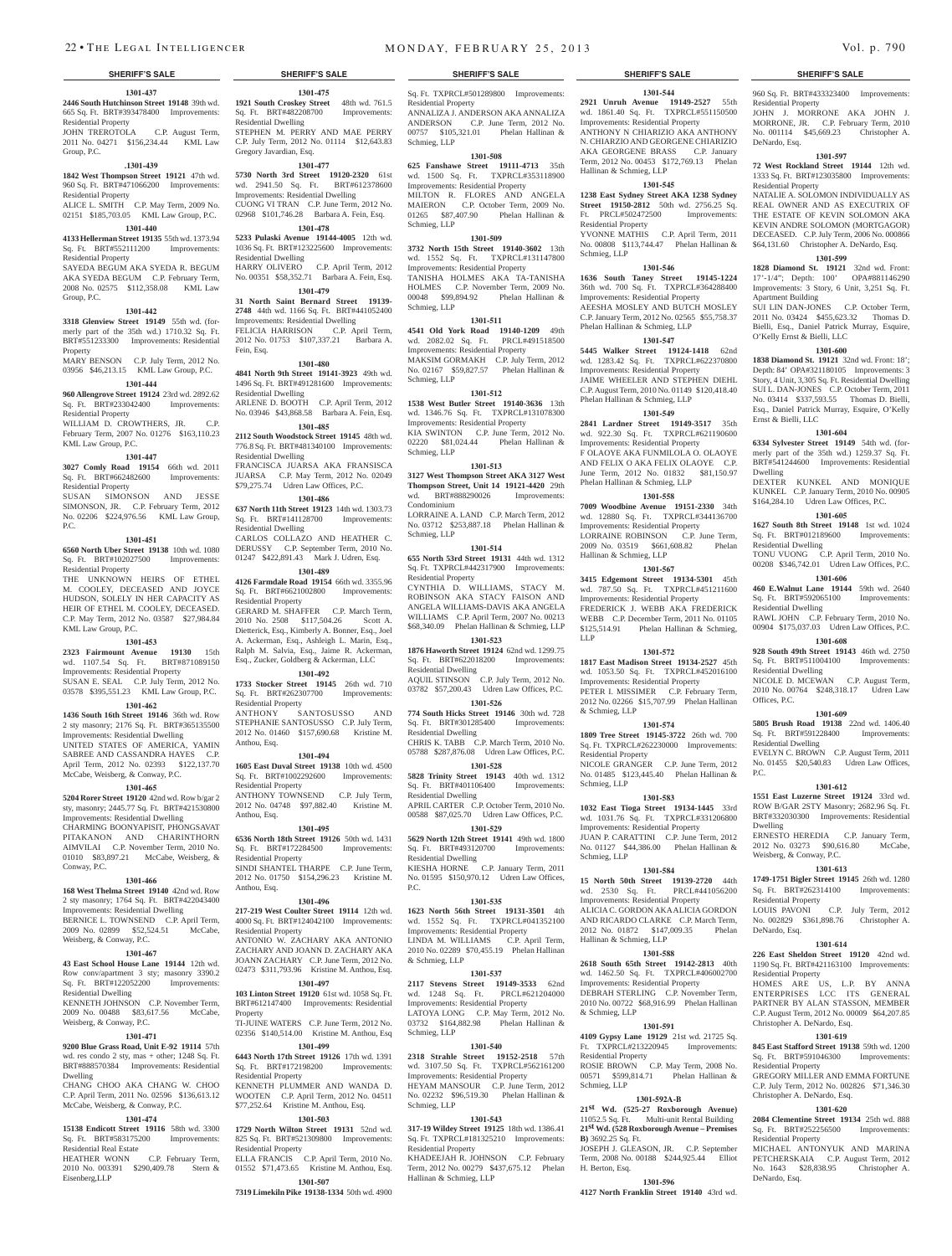## SHERIFF'S SALE

**1301-437**

**2446 South Hutchinson Street 19148** 39th wd. 665 Sq. Ft. BRT#393478400 Improvements: Residential Property
JOHN TREROTOLA C.P. August Term, 2011 No. 04271 $156,234.44 KML Law Group, P.C.

**1301-439**

**1842 West Thompson Street 19121** 47th wd. 960 Sq. Ft. BRT#471066200 Improvements: Residential Property
ALICE L. SMITH C.P. May Term, 2009 No. 02151 $185,703.05 KML Law Group, P.C.

**1301-440**

**4133 Hellerman Street 19135** 55th wd. 1373.94 Sq. Ft. BRT#552111200 Improvements: Residential Property
SAYEDA BEGUM AKA SYEDA R. BEGUM AKA SYEDA BEGUM C.P. February Term, 2008 No. 02575 $112,358.08 KML Law Group, P.C.

**1301-442**

**3318 Glenview Street 19149** 55th wd. (formerly part of the 35th wd.) 1710.32 Sq. Ft. BRT#551233300 Improvements: Residential Property
MARY BENSON C.P. July Term, 2012 No. 03956 $46,213.15 KML Law Group, P.C.

**1301-444**

**960 Allengrove Street 19124** 23rd wd. 2892.62 Sq. Ft. BRT#233042400 Improvements: Residential Property
WILLIAM D. CROWTHERS, JR. C.P. February Term, 2007 No. 01276 $163,110.23 KML Law Group, P.C.

**1301-447**

**3027 Comly Road 19154** 66th wd. 2011 Sq. Ft. BRT#662482600 Improvements: Residential Property
SUSAN SIMONSON AND JESSE SIMONSON, JR. C.P. February Term, 2012 No. 02206 $224,976.56 KML Law Group, P.C.

**1301-451**

**6560 North Uber Street 19138** 10th wd. 1080 Sq. Ft. BRT#102027500 Improvements: Residential Property
THE UNKNOWN HEIRS OF ETHEL M. COOLEY, DECEASED AND JOYCE HUDSON, SOLELY IN HER CAPACITY AS HEIR OF ETHEL M. COOLEY, DECEASED. C.P. May Term, 2012 No. 03587 $27,984.84 KML Law Group, P.C.

**1301-453**

**2323 Fairmount Avenue 19130** 15th wd. 1107.54 Sq. Ft. BRT#871089150 Improvements: Residential Property
SUSAN E. SEAL C.P. July Term, 2012 No. 03578 $395,551.23 KML Law Group, P.C.

**1301-462**

**1436 South 16th Street 19146** 36th wd. Row 2 sty masonry; 2176 Sq. Ft. BRT#365135500 Improvements: Residential Dwelling
UNITED STATES OF AMERICA, YAMIN SABREE AND CASSANDRA HAYES C.P. April Term, 2012 No. 02393 $122,137.70 McCabe, Weisberg, & Conway, P.C.

**1301-465**

**5204 Rorer Street 19120** 42nd wd. Row b/gar 2 sty, masonry; 2445.77 Sq. Ft. BRT#421530800 Improvements: Residential Dwelling
CHARMING BOONYAPISIT, PHONGSAVAT PITAKANON AND CHARINTHORN AIMVILAI C.P. November Term, 2010 No. 01010 $83,897.21 McCabe, Weisberg, & Conway, P.C.

**1301-466**

**168 West Thelma Street 19140** 42nd wd. Row 2 sty masonry; 1764 Sq. Ft. BRT#422043400 Improvements: Residential Dwelling
BERNICE L. TOWNSEND C.P. April Term, 2009 No. 02899 $52,524.51 McCabe, Weisberg, & Conway, P.C.

**1301-467**

**43 East School House Lane 19144** 12th wd. Row conv/apartment 3 sty; masonry 3390.2 Sq. Ft. BRT#122052200 Improvements: Residential Dwelling
KENNETH JOHNSON C.P. November Term, 2009 No. 00488 $83,617.56 McCabe, Weisberg, & Conway, P.C.

**1301-471**

**9200 Blue Grass Road, Unit E-92 19114** 57th wd. res condo 2 sty, mas + other; 1248 Sq. Ft. BRT#888570384 Improvements: Residential Dwelling
CHANG CHOO AKA CHANG W. CHOO C.P. April Term, 2011 No. 02596 $136,613.12 McCabe, Weisberg, & Conway, P.C.

**1301-474**

**15138 Endicott Street 19116** 58th wd. 3300 Sq. Ft. BRT#583175200 Improvements: Residential Real Estate
HEATHER WONN C.P. February Term, 2010 No. 003391 $290,409.78 Stern & Eisenberg,LLP

**1301-475**

**1921 South Croskey Street** 48th wd. 761.5 Sq. Ft. BRT#482208700 Improvements: Residential Dwelling
STEPHEN M. PERRY AND MAE PERRY C.P. July Term, 2012 No. 01114 $12,643.83 Gregory Javardian, Esq.

**1301-477**

**5730 North 3rd Street 19120-2320** 61st wd. 2941.50 Sq. Ft. BRT#612378600 Improvements: Residential Dwelling
CUONG VI TRAN C.P. June Term, 2012 No. 02968 $101,746.28 Barbara A. Fein, Esq.

**1301-478**

**5233 Pulaski Avenue 19144-4005** 12th wd. 1036 Sq. Ft. BRT#123225600 Improvements: Residential Dwelling
HARRY OLIVERO C.P. April Term, 2012 No. 00351 $58,352.71 Barbara A. Fein, Esq.

**1301-479**

**31 North Saint Bernard Street 19139-2748** 44th wd. 1166 Sq. Ft. BRT#441052400 Improvements: Residential Dwelling
FELICIA HARRISON C.P. April Term, 2012 No. 01753 $107,337.21 Barbara A. Fein, Esq.

**1301-480**

**4841 North 9th Street 19141-3923** 49th wd. 1496 Sq. Ft. BRT#491281600 Improvements: Residential Dwelling
ARLENE D. BOOTH C.P. April Term, 2012 No. 03946 $43,868.58 Barbara A. Fein, Esq.

**1301-485**

**2112 South Woodstock Street 19145** 48th wd. 776.8 Sq. Ft. BRT#481340100 Improvements: Residential Dwelling
FRANCISCA JUARSA AKA FRANSISCA JUARSA C.P. May Term, 2012 No. 02049 $79,275.74 Udren Law Offices, P.C.

**1301-486**

**637 North 11th Street 19123** 14th wd. 1303.73 Sq. Ft. BRT#141128700 Improvements: Residential Dwelling
CARLOS COLLAZO AND HEATHER C. DERUSSY C.P. September Term, 2010 No. 01247 $422,891.43 Mark J. Udren, Esq.

**1301-489**

**4126 Farmdale Road 19154** 66th wd. 3355.96 Sq. Ft. BRT#6621002800 Improvements: Residential Property
GERARD M. SHAFFER C.P. March Term, 2010 No. 2508 $117,504.26 Scott A. Dietterick, Esq., Kimberly A. Bonner, Esq., Joel A. Ackerman, Esq., Ashleigh L. Marin, Esq., Ralph M. Salvia, Esq., Jaime R. Ackerman, Esq., Zucker, Goldberg & Ackerman, LLC

**1301-492**

**1733 Stocker Street 19145** 26th wd. 710 Sq. Ft. BRT#262307700 Improvements: Residential Property
ANTHONY SANTOSUSSO AND STEPHANIE SANTOSUSSO C.P. July Term, 2012 No. 01460 $157,690.68 Kristine M. Anthou, Esq.

**1301-494**

**1605 East Duval Street 19138** 10th wd. 4500 Sq. Ft. BRT#1002292600 Improvements: Residential Property
ANTHONY TOWNSEND C.P. July Term, 2012 No. 04748 $97,882.40 Kristine M. Anthou, Esq.

**1301-495**

**6536 North 18th Street 19126** 50th wd. 1431 Sq. Ft. BRT#172284500 Improvements: Residential Property
SINDI SHANTEL THARPE C.P. June Term, 2012 No. 01750 $154,296.23 Kristine M. Anthou, Esq.

**1301-496**

**217-219 West Coulter Street 19114** 12th wd. 4000 Sq. Ft. BRT#124042100 Improvements: Residential Property
ANTONIO W. ZACHARY AKA ANTONIO ZACHARY AND JOANN D. ZACHARY AKA JOANN ZACHARY C.P. June Term, 2012 No. 02473 $311,793.96 Kristine M. Anthou, Esq.

**1301-497**

**103 Linton Street 19120** 61st wd. 1058 Sq. Ft. BRT#612147400 Improvements: Residential Property
TI-JUINE WATERS C.P. June Term, 2012 No. 02356 $140,514.00 Kristine M. Anthou, Esq

**1301-499**

**6443 North 17th Street 19126** 17th wd. 1391 Sq. Ft. BRT#172198200 Improvements: Residential Property
KENNETH PLUMMER AND WANDA D. WOOTEN C.P. April Term, 2012 No. 04511 $77,252.64 Kristine M. Anthou, Esq.

**1301-503**

**1729 North Wilton Street 19131** 52nd wd. 825 Sq. Ft. BRT#521309800 Improvements: Residential Property
ELLA FRANCIS C.P. April Term, 2010 No. 01552 $71,473.65 Kristine M. Anthou, Esq.

**1301-507**

**7319 Limekiln Pike 19138-1334** 50th wd. 4900 Sq. Ft. TXPRCL#501289800 Improvements: Residential Property
ANNALIZA J. ANDERSON AKA ANNALIZA ANDERSON C.P. June Term, 2012 No. 00757 $105,321.01 Phelan Hallinan & Schmieg, LLP

**1301-508**

**625 Fanshawe Street 19111-4713** 35th wd. 1500 Sq. Ft. TXPRCL#353118900 Improvements: Residential Property
MILTON R. FLORES AND ANGELA MAIERON C.P. October Term, 2009 No. 01265 $87,407.90 Phelan Hallinan & Schmieg, LLP

**1301-509**

**3732 North 15th Street 19140-3602** 13th wd. 1552 Sq. Ft. TXPRCL#131147800 Improvements: Residential Property
TANISHA HOLMES AKA TA-TANISHA HOLMES C.P. November Term, 2009 No. 00048 $99,894.92 Phelan Hallinan & Schmieg, LLP

**1301-511**

**4541 Old York Road 19140-1209** 49th wd. 2082.02 Sq. Ft. PRCL#491518500 Improvements: Residential Property
MAKSIM GORMAKH C.P. July Term, 2012 No. 02167 $59,827.57 Phelan Hallinan & Schmieg, LLP

**1301-512**

**1538 West Butler Street 19140-3636** 13th wd. 1346.76 Sq. Ft. TXPRCL#131078300 Improvements: Residential Property
KIA SWINTON C.P. June Term, 2012 No. 02220 $81,024.44 Phelan Hallinan & Schmieg, LLP

**1301-513**

**3127 West Thompson Street AKA 3127 West Thompson Street, Unit 14 19121-4420** 29th wd. BRT#888290026 Improvements: Condominium
LORRAINE A. LAND C.P. March Term, 2012 No. 03712 $253,887.18 Phelan Hallinan & Schmieg, LLP

**1301-514**

**655 North 53rd Street 19131** 44th wd. 1312 Sq. Ft. TXPRCL#442317900 Improvements: Residential Property
CYNTHIA D. WILLIAMS, STACY M. ROBINSON AKA STACY FAISON AND ANGELA WILLIAMS-DAVIS AKA ANGELA WILLIAMS C.P. April Term, 2007 No. 00213 $68,340.09 Phelan Hallinan & Schmieg, LLP

**1301-523**

**1876 Haworth Street 19124** 62nd wd. 1299.75 Sq. Ft. BRT#622018200 Improvements: Residential Dwelling
AQUIL STINSON C.P. July Term, 2012 No. 03782 $57,200.43 Udren Law Offices, P.C.

**1301-526**

**774 South Hicks Street 19146** 30th wd. 728 Sq. Ft. BRT#301285400 Improvements: Residential Dwelling
CHRIS K. TABB C.P. March Term, 2010 No. 05788 $287,876.08 Udren Law Offices, P.C.

**1301-528**

**5828 Trinity Street 19143** 40th wd. 1312 Sq. Ft. BRT#401106400 Improvements: Residential Dwelling
APRIL CARTER C.P. October Term, 2010 No. 00588 $87,025.70 Udren Law Offices, P.C.

**1301-529**

**5629 North 12th Street 19141** 49th wd. 1800 Sq. Ft. BRT#493120700 Improvements: Residential Dwelling
KIESHA HORNE C.P. January Term, 2011 No. 01595 $150,970.12 Udren Law Offices, P.C.

**1301-535**

**1623 North 56th Street 19131-3501** 4th wd. 1552 Sq. Ft. TXPRCL#041352100 Improvements: Residential Property
LINDA M. WILLIAMS C.P. April Term, 2010 No. 02289 $70,455.19 Phelan Hallinan & Schmieg, LLP

**1301-537**

**2117 Stevens Street 19149-3533** 62nd wd. 1248 Sq. Ft. PRCL#621204000 Improvements: Residential Property
LATOYA LONG C.P. May Term, 2012 No. 03732 $164,882.98 Phelan Hallinan & Schmieg, LLP

**1301-540**

**2318 Strahle Street 19152-2518** 57th wd. 3107.50 Sq. Ft. TXPRCL#562161200 Improvements: Residential Property
HEYAM MANSOUR C.P. June Term, 2012 No. 02232 $96,519.30 Phelan Hallinan & Schmieg, LLP

**1301-543**

**317-19 Wildey Street 19125** 18th wd. 1386.41 Sq. Ft. TXPRCL#181325210 Improvements: Residential Property
KHADEEJAH R. JOHNSON C.P. February Term, 2012 No. 00279 $437,675.12 Phelan Hallinan & Schmieg, LLP

**1301-544**

**2921 Unruh Avenue 19149-2527** 55th wd. 1861.40 Sq. Ft. TXPRCL#551150500 Improvements: Residential Property
ANTHONY N CHIARIZIO AKA ANTHONY N. CHIARZIO AND GEORGENE CHIARIZIO AKA GEORGENE BRASS C.P. January Term, 2012 No. 00453 $172,769.13 Phelan Hallinan & Schmieg, LLP

**1301-545**

**1238 East Sydney Street AKA 1238 Sydney Street 19150-2812** 50th wd. 2756.25 Sq. Ft. PRCL#502472500 Improvements: Residential Property
YVONNE MATHIS C.P. April Term, 2011 No. 00808 $113,744.47 Phelan Hallinan & Schmieg, LLP

**1301-546**

**1636 South Taney Street 19145-1224** 36th wd. 700 Sq. Ft. TXPRCL#364288400 Improvements: Residential Property
AEESHA MOSLEY AND BUTCH MOSLEY C.P. January Term, 2012 No. 02565 $55,758.37 Phelan Hallinan & Schmieg, LLP

**1301-547**

**5445 Walker Street 19124-1418** 62nd wd. 1283.42 Sq. Ft. TXPRCL#622370800 Improvements: Residential Property
JAIME WHEELER AND STEPHEN DIEHL C.P. August Term, 2010 No. 01149 $120,418.40 Phelan Hallinan & Schmieg, LLP

**1301-549**

**2841 Lardner Street 19149-3517** 35th wd. 922.30 Sq. Ft. TXPRCL#621190600 Improvements: Residential Property
F OLAOYE AKA FUNMILOLA O. OLAOYE AND FELIX O AKA FELIX OLAOYE C.P. June Term, 2012 No. 01832 $81,150.97 Phelan Hallinan & Schmieg, LLP

**1301-558**

**7009 Woodbine Avenue 19151-2330** 34th wd. 12880 Sq. Ft. TXPRCL#344136700 Improvements: Residential Property
LORRAINE ROBINSON C.P. June Term, 2009 No. 03519 $661,608.82 Phelan Hallinan & Schmieg, LLP

**1301-567**

**3415 Edgemont Street 19134-5301** 45th wd. 787.50 Sq. Ft. TXPRCL#451211600 Improvements: Residential Property
FREDERICK J. WEBB AKA FREDERICK WEBB C.P. December Term, 2011 No. 01105 $125,514.91 Phelan Hallinan & Schmieg, LLP

**1301-572**

**1817 East Madison Street 19134-2527** 45th wd. 1053.50 Sq. Ft. TXPRCL#452016100 Improvements: Residential Property
PETER I. MISSIMER C.P. February Term, 2012 No. 02266 $15,707.99 Phelan Hallinan & Schmieg, LLP

**1301-574**

**1809 Tree Street 19145-3722** 26th wd. 700 Sq. Ft. TXPRCL#262230000 Improvements: Residential Property
NICOLE GRANGER C.P. June Term, 2012 No. 01485 $123,445.40 Phelan Hallinan & Schmieg, LLP

**1301-583**

**1032 East Tioga Street 19134-1445** 33rd wd. 1031.76 Sq. Ft. TXPRCL#331206800 Improvements: Residential Property
JUAN P. CARATTINI C.P. June Term, 2012 No. 01127 $44,386.00 Phelan Hallinan & Schmieg, LLP

**1301-584**

**15 North 50th Street 19139-2720** 44th wd. 2530 Sq. Ft. PRCL#441056200 Improvements: Residential Property
ALICIA C. GORDON AKA ALICIA GORDON AND RICARDO CLARKE C.P. March Term, 2012 No. 01872 $147,009.35 Phelan Hallinan & Schmieg, LLP

**1301-588**

**2618 South 65th Street 19142-2813** 40th wd. 1462.50 Sq. Ft. TXPRCL#406002700 Improvements: Residential Property
DEBRAH STERLING C.P. November Term, 2010 No. 00722 $68,916.99 Phelan Hallinan & Schmieg, LLP

**1301-591**

**4109 Gypsy Lane 19129** 21st wd. 21725 Sq. Ft. TXPRCL#213220945 Improvements: Residential Property
ROSIE BROWN C.P. May Term, 2008 No. 00571 $599,814.71 Phelan Hallinan & Schmieg, LLP

**1301-592A-B**

**21st Wd. (525-27 Roxborough Avenue)** 11052.5 Sq. Ft. Multi-unit Rental Building **21st Wd. (528 Roxborough Avenue – Premises B)** 3692.25 Sq. Ft.
JOSEPH J. GLEASON, JR. C.P. September Term, 2008 No. 00188 $244,925.44 Elliot H. Berton, Esq.

**1301-596**

**4127 North Franklin Street 19140** 43rd wd. 960 Sq. Ft. BRT#433323400 Improvements: Residential Property
JOHN J. MORRONE AKA JOHN J. MORRONE, JR. C.P. February Term, 2010 No. 001114 $45,669.23 Christopher A. DeNardo, Esq.

**1301-597**

**72 West Rockland Street 19144** 12th wd. 1333 Sq. Ft. BRT#123035800 Improvements: Residential Property
NATALIE A. SOLOMON INDIVIDUALLY AS REAL OWNER AND AS EXECUTRIX OF THE ESTATE OF KEVIN SOLOMON AKA KEVIN ANDRE SOLOMON (MORTGAGOR) DECEASED. C.P. July Term, 2006 No. 000866 $64,131.60 Christopher A. DeNardo, Esq.

**1301-599**

**1828 Diamond St. 19121** 32nd wd. Front: 17'-1/4"; Depth: 100' OPA#881146290 Improvements: 3 Story, 6 Unit, 3,251 Sq. Ft. Apartment Building
SUI LIN DAN-JONES C.P. October Term, 2011 No. 03424 $455,623.32 Thomas D. Bielli, Esq., Daniel Patrick Murray, Esquire, O'Kelly Ernst & Bielli, LLC

**1301-600**

**1838 Diamond St. 19121** 32nd wd. Front: 18'; Depth: 84' OPA#321180105 Improvements: 3 Story, 4 Unit, 3,305 Sq. Ft. Residential Dwelling
SUI L. DAN-JONES C.P. October Term, 2011 No. 03414 $337,593.55 Thomas D. Bielli, Esq., Daniel Patrick Murray, Esquire, O'Kelly Ernst & Bielli, LLC

**1301-604**

**6334 Sylvester Street 19149** 54th wd. (formerly part of the 35th wd.) 1259.37 Sq. Ft. BRT#541244600 Improvements: Residential Dwelling
DEXTER KUNKEL AND MONIQUE KUNKEL C.P. January Term, 2010 No. 00905 $164,284.10 Udren Law Offices, P.C.

**1301-605**

**1627 South 8th Street 19148** 1st wd. 1024 Sq. Ft. BRT#012189600 Improvements: Residential Dwelling
TONU VUONG C.P. April Term, 2010 No. 00208 $346,742.01 Udren Law Offices, P.C.

**1301-606**

**460 E.Walnut Lane 19144** 59th wd. 2640 Sq. Ft. BRT#592065100 Improvements: Residential Dwelling
RAWL JOHN C.P. February Term, 2010 No. 00904 $175,037.03 Udren Law Offices, P.C.

**1301-608**

**928 South 49th Street 19143** 46th wd. 2750 Sq. Ft. BRT#511004100 Improvements: Residential Dwelling
NICOLE D. MCEWAN C.P. August Term, 2010 No. 00764 $248,318.17 Udren Law Offices, P.C.

**1301-609**

**5805 Brush Road 19138** 22nd wd. 1406.40 Sq. Ft. BRT#591228400 Improvements: Residential Dwelling
EVELYN C. BROWN C.P. August Term, 2011 No. 01455 $20,540.83 Udren Law Offices, P.C.

**1301-612**

**1551 East Luzerne Street 19124** 33rd wd. ROW B/GAR 2STY Masonry; 2682.96 Sq. Ft. BRT#332030300 Improvements: Residential Dwelling
ERNESTO HEREDIA C.P. January Term, 2012 No. 03273 $90,616.80 McCabe, Weisberg, & Conway, P.C.

**1301-613**

**1749-1751 Bigler Street 19145** 26th wd. 1280 Sq. Ft. BRT#262314100 Improvements: Residential Property
LOUIS PAVONI C.P. July Term, 2012 No. 002829 $361,898.76 Christopher A. DeNardo, Esq.

**1301-614**

**226 East Sheldon Street 19120** 42nd wd. 1190 Sq. Ft. BRT#421163100 Improvements: Residential Property
HOMES ARE US, L.P. BY ANNA ENTERPRISES LCC ITS GENERAL PARTNER BY ALAN STASSON, MEMBER C.P. August Term, 2012 No. 00009 $64,207.85 Christopher A. DeNardo, Esq.

**1301-619**

**845 East Stafford Street 19138** 59th wd. 1200 Sq. Ft. BRT#591046300 Improvements: Residential Property
GREGORY MILLER AND EMMA FORTUNE C.P. July Term, 2012 No. 002826 $71,346.30 Christopher A. DeNardo, Esq.

**1301-620**

**2084 Clementine Street 19134** 25th wd. 888 Sq. Ft. BRT#252256500 Improvements: Residential Property
MICHAEL ANTONYUK AND MARINA PETCHERSKAIA C.P. August Term, 2012 No. 1643 $28,838.95 Christopher A. DeNardo, Esq.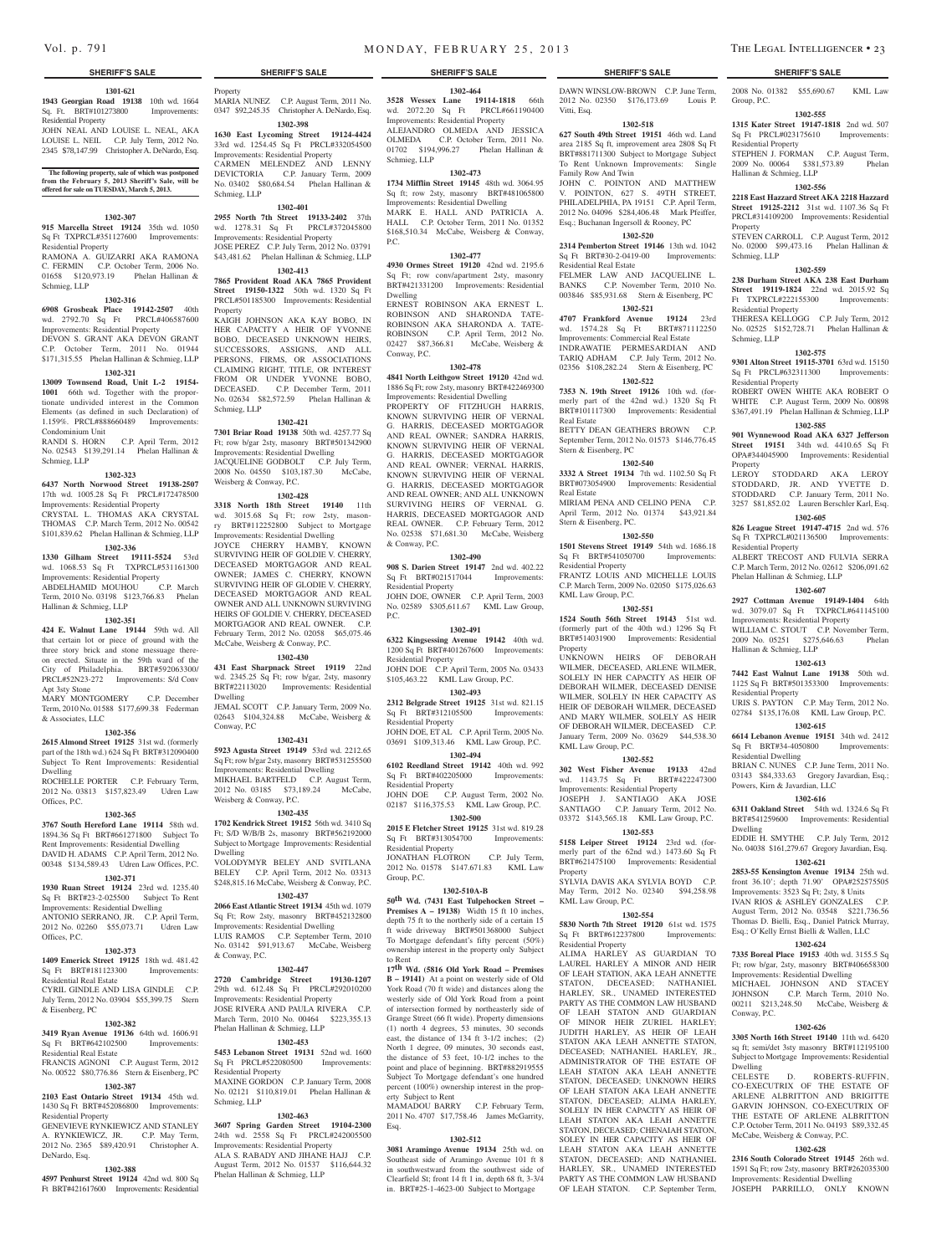## SHERIFF'S SALE

**1301-621**

**1943 Georgian Road 19138** 10th wd. 1664 Sq. Ft. BRT#101273800 Improvements: Residential Property

JOHN NEAL AND LOUISE L. NEAL, AKA LOUISE L. NEIL C.P. July Term, 2012 No. 2345 $78,147.99 Christopher A. DeNardo, Esq.

**The following property, sale of which was postponed from the February 5, 2013 Sheriff's Sale, will be offered for sale on TUESDAY, March 5, 2013.**

**1302-307**

**915 Marcella Street 19124** 35th wd. 1050 Sq Ft TXPRCL#351127600 Improvements: Residential Property

RAMONA A. GUIZARRI AKA RAMONA C. FERMIN C.P. October Term, 2006 No. 01658 $120,973.19 Phelan Hallinan & Schmieg, LLP

**1302-316**

**6908 Grosbeak Place 19142-2507** 40th wd. 2792.70 Sq Ft PRCL#406587600 Improvements: Residential Property

DEVON S. GRANT AKA DEVON GRANT C.P. October Term, 2011 No. 01944 $171,315.55 Phelan Hallinan & Schmieg, LLP

**1302-321**

**13009 Townsend Road, Unit L-2 19154-1001** 66th wd. Together with the proportionate undivided interest in the Common Elements (as defined in such Declaration) of 1.159%. PRCL#888660489 Improvements: Condominium Unit

RANDI S. HORN C.P. April Term, 2012 No. 02543 $139,291.14 Phelan Hallinan & Schmieg, LLP

**1302-323**

**6437 North Norwood Street 19138-2507** 17th wd. 1005.28 Sq Ft PRCL#172478500 Improvements: Residential Property

CRYSTAL L. THOMAS AKA CRYSTAL THOMAS C.P. March Term, 2012 No. 00542 $101,839.62 Phelan Hallinan & Schmieg, LLP

**1302-336**

**1330 Gilham Street 19111-5524** 53rd wd. 1068.53 Sq Ft TXPRCL#531161300 Improvements: Residential Property

ABDELHAMID MOUHOU C.P. March Term, 2010 No. 03198 $123,766.83 Phelan Hallinan & Schmieg, LLP

**1302-351**

**424 E. Walnut Lane 19144** 59th wd. All that certain lot or piece of ground with the three story brick and stone messuage thereon erected. Situate in the 59th ward of the City of Philadelphia. BRT#592063300/ PRCL#52N23-272 Improvements: S/d Conv Apt 3sty Stone

MARY MONTGOMERY C.P. December Term, 2010 No. 01588 $177,699.38 Federman & Associates, LLC

**1302-356**

**2615 Almond Street 19125** 31st wd. (formerly part of the 18th wd.) 624 Sq Ft BRT#312090400 Subject To Rent Improvements: Residential Dwelling

ROCHELLE PORTER C.P. February Term, 2012 No. 03813 $157,823.49 Udren Law Offices, P.C.

**1302-365**

**3767 South Hereford Lane 19114** 58th wd. 1894.36 Sq Ft BRT#661271800 Subject To Rent Improvements: Residential Dwelling

DAVID H. ADAMS C.P. April Term, 2012 No. 00348 $134,589.43 Udren Law Offices, P.C.

**1302-371**

**1930 Ruan Street 19124** 23rd wd. 1235.40 Sq Ft BRT#23-2-025500 Subject To Rent Improvements: Residential Dwelling

ANTONIO SERRANO, JR. C.P. April Term, 2012 No. 02260 $55,073.71 Udren Law Offices, P.C.

**1302-373**

**1409 Emerick Street 19125** 18th wd. 481.42 Sq Ft BRT#181123300 Improvements: Residential Real Estate

CYRIL GINDLE AND LISA GINDLE C.P. July Term, 2012 No. 03904 $55,399.75 Stern & Eisenberg, PC

**1302-382**

**3419 Ryan Avenue 19136** 64th wd. 1606.91 Sq Ft BRT#642102500 Improvements: Residential Real Estate

FRANCIS AGNONI C.P. August Term, 2012 No. 00522 $80,776.86 Stern & Eisenberg, PC

**1302-387**

**2103 East Ontario Street 19134** 45th wd. 1430 Sq Ft BRT#452086800 Improvements: Residential Property

GENEVIEVE RYNKIEWICZ AND STANLEY A. RYNKIEWICZ, JR. C.P. May Term, 2012 No. 2365 $89,420.91 Christopher A. DeNardo, Esq.

**1302-388**

**4597 Penhurst Street 19124** 42nd wd. 800 Sq Ft BRT#421617600 Improvements: Residential Property

MARIA NUNEZ C.P. August Term, 2011 No. 0347 $92,245.35 Christopher A. DeNardo, Esq.

**1302-398**

**1630 East Lycoming Street 19124-4424** 33rd wd. 1254.45 Sq Ft PRCL#332054500 Improvements: Residential Property

CARMEN MELENDEZ AND LENNY DEVICTORIA C.P. January Term, 2009 No. 03402 $80,684.54 Phelan Hallinan & Schmieg, LLP

**1302-401**

**2955 North 7th Street 19133-2402** 37th wd. 1278.31 Sq Ft PRCL#372045800 Improvements: Residential Property

JOSE PEREZ C.P. July Term, 2012 No. 03791 $43,481.62 Phelan Hallinan & Schmieg, LLP

**1302-413**

**7865 Provident Road AKA 7865 Provident Street 19150-1322** 50th wd. 1320 Sq Ft PRCL#501185300 Improvements: Residential Property

KAIGH JOHNSON AKA KAY BOBO, IN HER CAPACITY A HEIR OF YVONNE BOBO, DECEASED UNKNOWN HEIRS, SUCCESSORS, ASSIGNS, AND ALL PERSONS, FIRMS, OR ASSOCIATIONS CLAIMING RIGHT, TITLE, OR INTEREST FROM OR UNDER YVONNE BOBO, DECEASED. C.P. December Term, 2011 No. 02634 $82,572.59 Phelan Hallinan & Schmieg, LLP

**1302-421**

**7301 Briar Road 19138** 50th wd. 4257.77 Sq Ft; row b/gar 2sty, masonry BRT#501342900 Improvements: Residential Dwelling

JACQUELINE GODBOLT C.P. July Term, 2008 No. 04550 $103,187.30 McCabe, Weisberg & Conway, P.C.

**1302-428**

**3318 North 18th Street 19140** 11th wd. 3015.68 Sq Ft; row 2sty, masonry BRT#112252800 Subject to Mortgage Improvements: Residential Dwelling

JOYCE CHERRY HAMBY, KNOWN SURVIVING HEIR OF GOLDIE V. CHERRY, DECEASED MORTGAGOR AND REAL OWNER; JAMES C. CHERRY, KNOWN SURVIVING HEIR OF GLODIE V. CHERRY, DECEASED MORTGAGOR AND REAL OWNER AND ALL UNKNOWN SURVIVING HEIRS OF GOLDIE V. CHERRY, DECEASED MORTGAGOR AND REAL OWNER. C.P. February Term, 2012 No. 02058 $65,075.46 McCabe, Weisberg & Conway, P.C.

**1302-430**

**431 East Sharpnack Street 19119** 22nd wd. 2345.25 Sq Ft; row b/gar, 2sty, masonry BRT#22113020 Improvements: Residential Dwelling

JEMAL SCOTT C.P. January Term, 2009 No. 02643 $104,324.88 McCabe, Weisberg & Conway, P.C.

**1302-431**

**5923 Agusta Street 19149** 53rd wd. 2212.65 Sq Ft; row b/gar 2sty, masonry BRT#531255500 Improvements: Residential Dwelling

MIKHAEL BARTFELD C.P. August Term, 2012 No. 03185 $73,189.24 McCabe, Weisberg & Conway, P.C.

**1302-435**

**1702 Kendrick Street 19152** 56th wd. 3410 Sq Ft; S/D W/B/B 2s, masonry BRT#562192000 Subject to Mortgage Improvements: Residential Dwelling

VOLODYMYR BELEY AND SVITLANA BELEY C.P. April Term, 2012 No. 03313 $248,815.16 McCabe, Weisberg & Conway, P.C.

**1302-437**

**2066 East Atlantic Street 19134** 45th wd. 1079 Sq Ft; Row 2sty, masonry BRT#452132800 Improvements: Residential Dwelling

LUIS RAMOS C.P. September Term, 2010 No. 03142 $91,913.67 McCabe, Weisberg & Conway, P.C.

**1302-447**

**2720 Cambridge Street 19130-1207** 29th wd. 612.48 Sq Ft PRCL#292010200 Improvements: Residential Property

JOSE RIVERA AND PAULA RIVERA C.P. March Term, 2010 No. 00464 $223,355.13 Phelan Hallinan & Schmieg, LLP

**1302-453**

**5453 Lebanon Street 19131** 52nd wd. 1600 Sq Ft PRCL#522080500 Improvements: Residential Property

MAXINE GORDON C.P. January Term, 2008 No. 02121 $110,819.01 Phelan Hallinan & Schmieg, LLP

**1302-463**

**3607 Spring Garden Street 19104-2300** 24th wd. 2558 Sq Ft PRCL#242005500 Improvements: Residential Property

ALA S. RABADY AND JIHANE HAJJ C.P. August Term, 2012 No. 01537 $116,644.32 Phelan Hallinan & Schmieg, LLP

**1302-464**

**3528 Wessex Lane 19114-1818** 66th wd. 2072.20 Sq Ft PRCL#661190400 Improvements: Residential Property

ALEJANDRO OLMEDA AND JESSICA OLMEDA C.P. October Term, 2011 No. 01702 $194,996.27 Phelan Hallinan & Schmieg, LLP

**1302-473**

**1734 Mifflin Street 19145** 48th wd. 3064.95 Sq ft; row 2sty, masonry BRT#481065800 Improvements: Residential Dwelling

MARK E. HALL AND PATRICIA A. HALL C.P. October Term, 2011 No. 01352 $168,510.34 McCabe, Weisberg & Conway, P.C.

**1302-477**

**4930 Ormes Street 19120** 42nd wd. 2195.6 Sq Ft; row conv/apartment 2sty, masonry BRT#421331200 Improvements: Residential Dwelling

ERNEST ROBINSON AKA ERNEST L. ROBINSON AND SHARONDA TATE-ROBINSON AKA SHARONDA A. TATE-ROBINSON C.P. April Term, 2012 No. 02427 $87,366.81 McCabe, Weisberg & Conway, P.C.

**1302-478**

**4841 North Leithgow Street 19120** 42nd wd. 1886 Sq Ft; row 2sty, masonry BRT#422469300 Improvements: Residential Dwelling

PROPERTY OF FITZHUGH HARRIS, KNOWN SURVIVING HEIR OF VERNAL G. HARRIS, DECEASED MORTGAGOR AND REAL OWNER; SANDRA HARRIS, KNOWN SURVIVING HEIR OF VERNAL G. HARRIS, DECEASED MORTGAGOR AND REAL OWNER; VERNAL HARRIS, KNOWN SURVIVING HEIR OF VERNAL G. HARRIS, DECEASED MORTGAGOR AND REAL OWNER; AND ALL UNKNOWN SURVIVING HEIRS OF VERNAL G. HARRIS, DECEASED MORTGAGOR AND REAL OWNER. C.P. February Term, 2012 No. 02538 $71,681.30 McCabe, Weisberg & Conway, P.C.

**1302-490**

**908 S. Darien Street 19147** 2nd wd. 402.22 Sq Ft BRT#021517044 Improvements: Residential Property

JOHN DOE, OWNER C.P. April Term, 2003 No. 02589 $305,611.67 KML Law Group, P.C.

**1302-491**

**6322 Kingsessing Avenue 19142** 40th wd. 1200 Sq Ft BRT#401267600 Improvements: Residential Property

JOHN DOE C.P. April Term, 2005 No. 03433 $105,463.22 KML Law Group, P.C.

**1302-493**

**2312 Belgrade Street 19125** 31st wd. 821.15 Sq Ft BRT#312105500 Improvements: Residential Property

JOHN DOE, ET AL C.P. April Term, 2005 No. 03691 $109,313.46 KML Law Group, P.C.

**1302-494**

**6102 Reedland Street 19142** 40th wd. 992 Sq Ft BRT#402205000 Improvements: Residential Property

JOHN DOE C.P. August Term, 2002 No. 02187 $116,375.53 KML Law Group, P.C.

**1302-500**

**2015 E Fletcher Street 19125** 31st wd. 819.28 Sq Ft BRT#313054700 Improvements: Residential Property

JONATHAN FLOTRON C.P. July Term, 2012 No. 01578 $147,671.83 KML Law Group, P.C.

**1302-510A-B**

**50th Wd. (7431 East Tulpehocken Street – Premises A – 19138)** Width 15 ft 10 inches, depth 75 ft to the northerly side of a certain 15 ft wide driveway BRT#501368000 Subject To Mortgage defendant's fifty percent (50%) ownership interest in the property only Subject to Rent

**17th Wd. (5816 Old York Road – Premises B – 19141)** At a point on westerly side of Old York Road (70 ft wide) and distances along the westerly side of Old York Road from a point of intersection formed by northeasterly side of Grange Street (66 ft wide). Property dimensions (1) north 4 degrees, 53 minutes, 30 seconds east, the distance of 134 ft 3-1/2 inches; (2) North 1 degree, 09 minutes, 30 seconds east, the distance of 53 feet, 10-1/2 inches to the point and place of beginning. BRT#882919555 Subject To Mortgage defendant's one hundred percent (100%) ownership interest in the property Subject to Rent

MAMADOU BARRY C.P. February Term, 2011 No. 4707 $17,758.46 James McGarrity, Esq.

**1302-512**

**3081 Aramingo Avenue 19134** 25th wd. on Southeast side of Aramingo Avenue 101 ft 8 in southwestward from the southwest side of Clearfield St; front 14 ft 1 in, depth 68 ft, 3-3/4 in. BRT#25-1-4623-00 Subject to Mortgage

DAWN WINSLOW-BROWN C.P. June Term, 2012 No. 02350 $176,173.69 Louis P. Vitti, Esq.

**1302-518**

**627 South 49th Street 19151** 46th wd. Land area 2185 Sq ft, improvement area 2808 Sq Ft BRT#881711300 Subject to Mortgage Subject To Rent Unknown Improvements: Single Family Row And Twin

JOHN C. POINTON AND MATTHEW V. POINTON, 627 S. 49TH STREET, PHILADELPHIA, PA 19151 C.P. April Term, 2012 No. 04096 $284,406.48 Mark Pfeiffer, Esq.; Buchanan Ingersoll & Rooney, PC

**1302-520**

**2314 Pemberton Street 19146** 13th wd. 1042 Sq Ft BRT#30-2-0419-00 Improvements: Residential Real Estate

FELMER LAW AND JACQUELINE L. BANKS C.P. November Term, 2010 No. 003846 $85,931.68 Stern & Eisenberg, PC

**1302-521**

**4707 Frankford Avenue 19124** 23rd wd. 1574.28 Sq Ft BRT#871112250 Improvements: Commercial Real Estate

INDRAWATIE PERMESARDIAN AND TARIQ ADHAM C.P. July Term, 2012 No. 02356 $108,282.24 Stern & Eisenberg, PC

**1302-522**

**7353 N. 19th Street 19126** 10th wd. (formerly part of the 42nd wd.) 1320 Sq Ft BRT#101117300 Improvements: Residential Real Estate

BETTY DEAN GEATHERS BROWN C.P. September Term, 2012 No. 01573 $146,776.45 Stern & Eisenberg, PC

**1302-540**

**3332 A Street 19134** 7th wd. 1102.50 Sq Ft BRT#073054900 Improvements: Residential Real Estate

MIRIAM PENA AND CELINO PENA C.P. April Term, 2012 No. 01374 $43,921.84 Stern & Eisenberg, PC.

**1302-550**

**1501 Stevens Street 19149** 54th wd. 1686.18 Sq Ft BRT#541050700 Improvements: Residential Property

FRANTZ LOUIS AND MICHELLE LOUIS C.P. March Term, 2009 No. 02050 $175,026.63 KML Law Group, P.C.

**1302-551**

**1524 South 56th Street 19143** 51st wd. (formerly part of the 40th wd.) 1296 Sq Ft BRT#514031900 Improvements: Residential Property

UNKNOWN HEIRS OF DEBORAH WILMER, DECEASED, ARLENE WILMER, SOLELY IN HER CAPACITY AS HEIR OF DEBORAH WILMER, DECEASED DENISE WILMER, SOLELY IN HER CAPACITY AS HEIR OF DEBORAH WILMER, DECEASED AND MARY WILMER, SOLELY AS HEIR OF DEBORAH WILMER, DECEASED C.P. January Term, 2009 No. 03629 $44,538.30 KML Law Group, P.C.

**1302-552**

**302 West Fisher Avenue 19133** 42nd wd. 1143.75 Sq Ft BRT#422247300 Improvements: Residential Property

JOSEPH J. SANTIAGO AKA JOSE SANTIAGO C.P. January Term, 2012 No. 03372 $143,565.18 KML Law Group, P.C.

**1302-553**

**5158 Leiper Street 19124** 23rd wd. (formerly part of the 62nd wd.) 1473.60 Sq Ft BRT#621475100 Improvements: Residential Property

SYLVIA DAVIS AKA SYLVIA BOYD C.P. May Term, 2012 No. 02340 $94,258.98 KML Law Group, P.C.

**1302-554**

**5830 North 7th Street 19120** 61st wd. 1575 Sq Ft BRT#612237800 Improvements: Residential Property

ALIMA HARLEY AS GUARDIAN TO LAUREL HARLEY A MINOR AND HEIR OF LEAH STATON, AKA LEAH ANNETTE STATON, DECEASED; NATHANIEL HARLEY, SR., UNAMED INTERESTED PARTY AS THE COMMON LAW HUSBAND OF LEAH STATON AND GUARDIAN OF MINOR HEIR ZURIEL HARLEY; JUDITH HARLEY, AS HEIR OF LEAH STATON AKA LEAH ANNETTE STATON, DECEASED; NATHANIEL HARLEY, JR., ADMINISTRATOR OF THE ESTATE OF LEAH STATON AKA LEAH ANNETTE STATON, DECEASED; UNKNOWN HEIRS OF LEAH STATON AKA LEAH ANNETTE STATON, DECEASED; ALIMA HARLEY, SOLELY IN HER CAPACITY AS HEIR OF LEAH STATON AKA LEAH ANNETTE STATON, DECEASED; CHENAIAH STATON, SOLEY IN HER CAPACITY AS HEIR OF LEAH STATON AKA LEAH ANNETTE STATON, DECEASED; AND NATHANIEL HARLEY, SR., UNAMED INTERESTED PARTY AS THE COMMON LAW HUSBAND OF LEAH STATON. C.P. September Term, 2008 No. 01382 $55,690.67 KML Law Group, P.C.

**1302-555**

**1315 Kater Street 19147-1818** 2nd wd. 507 Sq Ft PRCL#023175610 Improvements: Residential Property

STEPHEN J. FORMAN C.P. August Term, 2009 No. 00064 $381,573.89 Phelan Hallinan & Schmieg, LLP

**1302-556**

**2218 East Hazzard Street AKA 2218 Hazzard Street 19125-2212** 31st wd. 1107.36 Sq Ft PRCL#314109200 Improvements: Residential Property

STEVEN CARROLL C.P. August Term, 2012 No. 02000 $99,473.16 Phelan Hallinan & Schmieg, LLP

**1302-559**

**238 Durham Street AKA 238 East Durham Street 19119-1824** 22nd wd. 2015.92 Sq Ft TXPRCL#222155300 Improvements: Residential Property

THERESA KELLOGG C.P. July Term, 2012 No. 02525 $152,728.71 Phelan Hallinan & Schmieg, LLP

**1302-575**

**9301 Alton Street 19115-3701** 63rd wd. 15150 Sq Ft PRCL#632311300 Improvements: Residential Property

ROBERT OWEN WHITE AKA ROBERT O WHITE C.P. August Term, 2009 No. 00898 $367,491.19 Phelan Hallinan & Schmieg, LLP

**1302-585**

**901 Wynnewood Road AKA 6327 Jefferson Street 19151** 34th wd. 4410.65 Sq Ft OPA#344045900 Improvements: Residential Property

LEROY STODDARD AKA LEROY STODDARD, JR. AND YVETTE D. STODDARD C.P. January Term, 2011 No. 3257 $81,852.02 Lauren Berschler Karl, Esq.

**1302-605**

**826 League Street 19147-4715** 2nd wd. 576 Sq Ft TXPRCL#021136500 Improvements: Residential Property

ALBERT TRECOST AND FULVIA SERRA C.P. March Term, 2012 No. 02612 $206,091.62 Phelan Hallinan & Schmieg, LLP

**1302-607**

**2927 Cottman Avenue 19149-1404** 64th wd. 3079.07 Sq Ft TXPRCL#641145100 Improvements: Residential Property

WILLIAM C. STOUT C.P. November Term, 2009 No. 05251 $275,646.63 Phelan Hallinan & Schmieg, LLP

**1302-613**

**7442 East Walnut Lane 19138** 50th wd. 1125 Sq Ft BRT#501353300 Improvements: Residential Property

URIS S. PAYTON C.P. May Term, 2012 No. 02784 $135,176.08 KML Law Group, P.C.

**1302-615**

**6614 Lebanon Avenue 19151** 34th wd. 2412 Sq Ft BRT#34-4050800 Improvements: Residential Dwelling

BRIAN C. NUNES C.P. June Term, 2011 No. 03143 $84,333.63 Gregory Javardian, Esq.; Powers, Kirn & Javardian, LLC

**1302-616**

**6311 Oakland Street** 54th wd. 1324.6 Sq Ft BRT#541259600 Improvements: Residential Dwelling

EDDIE H. SMYTHE C.P. July Term, 2012 No. 04038 $161,279.67 Gregory Javardian, Esq.

**1302-621**

**2853-55 Kensington Avenue 19134** 25th wd. front 36.10'; depth 71.90' OPA#252575505 Improvements: 3523 Sq Ft; 2sty, 8 Units

IVAN RIOS & ASHLEY GONZALES C.P. August Term, 2012 No. 03548 $221,736.56 Thomas D. Bielli, Esq., Daniel Patrick Murray, Esq.; O'Kelly Ernst Bielli & Wallen, LLC

**1302-624**

**7335 Boreal Place 19153** 40th wd. 3155.5 Sq Ft; row b/gar, 2sty, masonry BRT#406658300 Improvements: Residential Dwelling

MICHAEL JOHNSON AND STACEY JOHNSON C.P. March Term, 2010 No. 00211 $213,248.50 McCabe, Weisberg & Conway, P.C.

**1302-626**

**3305 North 16th Street 19140** 11th wd. 6420 sq ft; semi/det 3sty masonry BRT#112195100 Subject to Mortgage Improvements: Residential Dwelling

CELESTE D. ROBERTS-RUFFIN, CO-EXECUTRIX OF THE ESTATE OF ARLENE ALBRITTON AND BRIGITTE GARVIN JOHNSON, CO-EXECUTRIX OF THE ESTATE OF ARLENE ALBRITTON C.P. October Term, 2011 No. 04193 $89,332.45 McCabe, Weisberg & Conway, P.C.

**1302-628**

**2316 South Colorado Street 19145** 26th wd. 1591 Sq Ft; row 2sty, masonry BRT#262035300 Improvements: Residential Dwelling

JOSEPH PARRILLO, ONLY KNOWN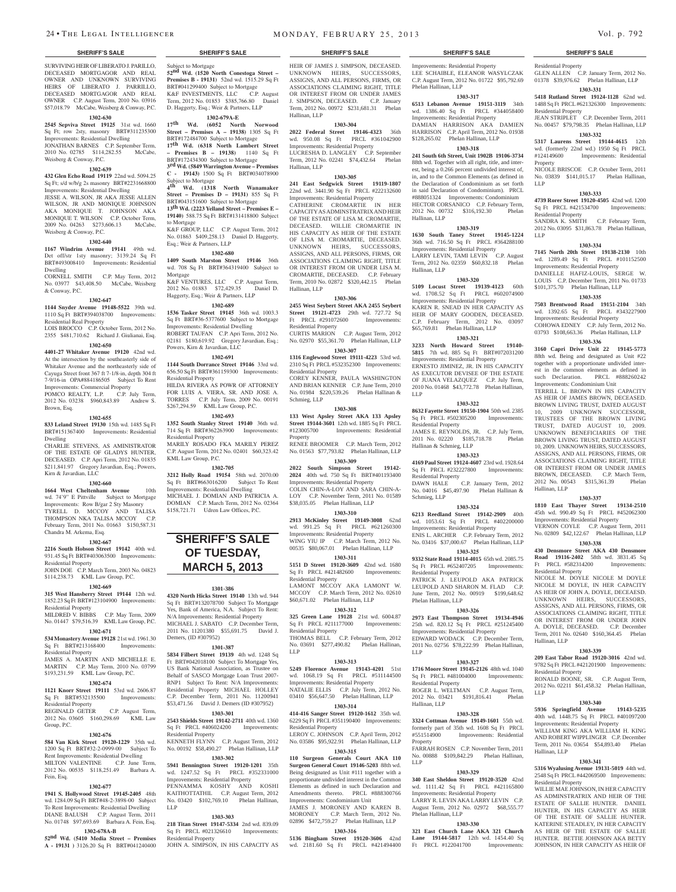SURVIVING HEIR OF LIBERATO J. PARILLO, DECEASED MORTGAGOR AND REAL OWNER AND UNKNOWN SURVIVING HEIRS OF LIBERATO J. PARRILLO, DECEASED MORTGAGOR AND REAL OWNER C.P. August Term, 2010 No. 03916 $57,018.79 McCabe, Weisberg & Conway, P.C.

**1302-630**

**2545 Sepviva Street 19125** 31st wd. 1660 Sq Ft; row 2sty, masonry BRT#311235300 Improvements: Residential Dwelling
JONATHAN BARNES C.P. September Term, 2010 No. 02785 $114,282.55 McCabe, Weisberg & Conway, P.C.

**1302-639**

**432 Glen Echo Road 19119** 22nd wd. 5094.25 Sq Ft; s/d w/b/g 2s masonry BRT#2231668800 Improvements: Residential Dwelling
JESSE A. WILSON, JR AKA JESSE ALLEN WILSON, JR AND MONIQUE JOHNSON AKA MONIQUE T. JOHNSON AKA MONIQUE T. WILSON C.P. October Term, 2009 No. 04263 $273,606.13 McCabe, Weisberg & Conway, P.C.

**1302-640**

**1167 Windrim Avenue 19141** 49th wd. Det off/str 1sty masonry; 3139.24 Sq Ft BRT#493008410 Improvements: Residential Dwelling
CORNELL SMITH C.P. May Term, 2012 No. 03977 $43,408.50 McCabe, Weisberg & Conway, P.C.

**1302-647**

**1144 Snyder Avenue 19148-5522** 39th wd. 1110 Sq Ft BRT#394038700 Improvements: Residential Real Property
LOIS BROCCO C.P. October Term, 2012 No. 2355 $481,710.62 Richard J. Giuliani, Esq.

**1302-650**

**4401-27 Whitaker Avenue 19120** 42nd wd. At the intersection by the southeasterly side of Whitaker Avenue and the northeasterly side of Cayuga Street front 367 ft 7-1/8-in, depth 304 ft 7-9/16-in OPA#884186505 Subject To Rent Improvements: Commercial Property
POMCO REALTY, L.P. C.P. July Term, 2012 No. 03238 $960,843.89 Andrew S. Brown, Esq.

**1302-655**

**833 Leland Street 19130** 15th wd. 1485 Sq Ft BRT#151367400 Improvements: Residential Dwelling
CHARLIE STEVENS, AS AMINISTRATOR OF THE ESTATE OF GLADYS HUNTER, DECEASED. C.P. Apri Term, 2012 No. 01835 $211,841.97 Gregory Javardian, Esq.; Powers, Kirn & Javardian, LLC

**1302-660**

**1664 West Cheltenham Avenue** 10th wd. 74'9" E Pittville Subject to Mortgage Improvements: Row B/gar 2 Sty Masonry
TYRELL D. MCCOY AND TALISA THOMPSON NKA TALISA MCCOY C.P. February Term, 2011 No. 01663 $150,587.31 Chandra M. Arkema, Esq.

**1302-667**

**2216 South Hobson Street 19142** 40th wd. 931.45 Sq Ft BRT#403063500 Improvements: Residential Property
JOHN DOE C.P. March Term, 2003 No. 04823 $114,238.73 KML Law Group, P.C.

**1302-669**

**315 West Hansberry Street 19144** 12th wd. 1852.23 Sq Ft BRT#123104900 Improvements: Residential Property
MILDRED V. BIBBS C.P. May Term, 2009 No. 01447 $79,516.39 KML Law Group, P.C.

**1302-671**

**534 Monastery Avenue 19128** 21st wd. 1961.30 Sq Ft BRT#213168400 Improvements: Residential Property
JAMES A. MARTIN AND MICHELLE E. MARTIN C.P. May Term, 2010 No. 03799 $193,231.59 KML Law Group, P.C.

**1302-674**

**1121 Knorr Street 19111** 53rd wd. 2606.87 Sq Ft BRT#532135500 Improvements: Residential Property
REGINALD GETER C.P. August Term, 2012 No. 03605 $160,298.69 KML Law Group, P.C.

**1302-676**

**584 Van Kirk Street 19120-1229** 35th wd. 1200 Sq Ft BRT#32-2-0999-00 Subject To Rent Improvements: Residential Dwelling
MILTON VALENTINE C.P. June Term, 2012 No. 00535 $118,251.49 Barbara A. Fein, Esq.

**1302-677**

**1941 S. Hollywood Street 19145-2405** 48th wd. 1284.09 Sq Ft BRT#48-2-3898-00 Subject To Rent Improvements: Residential Dwelling
DIANE BALUSH C.P. August Term, 2011 No. 01748 $97,693.69 Barbara A. Fein, Esq.

**1302-678A-B**

**52nd Wd. (5410 Media Street – Premises A - 1913)** 3126.20 Sq Ft BRT#041240400 Subject to Mortgage
**52nd Wd. (1520 North Conestoga Street – Premises B - 19131)** 52nd wd. 1515.29 Sq Ft BRT#041299400 Subject to Mortgage
K&F INVESTMENTS, LLC C.P. August Term, 2012 No. 01853 $385,766.80 Daniel D. Haggerty, Esq.; Weir & Partners, LLP

**1302-679A-E**

**17th Wd. (6052 North Norwood Street – Premises A – 19138)** 1305 Sq Ft BRT#172484700 Subject to Mortgage
**17th Wd. (6318 North Lambert Street – Premises B – 19138)** 1140 Sq Ft BRT#172434300 Subject to Mortgage
**3rd Wd. (5849 Warrington Avenue – Premises C - 19143)** 1500 Sq Ft BRT#034078900 Subject to Mortgage
**4th Wd. (1318 North Wanamaker Street – Premises D – 19131)** 855 Sq Ft BRT#043151600 Subject to Mortgage
**13th Wd. (2223 Yelland Street – Premises E – 19140)** 588.75 Sq Ft BRT#131418800 Subject to Mortgage
K&F GROUP, LLC C.P. August Term, 2012 No. 01863 $409,258.13 Daniel D. Haggerty, Esq.; Weir & Partners, LLP

**1302-680**

**1409 South Marston Street 19146** 36th wd. 708 Sq Ft BRT#364319400 Subject to Mortgage
K&F VENTURES, LLC C.P. August Term, 2012 No. 01883 $72,429.35 Daniel D. Haggerty, Esq.; Weir & Partners, LLP

**1302-689**

**1536 Tasker Street 19145** 36th wd. 1003.3 Sq Ft BRT#36-5377600 Subject to Mortgage Improvements: Residential Dwelling
ROBERT TAUFAN C.P. Apri Term, 2012 No. 02181 $180,619.92 Gregory Javardian, Esq.; Powers, Kirn & Javardian, LLC

**1302-691**

**1144 South Dorrance Street 19146** 33rd wd. 656.50 Sq Ft BRT#361159300 Improvements: Residential Property
HILDA RIVERA AS POWR OF ATTORNEY FOR LUIS A. VIERA, SR. AND JOSE A. TORRES C.P. July Term, 2009 No. 00191 $267,294.59 KML Law Group, P.C.

**1302-693**

**1352 South Stanley Street 19140** 36th wd. 714 Sq Ft BRT#362263900 Improvements: Residential Property
MARILY ROSADO FKA MARILY PEREZ C.P. August Term, 2012 No. 02401 $60,323.42 KML Law Group, P.C.

**1302-705**

**3212 Holly Road 19154** 58th wd. 2070.00 Sq Ft BRT#663016200 Subject To Rent Improvements: Residential Dwelling
MICHAEL J. DOMIAN AND PATRICIA A. DOMIAN C.P. March Term, 2012 No. 02364 $158,721.71 Udren Law Offices, P.C.

# SHERIFF'S SALE OF TUESDAY, MARCH 5, 2013

**1301-386**

**4320 North Hicks Street 19140** 13th wd. 944 Sq Ft BRT#132078700 Subject To Mortgage Yes, Bank of America, N.A. Subject To Rent: N/A Improvements: Residential Property
MICHAEL J. SABATO C.P. December Term, 2011 No. 11201380 $55,691.75 David J. Demers, (ID #307952)

**1301-387**

**5834 Filbert Street 19139** 4th wd. 1248 Sq Ft BRT#042018100 Subject To Mortgage Yes, US Bank National Association, as Trustee on Behalf of SASCO Mortgage Loan Trust 2007-RNP1 Subject To Rent: N/A Improvements: Residential Property MICHAEL HOLLEY C.P. December Term, 2011 No. 11200941 $53,471.56 David J. Demers (ID #307952)

**1303-301**

**2543 Shields Street 19142-2711** 40th wd. 1360 Sq Ft PRCL #406024200 Improvements: Residential Property
KENNETH FLYNN C.P. August Term, 2012 No. 00192 $58,490.27 Phelan Hallinan, LLP

**1303-302**

**5941 Bennington Street 19120-1201** 35th wd. 1247.52 Sq Ft PRCL #352331000 Improvements: Residential Property
PENNAMMA KOSHY AND KOSHI KAITHOTTATHIL C.P. August Term, 2012 No. 03420 $102,769.10 Phelan Hallinan, LLP

**1303-303**

**218 Titan Street 19147-5334** 2nd wd. 839.09 Sq Ft PRCL #021326610 Improvements: Residential Property
JOHN A. SIMPSON, IN HIS CAPACITY AS HEIR OF JAMES J. SIMPSON, DECEASED. UNKNOWN HEIRS, SUCCESSORS, ASSIGNS, AND ALL PERSONS, FIRMS, OR ASSOCIATIONS CLAIMING RIGHT, TITLE OR INTEREST FROM OR UNDER JAMES J. SIMPSON, DECEASED. C.P. January Term, 2012 No. 00972 $231,681.31 Phelan Hallinan, LLP

**1303-304**

**2022 Federal Street 19146-4323** 36th wd. 950.08 Sq Ft PRCL #361042900 Improvements: Residential Property
LUCRESHA D. LANGLEY C.P. September Term, 2012 No. 02241 $74,432.64 Phelan Hallinan, LLP

**1303-305**

**241 East Sedgwick Street 19119-1807** 22nd wd. 3441.90 Sq Ft PRCL #222132600 Improvements: Residential Property
CATHERINE CROMARTIE IN HER CAPACITY AS ADMINSTRATRIX AND HEIR OF THE ESTATE OF LISA M. CROMARTIE, DECEASED. WILLIE CROMARTIE IN HIS CAPACITY AS HEIR OF THE ESTATE OF LISA M. CROMARTIE, DECEASED. UNKNOWN HEIRS, SUCCESSORS, ASSIGNS, AND ALL PERSONS, FIRMS, OR ASSOCIATIONS CLAIMING RIGHT, TITLE OR INTEREST FROM OR UNDER LISA M. CROMARTIE, DECEASED. C.P. February Term, 2010 No. 02872 $320,442.15 Phelan Hallinan, LLP

**1303-306**

**2455 West Seybert Street AKA 2455 Seybert Street 19121-4723** 29th wd. 727.72 Sq Ft PRCL #291072600 Improvements: Residential Property
CURTIS MARION C.P. August Term, 2012 No. 02970 $55,361.70 Phelan Hallinan, LLP

**1303-307**

**1316 Englewood Street 19111-4223** 53rd wd. 2310 Sq Ft PRCL #532352300 Improvements: Residential Property
COREY KENNER, PAULA WASHINGTON AND BRIAN KENNER C.P. June Term, 2010 No. 01984 $220,539.26 Phelan Hallinan & Schmieg, LLP

**1303-308**

**133 West Apsley Street AKA 133 Apsley Street 19144-3601** 12th wd. 1885 Sq Ft PRCL #123005700 Improvements: Residential Property
RENEE BROOMER C.P. March Term, 2012 No. 01563 $77,793.82 Phelan Hallinan, LLP

**1303-309**

**2022 South Simpson Street 19142-2024** 40th wd. 750 Sq Ft BRT#401193400 Improvements: Residential Property
COLIN CHIN-A-LOY AND SARA CHIN-A-LOY C.P. November Term, 2011 No. 01589 $38,035.05 Phelan Hallinan, LLP

**1303-310**

**2913 McKinley Street 19149-3008** 62nd wd. 991.25 Sq Ft PRCL #621260300 Improvements: Residential Property
WING YIU IP C.P. March Term, 2012 No. 00535 $80,067.01 Phelan Hallinan, LLP

**1303-311**

**5151 D Street 19120-3609** 42nd wd. 1680 Sq Ft PRCL #421482600 Improvements: Residential Property
LAMONT MCCOY AKA LAMONT W. MCCOY C.P. March Term, 2012 No. 02610 $60,671.02 Phelan Hallinan, LLP

**1303-312**

**325 Green Lane 19128** 21st wd. 6004.87 Sq Ft PRCL #211177000 Improvements: Residential Property
THOMAS BELL C.P. February Term, 2012 No. 03691 $277,490.82 Phelan Hallinan, LLP

**1303-313**

**5249 Florence Avenue 19143-4201** 51st wd. 1068.19 Sq Ft PRCL #511144500 Improvements: Residential Property
NATALIE ELLIS C.P. July Term, 2012 No. 03410 $56,647.50 Phelan Hallinan, LLP

**1303-314**

**414-416 Sanger Street 19120-1612** 35th wd. 6229 Sq Ft PRCL #351190400 Improvements: Residential Property
LEROY C. JOHNSON C.P. April Term, 2012 No. 03586 $95,922.91 Phelan Hallinan, LLP

**1303-315**

**110 Surgeon Generals Court AKA 110 Surgeon General Court 19146-5203** 88th wd. Being designated as Unit #111 together with a proportionate undivided interest in the Common Elements as defined in such Declaration and Amendments thereto. PRCL #888300766 Improvements: Condominium Unit
JAMES J. MORONEY AND KAREN B. MORONEY C.P. March Term, 2012 No. 02896 $472,759.27 Phelan Hallinan, LLP

**1303-316**

**5136 Bingham Street 19120-3606** 42nd wd. 2181.60 Sq Ft PRCL #421494400 Improvements: Residential Property
LEE SCHAIBLE, ELEANOR WASYLCZAK C.P. August Term, 2012 No. 01722 $95,792.69 Phelan Hallinan, LLP

**1303-317**

**6513 Lebanon Avenue 19151-3119** 34th wd. 1386.40 Sq Ft PRCL #344058400 Improvements: Residential Property
DAMIAN HARRISON AKA DAMIEN HARRISON C.P. April Term, 2012 No. 01938 $128,265.02 Phelan Hallinan, LLP

**1303-318**

**241 South 6th Street, Unit 1902B 19106-3734** 88th wd. Together with all right, title, and interest, being a 0.266 percent undivided interest of, in, and to the Common Elements (as defined in the Declaration of Condominium) as set forth in said Declaration of Condominium). PRCL #888051324 Improvements: Condominium
HECTOR CORSANICO C.P. February Term, 2012 No. 00732 $316,192.30 Phelan Hallinan, LLP

**1303-319**

**1630 South Taney Street 19145-1224** 36th wd. 716.50 Sq Ft PRCL #364288100 Improvements: Residential Property
LARRY LEVIN, TAMI LEVIN C.P. August Term, 2012 No. 02359 $60,832.18 Phelan Hallinan, LLP

**1303-320**

**5109 Locust Street 19139-4123** 60th wd. 1708.52 Sq Ft PRCL #602074900 Improvements: Residential Property
KAREN R. SNEAD IN HER CAPACITY AS HEIR OF MARY GOODEN, DECEASED. C.P. February Term, 2012 No. 03097 $65,769.81 Phelan Hallinan, LLP

**1303-321**

**3233 North Howard Street 19140-5815** 7th wd. 885 Sq Ft BRT#072031200 Improvements: Residential Property
ERNESTO JIMINEZ, JR. IN HIS CAPACITY AS EXECUTOR DEVISEE OF THE ESTATE OF JUANA VELAZQUEZ C.P. July Term, 2010 No. 01468 $43,772.78 Phelan Hallinan, LLP

**1303-322**

**8632 Fayette Street 19150-1904** 50th wd. 2385 Sq Ft PRCL #502305200 Improvements: Residential Property
JAMES E. REYNOLDS, JR. C.P. July Term, 2011 No. 02220 $185,718.78 Phelan Hallinan & Schmieg, LLP

**1303-323**

**4169 Paul Street 19124-4607** 23rd wd. 1928.64 Sq Ft PRCL #232227800 Improvements: Residential Property
DAWN HALE C.P. January Term, 2012 No. 04016 $45,497.90 Phelan Hallinan & Schmieg, LLP

**1303-324**

**6213 Reedland Street 19142-2909** 40th wd. 1053.61 Sq Ft PRCL #402200000 Improvements: Residential Property
ENIS L. ARCHER C.P. February Term, 2012 No. 03416 $37,000.67 Phelan Hallinan, LLP

**1303-325**

**9332 State Road 19114-4015** 65th wd. 2085.75 Sq Ft PRCL #652407205 Improvements: Residential Property
PATRICK J. LEUPOLD AKA PATRICK LEUPOLD AND SHARON M. FLAD C.P. June Term, 2012 No. 00919 $199,648.62 Phelan Hallinan, LLP

**1303-326**

**2973 East Thompson Street 19134-4946** 25th wd. 820.12 Sq Ft PRCL #251245400 Improvements: Residential Property
EDWARD WODACK C.P. December Term, 2011 No. 02756 $78,222.99 Phelan Hallinan, LLP

**1303-327**

**1716 Moore Street 19145-2126** 48th wd. 1040 Sq Ft PRCL #481004000 Improvements: Residential Property
ROGER L. WELTMAN C.P. August Term, 2012 No. 03421 $191,816.41 Phelan Hallinan, LLP

**1303-328**

**3324 Cottman Avenue 19149-1601** 55th wd. formerly part of 35th wd. 1608 Sq Ft PRCL #551514900 Improvements: Residential Property
FARRAH ROSEN C.P. November Term, 2011 No. 00888 $109,842.29 Phelan Hallinan, LLP

**1303-329**

**340 East Sheldon Street 19120-3520** 42nd wd. 1111.42 Sq Ft PRCL #421165800 Improvements: Residential Property
LARRY R. LEVIN AKA LARRY LEVIN C.P. August Term, 2012 No. 02972 $68,555.77 Phelan Hallinan, LLP

**1303-330**

**321 East Church Lane AKA 321 Church Lane 19144-5817** 12th wd. 1454.40 Sq Ft PRCL #122041700 Improvements: Residential Property
GLEN ALLEN C.P. January Term, 2012 No. 01378 $39,976.62 Phelan Hallinan, LLP

**1303-331**

**5418 Rutland Street 19124-1128** 62nd wd. 1488 Sq Ft PRCL #621326300 Improvements: Residential Property
JEAN STRIPLET C.P. December Term, 2011 No. 00457 $79,798.35 Phelan Hallinan, LLP

**1303-332**

**5317 Laurens Street 19144-4615** 12th wd. (formerly 22nd wd.) 1950 Sq Ft PRCL #124149600 Improvements: Residential Property
NICOLE BRISCOE C.P. October Term, 2011 No. 03839 $141,015.17 Phelan Hallinan, LLP

**1303-333**

**4739 Rorer Street 19120-4505** 42nd wd. 1200 Sq Ft PRCL #421534700 Improvements: Residential Property
SANDRA K. SMITH C.P. February Term, 2012 No. 03095 $31,863.78 Phelan Hallinan, LLP

**1303-334**

**7145 North 20th Street 19138-2130** 10th wd. 1289.49 Sq Ft PRCL #101152500 Improvements: Residential Property
DANNIELLE HAFIZ-LOUIS, SERGE W. LOUIS C.P. December Term, 2011 No. 01733 $101,375.70 Phelan Hallinan, LLP

**1303-335**

**7503 Brentwood Road 19151-2104** 34th wd. 1392.65 Sq Ft PRCL #343227900 Improvements: Residential Property
COHOWA EDNEY C.P. July Term, 2012 No. 03793 $108,663.36 Phelan Hallinan, LLP

**1303-336**

**3160 Capri Drive Unit 22 19145-5773** 88th wd. Being and designated as Unit #22 together with a proportionate undivided interest in the common elements as defined in such Declaration. PRCL #888260242 Improvements: Condominium Unit
TERRILL L. BROWN IN HIS CAPACITY AS HEIR OF JAMES BROWN, DECEASED. BROWN LIVING TRUST, DATED AUGUST 10, 2009 UNKNOWN SUCCESSOR, TRUSTEES OF THE BROWN LIVING TRUST, DATED AUGUST 10, 2009. UNKNOWN BENEFICIARIES OF THE BROWN LIVING TRUST, DATED AUGUST 10, 2009. UNKNOWN HEIRS, SUCCESSORS, ASSIGNS, AND ALL PERSONS, FIRMS, OR ASSOCIATIONS CLAIMING RIGHT, TITLE OR INTEREST FROM OR UNDER JAMES BROWN, DECEASED. C.P. March Term, 2012 No. 00543 $315,361.39 Phelan Hallinan, LLP

**1303-337**

**1810 East Thayer Street 19134-2510** 45th wd. 990.49 Sq Ft PRCL #452062300 Improvements: Residential Property
VERNON COYLE C.P. August Term, 2011 No. 02809 $42,122.67 Phelan Hallinan, LLP

**1303-338**

**430 Densmore Street AKA 430 Densmore Road 19116-2402** 58th wd. 3831.45 Sq Ft PRCL #582314200 Improvements: Residential Property
NICOLE M. DOYLE NICOLE M DOYLE NICOLE M DOYLE, IN HER CAPACITY AS HEIR OF JOHN A. DOYLE, DECEAESD. UNKNOWN HEIRS, SUCCESSORS, ASSIGNS, AND ALL PERSONS, FIRMS, OR ASSOCIATIONS CLAIMING RIGHT, TITLE OR INTEREST FROM OR UNDER JOHN A. DOYLE, DECEASED. C.P. December Term, 2011 No. 02640 $160,364.45 Phelan Hallinan, LLP

**1303-339**

**209 East Tabor Road 19120-3016** 42nd wd. 9782 Sq Ft PRCL #421201900 Improvements: Residential Property
RONALD BOONE, SR. C.P. August Term, 2012 No. 02211 $61,458.32 Phelan Hallinan, LLP

**1303-340**

**5936 Springfield Avenue 19143-5235** 40th wd. 1448.75 Sq Ft PRCL #401097200 Improvements: Residential Property
WILLIAM KING AKA WILLIAM H. KING AND ROBERT WIPPLINGER C.P. December Term, 2011 No. 03654 $54,893.40 Phelan Hallinan, LLP

**1303-341**

**5316 Wyalusing Avenue 19131-5019** 44th wd. 2548 Sq Ft PRCL #442069500 Improvements: Residential Property
WILLIE MAE JOHNSON, IN HER CAPACITY AS ADMINSTRATRIX AND HEIR OF THE ESTATE OF SALLIE HUNTER. DANIEL HUNTER, IN HIS CAPACITY AS HEIR OF THE ESTATE OF SALLIE HUNTER. KATERINE STEADLEY, IN HER CAPACITY AS HEIR OF THE ESTATE OF SALLIE HUNTER. BETTIE JOHNSON AKA BETTY JOHNSON, IN HER CAPACITY AS HEIR OF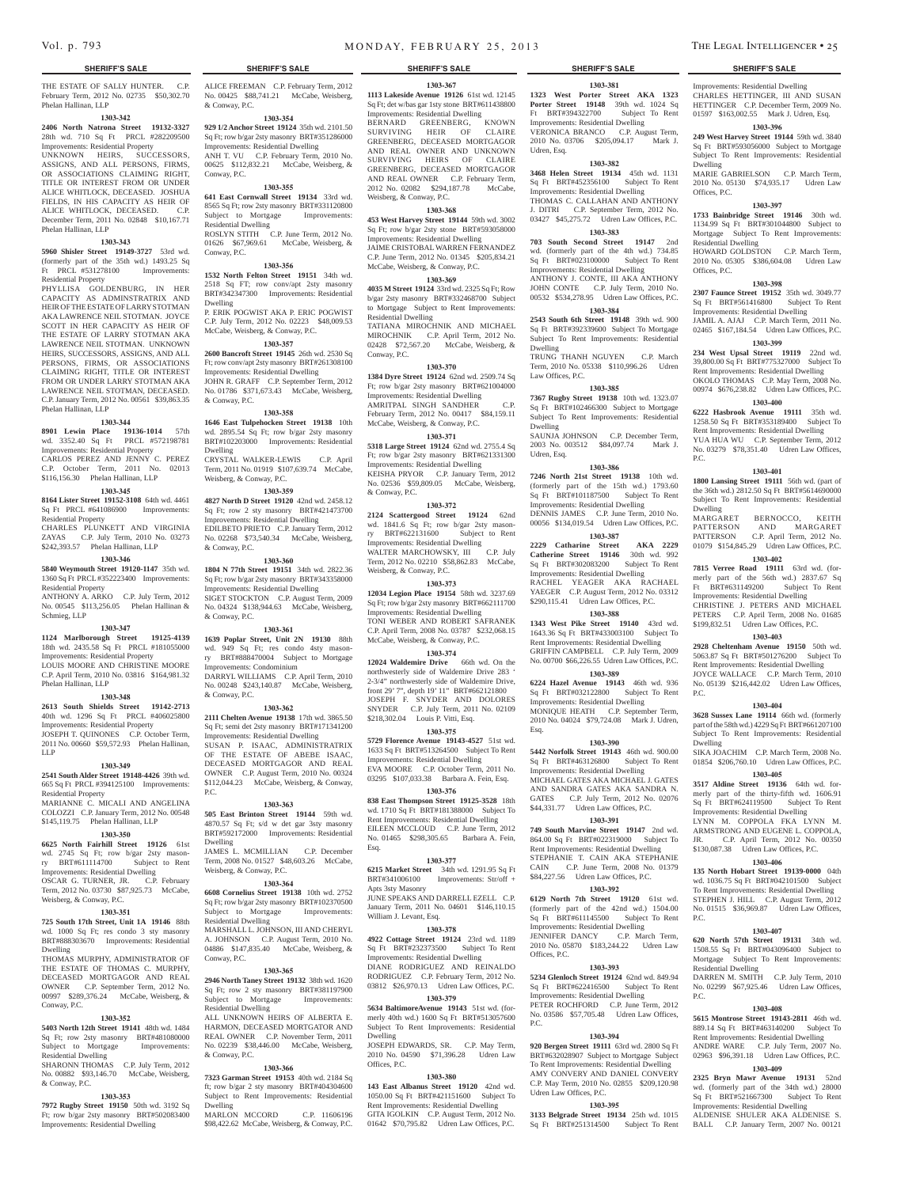THE ESTATE OF SALLY HUNTER. C.P. February Term, 2012 No. 02735 $50,302.70 Phelan Hallinan, LLP

**1303-342**

**2406 North Natrona Street 19132-3327** 28th wd. 710 Sq Ft PRCL #282209500 Improvements: Residential Property
UNKNOWN HEIRS, SUCCESSORS, ASSIGNS, AND ALL PERSONS, FIRMS, OR ASSOCIATIONS CLAIMING RIGHT, TITLE OR INTEREST FROM OR UNDER ALICE WHITLOCK, DECEASED. JOSHUA FIELDS, IN HIS CAPACITY AS HEIR OF ALICE WHITLOCK, DECEASED. C.P. December Term, 2011 No. 02848 $10,167.71 Phelan Hallinan, LLP

**1303-343**

**5960 Shisler Street 19149-3727** 53rd wd. (formerly part of the 35th wd.) 1493.25 Sq Ft PRCL #531278100 Improvements: Residential Property
PHYLLISA GOLDENBURG, IN HER CAPACITY AS ADMINSTRATRIX AND HEIR OF THE ESTATE OF LARRY STOTMAN AKA LAWRENCE NEIL STOTMAN. JOYCE SCOTT IN HER CAPACITY AS HEIR OF THE ESTATE OF LARRY STOTMAN AKA LAWRENCE NEIL STOTMAN. UNKNOWN HEIRS, SUCCESSORS, ASSIGNS, AND ALL PERSONS, FIRMS, OR ASSOCIATIONS CLAIMING RIGHT, TITLE OR INTEREST FROM OR UNDER LARRY STOTMAN AKA LAWRENCE NEIL STOTMAN, DECEASED. C.P. January Term, 2012 No. 00561 $39,863.35 Phelan Hallinan, LLP

**1303-344**

**8901 Lewin Place 19136-1014** 57th wd. 3352.40 Sq Ft PRCL #572198781 Improvements: Residential Property
CARLOS PEREZ AND JENNY C. PEREZ C.P. October Term, 2011 No. 02013 $116,156.30 Phelan Hallinan, LLP

**1303-345**

**8164 Lister Street 19152-3108** 64th wd. 4461 Sq Ft PRCL #641086900 Improvements: Residential Property
CHARLES PLUNKETT AND VIRGINIA ZAYAS C.P. July Term, 2010 No. 03273 $242,393.57 Phelan Hallinan, LLP

**1303-346**

**5840 Weymouth Street 19120-1147** 35th wd. 1360 Sq Ft PRCL #352223400 Improvements: Residential Property
ANTHONY A. ARKO C.P. July Term, 2012 No. 00545 $113,256.05 Phelan Hallinan & Schmieg, LLP

**1303-347**

**1124 Marlborough Street 19125-4139** 18th wd. 2435.58 Sq Ft PRCL #181055000 Improvements: Residential Property
LOUIS MOORE AND CHRISTINE MOORE C.P. April Term, 2010 No. 03816 $164,981.32 Phelan Hallinan, LLP

**1303-348**

**2613 South Shields Street 19142-2713** 40th wd. 1296 Sq Ft PRCL #406025800 Improvements: Residential Property
JOSEPH T. QUINONES C.P. October Term, 2011 No. 00660 $59,572.93 Phelan Hallinan, LLP

**1303-349**

**2541 South Alder Street 19148-4426** 39th wd. 665 Sq Ft PRCL #394125100 Improvements: Residential Property
MARIANNE C. MICALI AND ANGELINA COLOZZI C.P. January Term, 2012 No. 00548 $145,119.75 Phelan Hallinan, LLP

**1303-350**

**6625 North Fairhill Street 19126** 61st wd. 2745 Sq Ft; row b/gar 2sty masonry BRT#611114700 Subject to Rent Improvements: Residential Dwelling
OSCAR G. TURNER, JR. C.P. February Term, 2012 No. 03730 $87,925.73 McCabe, Weisberg, & Conway, P.C.

**1303-351**

**725 South 17th Street, Unit 1A 19146** 88th wd. 1000 Sq Ft; res condo 3 sty masonry BRT#888303670 Improvements: Residential Dwelling
THOMAS MURPHY, ADMINISTRATOR OF THE ESTATE OF THOMAS C. MURPHY, DECEASED MORTGAGOR AND REAL OWNER C.P. September Term, 2012 No. 00997 $289,376.24 McCabe, Weisberg, & Conway, P.C.

**1303-352**

**5403 North 12th Street 19141** 48th wd. 1484 Sq Ft; row 2sty masonry BRT#481080000 Subject to Mortgage Improvements: Residential Dwelling
SHARONN THOMAS C.P. July Term, 2012 No. 00882 $93,146.70 McCabe, Weisberg, & Conway, P.C.

**1303-353**

**7972 Rugby Street 19150** 50th wd. 3192 Sq Ft; row b/gar 2sty masonry BRT#502083400 Improvements: Residential Dwelling
ALICE FREEMAN C.P. February Term, 2012 No. 00425 $88,741.21 McCabe, Weisberg, & Conway, P.C.

**1303-354**

**929 1/2 Anchor Street 19124** 35th wd. 2101.50 Sq Ft; row b/gar 2sty masonry BRT#351286000 Improvements: Residential Dwelling
ANH T. VU C.P. February Term, 2010 No. 00625 $112,832.21 McCabe, Weisberg, & Conway, P.C.

**1303-355**

**641 East Cornwall Street 19134** 33rd wd. 8565 Sq Ft; row 2sty masonry BRT#331120800 Subject to Mortgage Improvements: Residential Dwelling
ROSLYN STITH C.P. June Term, 2012 No. 01626 $67,969.61 McCabe, Weisberg, & Conway, P.C.

**1303-356**

**1532 North Felton Street 19151** 34th wd. 2518 Sq FT; row conv/apt 2sty masonry BRT#342347300 Improvements: Residential Dwelling
P. ERIK POGWIST AKA P. ERIC POGWIST C.P. July Term, 2012 No. 02223 $48,009.53 McCabe, Weisberg, & Conway, P.C.

**1303-357**

**2600 Bancroft Street 19145** 26th wd. 2530 Sq Ft; row conv/apt 2sty masonry BRT#261308100 Improvements: Residential Dwelling
JOHN R. GRAFF C.P. September Term, 2012 No. 01786 $371,673.43 McCabe, Weisberg, & Conway, P.C.

**1303-358**

**1646 East Tulpehocken Street 19138** 10th wd. 2895.54 Sq Ft; row b/gar 2sty masonry BRT#102203000 Improvements: Residential Dwelling
CRYSTAL WALKER-LEWIS C.P. April Term, 2011 No. 01919 $107,639.74 McCabe, Weisberg, & Conway, P.C.

**1303-359**

**4827 North D Street 19120** 42nd wd. 2458.12 Sq Ft; row 2 sty masonry BRT#421473700 Improvements: Residential Dwelling
EDILBETO PRIETO C.P. January Term, 2012 No. 02268 $73,540.34 McCabe, Weisberg, & Conway, P.C.

**1303-360**

**1804 N 77th Street 19151** 34th wd. 2822.36 Sq Ft; row b/gar 2sty masonry BRT#343358000 Improvements: Residential Dwelling
SIGET STOCKTON C.P. August Term, 2009 No. 04324 $138,944.63 McCabe, Weisberg, & Conway, P.C.

**1303-361**

**1639 Poplar Street, Unit 2N 19130** 88th wd. 949 Sq Ft; res condo 4sty masonry BRT#888470004 Subject to Mortgage Improvements: Condominium
DARRYL WILLIAMS C.P. April Term, 2010 No. 00248 $243,140.87 McCabe, Weisberg, & Conway, P.C.

**1303-362**

**2111 Chelten Avenue 19138** 17th wd. 3865.50 Sq Ft; semi det 2sty masonry BRT#171341200 Improvements: Residential Dwelling
SUSAN P. ISAAC, ADMINISTRATRIX OF THE ESTATE OF ABEBE ISAAC, DECEASED MORTGAGOR AND REAL OWNER C.P. August Term, 2010 No. 00324 $112,044.23 McCabe, Weisberg, & Conway, P.C.

**1303-363**

**505 East Brinton Street 19144** 59th wd. 4870.57 Sq Ft; s/d w det gar 3sty masonry BRT#592172000 Improvements: Residential Dwelling
JAMES L. MCMILLIAN C.P. December Term, 2008 No. 01527 $48,603.26 McCabe, Weisberg, & Conway, P.C.

**1303-364**

**6608 Cornelius Street 19138** 10th wd. 2752 Sq Ft; row b/gar 2sty masonry BRT#102370500 Subject to Mortgage Improvements: Residential Dwelling
MARSHALL L. JOHNSON, III AND CHERYL A. JOHNSON C.P. August Term, 2010 No. 04886 $147,835.40 McCabe, Weisberg, & Conway, P.C.

**1303-365**

**2946 North Taney Street 19132** 38th wd. 1620 Sq Ft; row 2 sty masonry BRT#381197900 Subject to Mortgage Improvements: Residential Dwelling
ALL UNKNOWN HEIRS OF ALBERTA E. HARMON, DECEASED MORTGATOR AND REAL OWNER C.P. November Term, 2011 No. 02239 $38,446.00 McCabe, Weisberg, & Conway, P.C.

**1303-366**

**7323 Garman Street 19153** 40th wd. 2184 Sq ft; row b/gar 2 sty masonry BRT#404304600 Subject to Rent Improvements: Residential Dwelling
MARLON MCCORD C.P. 11606196 $98,422.62 McCabe, Weisberg, & Conway, P.C.

**1303-367**

**1113 Lakeside Avenue 19126** 61st wd. 12145 Sq Ft; det w/bas gar 1sty stone BRT#611438800 Improvements: Residential Dwelling
BERNARD GREENBERG, KNOWN SURVIVING HEIR OF CLAIRE GREENBERG, DECEASED MORTGAGOR AND REAL OWNER AND UNKNOWN SURVIVING HEIRS OF CLAIRE GREENBERG, DECEASED MORTGAGOR AND REAL OWNER C.P. February Term, 2012 No. 02082 $294,187.78 McCabe, Weisberg, & Conway, P.C.

**1303-368**

**453 West Harvey Street 19144** 59th wd. 3002 Sq Ft; row b/gar 2sty stone BRT#593058000 Improvements: Residential Dwelling
JAIME CRISTOBAL WARREN FERNANDEZ C.P. June Term, 2012 No. 01345 $205,834.21 McCabe, Weisberg, & Conway, P.C.

**1303-369**

**4035 M Street 19124** 33rd wd. 2325 Sq Ft; Row b/gar 2sty masonry BRT#332468700 Subject to Mortgage Subject to Rent Improvements: Residential Dwelling
TATIANA MIROCHNIK AND MICHAEL MIROCHNIK C.P. April Term, 2012 No. 02428 $72,567.20 McCabe, Weisberg, & Conway, P.C.

**1303-370**

**1384 Dyre Street 19124** 62nd wd. 2509.74 Sq Ft; row b/gar 2sty masonry BRT#621004000 Improvements: Residential Dwelling
AMRITPAL SINGH SANDHER C.P. February Term, 2012 No. 00417 $84,159.11 McCabe, Weisberg, & Conway, P.C.

**1303-371**

**5318 Large Street 19124** 62nd wd. 2755.4 Sq Ft; row b/gar 2sty masonry BRT#621331300 Improvements: Residential Dwelling
KEISHA PRYOR C.P. January Term, 2012 No. 02536 $59,809.05 McCabe, Weisberg, & Conway, P.C.

**1303-372**

**2124 Scattergood Street 19124** 62nd wd. 1841.6 Sq Ft; row b/gar 2sty masonry BRT#622131600 Subject to Rent Improvements: Residential Dwelling
WALTER MARCHOWSKY, III C.P. July Term, 2012 No. 02210 $58,862.83 McCabe, Weisberg, & Conway, P.C.

**1303-373**

**12034 Legion Place 19154** 58th wd. 3237.69 Sq Ft; row b/gar 2sty masonry BRT#662111700 Improvements: Residential Dwelling
TONI WEBER AND ROBERT SAFRANEK C.P. April Term, 2008 No. 03787 $232,068.15 McCabe, Weisberg, & Conway, P.C.

**1303-374**

**12024 Waldemire Drive** 66th wd. On the northwesterly side of Waldemire Drive 283 ' 2-3/4" northwesterly side of Waldemire Drive, front 29' 7", depth 19' 11" BRT#662121800
JOSEPH F. SNYDER AND DOLORES SNYDER C.P. July Term, 2011 No. 02109 $218,302.04 Louis P. Vitti, Esq.

**1303-375**

**5729 Florence Avenue 19143-4527** 51st wd. 1633 Sq Ft BRT#513264500 Subject To Rent Improvements: Residential Dwelling
EVA MOORE C.P. October Term, 2011 No. 03295 $107,033.38 Barbara A. Fein, Esq.

**1303-376**

**838 East Thompson Street 19125-3528** 18th wd. 1710 Sq Ft BRT#181388000 Subject To Rent Improvements: Residential Dwelling
EILEEN MCCLOUD C.P. June Term, 2012 No. 01465 $298,305.65 Barbara A. Fein, Esq.

**1303-377**

**6215 Market Street** 34th wd. 1291.95 Sq Ft BRT#341006100 Improvements: Str/off + Apts 3sty Masonry
JUNE SPEAKS AND DARRELL EZELL C.P. January Term, 2011 No. 04601 $146,110.15 William J. Levant, Esq.

**1303-378**

**4922 Cottage Street 19124** 23rd wd. 1189 Sq Ft BRT#232373500 Subject To Rent Improvements: Residential Dwelling
DIANE RODRIGUEZ AND REINALDO RODRIGUEZ C.P. February Term, 2012 No. 03812 $26,970.13 Udren Law Offices, P.C.

**1303-379**

**5634 BaltimoreAvenue 19143** 51st wd. (formerly 40th wd.) 1600 Sq Ft BRT#513057600 Subject To Rent Improvements: Residential Dwelling
JOSEPH EDWARDS, SR. C.P. May Term, 2010 No. 04590 $71,396.28 Udren Law Offices, P.C.

**1303-380**

**143 East Albanus Street 19120** 42nd wd. 1050.00 Sq Ft BRT#421151600 Subject To Rent Improvements: Residential Dwelling
GITA IGOLKIN C.P. August Term, 2012 No. 01642 $70,795.82 Udren Law Offices, P.C.

**1303-381**

**1323 West Porter Street AKA 1323 Porter Street 19148** 39th wd. 1024 Sq Ft BRT#394322700 Subject To Rent Improvements: Residential Dwelling
VERONICA BRANCO C.P. August Term, 2010 No. 03706 $205,094.17 Mark J. Udren, Esq.

**1303-382**

**3468 Helen Street 19134** 45th wd. 1131 Sq Ft BRT#452356100 Subject To Rent Improvements: Residential Dwelling
THOMAS C. CALLAHAN AND ANTHONY J. DITRI C.P. September Term, 2012 No. 03427 $45,275.72 Udren Law Offices, P.C.

**1303-383**

**703 South Second Street 19147** 2nd wd. (formerly part of the 4th wd.) 734.85 Sq Ft BRT#023100000 Subject To Rent Improvements: Residential Dwelling
ANTHONY J. CONTE, III AKA ANTHONY JOHN CONTE C.P. July Term, 2010 No. 00532 $534,278.95 Udren Law Offices, P.C.

**1303-384**

**2543 South 6th Street 19148** 39th wd. 900 Sq Ft BRT#392339600 Subject To Mortgage Subject To Rent Improvements: Residential Dwelling
TRUNG THANH NGUYEN C.P. March Term, 2010 No. 05338 $110,996.26 Udren Law Offices, P.C.

**1303-385**

**7367 Rugby Street 19138** 10th wd. 1323.07 Sq Ft BRT#102466300 Subject to Mortgage Subject To Rent Improvements: Residential Dwelling
SAUNJA JOHNSON C.P. December Term, 2003 No. 003512 $84,097.74 Mark J. Udren, Esq.

**1303-386**

**7246 North 21st Street 19138** 10th wd. (formerly part of the 15th wd.) 1793.60 Sq Ft BRT#101187500 Subject To Rent Improvements: Residential Dwelling
DENNIS JAMES C.P. June Term, 2010 No. 00056 $134,019.54 Udren Law Offices, P.C.

**1303-387**

**2229 Catharine Street AKA 2229 Catherine Street 19146** 30th wd. 992 Sq Ft BRT#302083200 Subject To Rent Improvements: Residential Dwelling
RACHEL YEAGER AKA RACHAEL YAEGER C.P. August Term, 2012 No. 03312 $290,115.41 Udren Law Offices, P.C.

**1303-388**

**1343 West Pike Street 19140** 43rd wd. 1643.36 Sq Ft BRT#433003100 Subject To Rent Improvements: Residential Dwelling
GRIFFIN CAMPBELL C.P. July Term, 2009 No. 00700 $66,226.55 Udren Law Offices, P.C.

**1303-389**

**6224 Hazel Avenue 19143** 46th wd. 936 Sq Ft BRT#032122800 Subject To Rent Improvements: Residential Dwelling
MONIQUE HEATH C.P. September Term, 2010 No. 04024 $79,724.08 Mark J. Udren, Esq.

**1303-390**

**5442 Norfolk Street 19143** 46th wd. 900.00 Sq Ft BRT#463126800 Subject To Rent Improvements: Residential Dwelling
MICHAEL GATES AKA MICHAEL J. GATES AND SANDRA GATES AKA SANDRA N. GATES C.P. July Term, 2012 No. 02076 $44,331.77 Udren Law Offices, P.C.

**1303-391**

**749 South Marvine Street 19147** 2nd wd. 864.00 Sq Ft BRT#022319000 Subject To Rent Improvements: Residential Dwelling
STEPHANIE T. CAIN AKA STEPHANIE CAIN C.P. June Term, 2008 No. 01379 $84,227.56 Udren Law Offices, P.C.

**1303-392**

**6129 North 7th Street 19120** 61st wd. (formerly part of the 42nd wd.) 1504.00 Sq Ft BRT#611145500 Subject To Rent Improvements: Residential Dwelling
JENNIFER DANCY C.P. March Term, 2010 No. 05870 $183,244.22 Udren Law Offices, P.C.

**1303-393**

**5234 Glenloch Street 19124** 62nd wd. 849.94 Sq Ft BRT#622416500 Subject To Rent Improvements: Residential Dwelling
PETER ROCHFORD C.P. June Term, 2012 No. 03586 $57,705.48 Udren Law Offices, P.C.

**1303-394**

**920 Bergen Street 19111** 63rd wd. 2800 Sq Ft BRT#632028907 Subject to Mortgage Subject To Rent Improvements: Residential Dwelling
AMY CONVERY AND DANIEL CONVERY C.P. May Term, 2010 No. 02855 $209,120.98 Udren Law Offices, P.C.

**1303-395**

**3133 Belgrade Street 19134** 25th wd. 1015 Sq Ft BRT#251314500 Subject To Rent Improvements: Residential Dwelling
CHARLES HETTINGER, III AND SUSAN HETTINGER C.P. December Term, 2009 No. 01597 $163,002.55 Mark J. Udren, Esq.

**1303-396**

**249 West Harvey Street 19144** 59th wd. 3840 Sq Ft BRT#593056000 Subject to Mortgage Subject To Rent Improvements: Residential Dwelling
MARIE GABRIELSON C.P. March Term, 2010 No. 05130 $74,935.17 Udren Law Offices, P.C.

**1303-397**

**1733 Bainbridge Street 19146** 30th wd. 1134.99 Sq Ft BRT#301044800 Subject to Mortgage Subject To Rent Improvements: Residential Dwelling
HOWARD GOLDSTON C.P. March Term, 2010 No. 05305 $386,604.08 Udren Law Offices, P.C.

**1303-398**

**2307 Faunce Street 19152** 35th wd. 3049.77 Sq Ft BRT#561416800 Subject To Rent Improvements: Residential Dwelling
JAMIL A. AJAJ C.P. March Term, 2011 No. 02465 $167,184.54 Udren Law Offices, P.C.

**1303-399**

**234 West Upsal Street 19119** 22nd wd. 39,800.00 Sq Ft BRT#775327000 Subject To Rent Improvements: Residential Dwelling
OKOLO THOMAS C.P. May Term, 2008 No. 00974 $676,238.82 Udren Law Offices, P.C.

**1303-400**

**6222 Hasbrook Avenue 19111** 35th wd. 1258.50 Sq Ft BRT#353189400 Subject To Rent Improvements: Residential Dwelling
YUA HUA WU C.P. September Term, 2012 No. 03279 $78,351.40 Udren Law Offices, P.C.

**1303-401**

**1800 Lansing Street 19111** 56th wd. (part of the 36th wd.) 2812.50 Sq Ft BRT#5614690000 Subject To Rent Improvements: Residential Dwelling
MARGARET BERNOCCO, KEITH PATTERSON AND MARGARET PATTERSON C.P. April Term, 2012 No. 01079 $154,845.29 Udren Law Offices, P.C.

**1303-402**

**7815 Verree Road 19111** 63rd wd. (formerly part of the 56th wd.) 2837.67 Sq Ft BRT#631149200 Subject To Rent Improvements: Residential Dwelling
CHRISTINE J. PETERS AND MICHAEL PETERS C.P. April Term, 2008 No. 01685 $199,832.51 Udren Law Offices, P.C.

**1303-403**

**2928 Cheltenham Avenue 19150** 50th wd. 5063.87 Sq Ft BRT#501276200 Subject To Rent Improvements: Residential Dwelling
JOYCE WALLACE C.P. March Term, 2010 No. 05139 $216,442.02 Udren Law Offices, P.C.

**1303-404**

**3628 Sussex Lane 11114** 66th wd. (formerly part of the 58th wd.) 4229 Sq Ft BRT#661207100 Subject To Rent Improvements: Residential Dwelling
SIKA JOACHIM C.P. March Term, 2008 No. 01854 $206,760.10 Udren Law Offices, P.C.

**1303-405**

**3517 Aldine Street 19136** 64th wd. formerly part of the thirty-fifth wd. 1606.91 Sq Ft BRT#624119500 Subject To Rent Improvements: Residential Dwelling
LYNN M. COPPOLA FKA LYNN M. ARMSTRONG AND EUGENE L. COPPOLA, JR. C.P. April Term, 2012 No. 00350 $130,087.38 Udren Law Offices, P.C.

**1303-406**

**135 North Hobart Street 19139-0000** 04th wd. 1036.75 Sq Ft BRT#042101500 Subject To Rent Improvements: Residential Dwelling
STEPHEN J. HILL C.P. August Term, 2012 No. 01515 $36,969.87 Udren Law Offices, P.C.

**1303-407**

**620 North 57th Street 19131** 34th wd. 1508.55 Sq Ft BRT#043096400 Subject to Mortgage Subject To Rent Improvements: Residential Dwelling
DARREN M. SMITH C.P. July Term, 2010 No. 02299 $67,925.46 Udren Law Offices, P.C.

**1303-408**

**5615 Montrose Street 19143-2811** 46th wd. 889.14 Sq Ft BRT#463140200 Subject To Rent Improvements: Residential Dwelling
ANDRE WARE C.P. July Term, 2007 No. 02963 $96,391.18 Udren Law Offices, P.C.

**1303-409**

**2325 Bryn Mawr Avenue 19131** 52nd wd. (formerly part of the 34th wd.) 28000 Sq Ft BRT#521667300 Subject To Rent Improvements: Residential Dwelling
ALDENISE SHULER AKA ALDENISE S. BALL C.P. January Term, 2007 No. 00121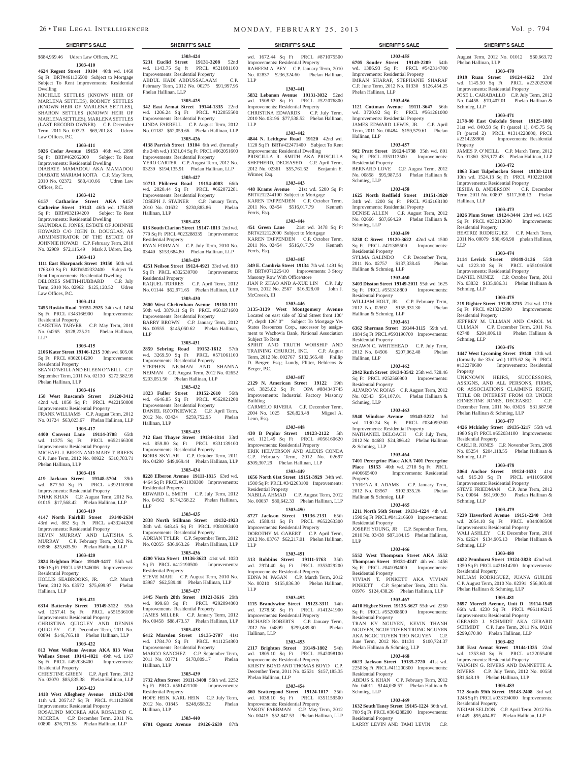## SHERIFF'S SALE

$684,969.46 Udren Law Offices, P.C.

**1303-410**

**4624 Regent Street 19104** 46th wd. 1460 Sq Ft BRT#461136500 Subject to Mortgage Subject To Rent Improvements: Residential Dwelling

MICHLLE SETTLES (KNOWN HEIR OF MARLENA SETTLES), RODNEY SETTLES (KNOWN HEIR OF MARLENA SETTLES), SHARON SETTLES (KNOWN HEIR OF MARLENA SETTLES), MARLENA SETTLES (LAST RECORD OWNER) C.P. December Term, 2011 No. 00323 $69,201.88 Udren Law Offices, P.C.

**1303-411**

**5026 Cedar Avenue 19153** 46th wd. 2090 Sq Ft BRT#462052000 Subject To Rent Improvements: Residential Dwelling

DIABATE MAMADOU AKA MAMADOU DIABATE MARIAM KOITA C.P. May Term, 2010 No. 02372 $80,410.66 Udren Law Offices, P.C.

**1303-412**

**6157 Catharine Street AKA 6157 Catherine Street 19143** 46th wd. 1758.89 Sq Ft BRT#032194200 Subject To Rent Improvements: Residential Dwelling

SAUNDRA E. JONES, ESTATE OF JOHNNIE HOWARD C/O JOHN D. DOUGLAS, AS ADMINISTRATOR OF THE ESTATE OF JOHNNIE HOWAD C.P. February Term, 2010 No. 02989 $72,115.49 Mark J. Udren, Esq.

**1303-413**

**1111 East Sharpnack Street 19150** 50th wd. 1763.00 Sq Ft BRT#502332400 Subject To Rent Improvements: Residential Dwelling

DELORES SMITH-HUBBARD C.P. July Term, 2010 No. 02962 $125,120.52 Udren Law Offices, P.C.

**1303-414**

**7455 Ruskin Road 19151-2925** 34th wd. 1494 Sq Ft PRCL #343166900 Improvements: Residential Property

CARETHA TARVER C.P. May Term, 2010 No. 04265 $128,225.21 Phelan Hallinan, LLP

**1303-415**

**2106 Kater Street 19146-1215** 30th wd. 605.06 Sq Ft PRCL #302014200 Improvements: Residential Property

SEAN O'NEILL AND EILEEN O'NEILL C.P. September Term, 2011 No. 02130 $272,582.95 Phelan Hallinan, LLP

**1303-416**

**158 West Ruscomb Street 19120-3412** 42nd wd. 1050 Sq Ft PRCL #422150000 Improvements: Residential Property

FRANK WILLIAMS C.P. August Term, 2012 No. 01724 $63,023.67 Phelan Hallinan, LLP

**1303-417**

**4400 Convent Lane 19114-3708** 65th wd. 11375 Sq Ft PRCL #652166300 Improvements: Residential Property

MICHAEL J. BREEN AND MARY T. BREEN C.P. June Term, 2012 No. 00922 $310,783.71 Phelan Hallinan, LLP

**1303-418**

**419 Jackson Street 19148-5704** 39th wd. 877.50 Sq Ft PRCL #392110900 Improvements: Residential Property

NHAK KHAN C.P. August Term, 2012 No. 01015 $17,568.42 Phelan Hallinan, LLP

**1303-419**

**4147 North Fairhill Street 19140-2634** 43rd wd. 882 Sq Ft PRCL #433244200 Improvements: Residential Property

KEVIN MURRAY AND LATISHA S. MURRAY C.P. February Term, 2012 No. 03586 $25,605.50 Phelan Hallinan, LLP

**1303-420**

**2824 Brighton Place 19149-1417** 55th wd. 1860 Sq Ft PRCL #551346006 Improvements: Residential Property

HOLLIS SEABROOKS, JR. C.P. March Term, 2012 No. 03572 $75,699.97 Phelan Hallinan, LLP

**1303-421**

**6314 Battersby Street 19149-3122** 55th wd. 1257.41 Sq Ft PRCL #551536100 Improvements: Residential Property

CHRISTINA QUIGLEY AND DENNIS QUIGLEY C.P. December Term, 2011 No. 00894 $146,765.18 Phelan Hallinan, LLP

**1303-422**

**813 West Wellens Avenue AKA 813 West Wellens Street 19141-4021** 49th wd. 1167 Sq Ft PRCL #492036400 Improvements: Residential Property

CHRISTINE GREEN C.P. April Term, 2012 No. 02070 $85,835.38 Phelan Hallinan, LLP

**1303-423**

**1418 West Allegheny Avenue 19132-1708** 11th wd. 2057.47 Sq Ft PRCL #111128600 Improvements: Residential Property

ROSALIND MCCREA AKA ROSALIND C. MCCREA C.P. December Term, 2011 No. 00890 $76,791.58 Phelan Hallinan, LLP

**1303-424**

**5231 Euclid Street 19131-3208** 52nd wd. 1143.75 Sq Ft PRCL #521081100 Improvements: Residential Property

ABDUL HADI ABDUSSALAAM C.P. February Term, 2012 No. 00275 $91,997.95 Phelan Hallinan, LLP

**1303-425**

**342 East Armat Street 19144-1335** 22nd wd. 1206.24 Sq Ft PRCL #122055500 Improvements: Residential Property

LINDA FARRELL C.P. August Term, 2012 No. 01182 $62,059.66 Phelan Hallinan, LLP

**1303-426**

**4138 Parrish Street 19104** 6th wd. (formally the 24th wd.) 1331.04 Sq Ft PRCL #062051600 Improvements: Residential Property

YERO CARTER C.P. August Term, 2012 No. 03239 $194,135.91 Phelan Hallinan, LLP

**1303-427**

**10713 Philcrest Road 19154-4003** 66th wd. 2020.44 Sq Ft PRCL #662072281 Improvements: Residential Property

JOSEPH J. STAINER C.P. January Term, 2010 No. 01632 $230,883.86 Phelan Hallinan, LLP

**1303-428**

**613 South Clarion Street 19147-1813** 2nd wd. 779 Sq Ft PRCL #023288335 Improvements: Residential Property

RYAN FORMAN C.P. July Term, 2010 No. 03440 $153,684.80 Phelan Hallinan, LLP

**1303-429**

**4251 Neilson Street 19124-4921** 33rd wd. 810 Sq Ft PRCL #332530700 Improvements: Residential Property

RAQUEL TORRES C.P. April Term, 2012 No. 01144 $62,971.65 Phelan Hallinan, LLP

**1303-430**

**2600 West Cheltenham Avenue 19150-1311** 50th wd. 3879.11 Sq Ft PRCL #501271600 Improvements: Residential Property

BARRY BROWN C.P. January Term, 2012 No. 00555 $145,050.62 Phelan Hallinan, LLP

**1303-431**

**2859 Sebring Road 19152-1612** 57th wd. 3269.50 Sq Ft PRCL #571061100 Improvements: Residential Property

STEPHEN NEJMAN AND SHANNA NEJMAN C.P. August Term, 2012 No. 02652 $203,051.50 Phelan Hallinan, LLP

**1303-432**

**1823 Fuller Street 19152-2610** 56th wd. 4646.85 Sq Ft PRCL #562021200 Improvements: Residential Property

DANIEL RZOTKIEWICZ C.P. April Term, 2012 No. 03424 $259,752.95 Phelan Hallinan, LLP

**1303-433**

**712 East Thayer Street 19134-1814** 33rd wd. 859.80 Sq Ft PRCL #331139100 Improvements: Residential Property

BORIS SKYLAR C.P. October Term, 2011 No. 04290 $49,969.44 Phelan Hallinan, LLP

**1303-434**

**8228 Elberon Avenue 19111-1815** 63rd wd. 4464 Sq Ft PRCL #631039300 Improvements: Residential Property

EDWARD L. SMITH C.P. July Term, 2012 No. 04562 $174,358.22 Phelan Hallinan, LLP

**1303-435**

**2838 North Stillman Street 19132-1923** 38th wd. 648.45 Sq Ft PRCL #381093400 Improvements: Residential Property

ADRIAN TYLER C.P. September Term, 2012 No. 02055 $36,963.26 Phelan Hallinan, LLP

**1303-436**

**4200 Vista Street 19136-3623** 41st wd. 1020 Sq Ft PRCL #412190500 Improvements: Residential Property

STEVE MARI C.P. August Term, 2010 No. 03987 $62,589.48 Phelan Hallinan, LLP

**1303-437**

**1445 North 28th Street 19121-3616** 29th wd. 999.68 Sq Ft PRCL #292094800 Improvements: Residential Property

JAMES MILLER C.P. January Term, 2012 No. 00458 $88,473.57 Phelan Hallinan, LLP

**1303-438**

**6412 Marsden Street 19135-2707** 41st wd. 1784.70 Sq Ft PRCL #411254800 Improvements: Residential Property

MARCO SANCHEZ C.P. September Term, 2011 No. 03771 $178,809.17 Phelan Hallinan, LLP

**1303-439**

**1732 Afton Street 19111-3408** 56th wd. 2252 Sq Ft PRCL #561421100 Improvements: Residential Property

HOPE HEIN, KARL HEIN C.P. July Term, 2012 No. 01845 $248,698.32 Phelan Hallinan, LLP

**1303-440**

**6701 Ogontz Avenue 19126-2639** 87th wd. 1672.44 Sq Ft PRCL #871075500 Improvements: Residential Property

RAHEEM A. BEY C.P. January Term, 2010 No. 02837 $236,324.60 Phelan Hallinan, LLP

**1303-441**

**5832 Lebanon Avenue 19131-3032** 52nd wd. 1508.62 Sq Ft PRCL #522076800 Improvements: Residential Property

CHRISTINA EDWARDS C.P. July Term, 2010 No. 03196 $77,538.52 Phelan Hallinan, LLP

**1303-442**

**4844 N. Leithgow Road 19120** 42nd wd. 1128 Sq Ft BRT#422471400 Subject To Rent Improvements: Residential Dwelling

PRISCILLA R. SMITH AKA PRISCILLA SHEPHERD, DECEASED C.P. April Term, 2012 No. 02361 $55,761.62 Benjamin E. Witmer, Esq.

**1303-443**

**448 Krams Avenue** 21st wd. 5200 Sq Ft BRT#212244100 Subject to Mortgage

KAREN TAPPENDEN C.P. October Term, 2011 No. 02454 $516,017.79 Kenneth Ferris, Esq.

**1303-444**

**451 Green Lane** 21st wd. 3478 Sq Ft BRT#212122000 Subject to Mortgage

KAREN TAPPENDEN C.P. October Term, 2011 No. 02454 $516,017.79 Kenneth Ferris, Esq.

**1303-445**

**349 E. Cambria Street 19134** 7th wd. 1491 Sq Ft BRT#071225410 Improvements: 3 Story Masonry Row With Office/store

JIAN P. ZHAO AND A-XUE LIN C.P. July Term, 2012 No. 2567 $16,928.00 John J. McCreesh, III

**1303-446**

**3135-3139 West Montgomery Avenue** Located on east side of 32nd Street front 100' 0", depth 126' 0" Subject To Mortgage Yes States Resources Corp., successor by assignment to Wachovia Bank, National Association Subject To Rent

SPIRIT AND TRUTH WORSHIP AND TRAINING CHURCH, INC. C.P. August Term, 2012 No. 002767 $132,565.48 Phillip D. Berger, Esq.; Lundy, Flitter, Beldecos & Berger, P.C.

**1303-447**

**2129 N. American Street 19122** 19th wd. 3825.02 Sq Ft OPA #884343745 Improvements: Industrial Factory Masonry Building

CARMELO RIVERA C.P. December Term, 2004 No. 1025 $26,823.48 Miguel A. Leon, Esq.

**1303-448**

**430 B Poplar Street 19123-2122** 5th wd. 1121.49 Sq Ft PRCL #056160620 Improvements: Residential Property

ERIK HELVERSON AND ALEXIS CONDA C.P. February Term, 2012 No. 02697 $309,307.29 Phelan Hallinan, LLP

**1303-449**

**1656 North 61st Street 19151-3929** 34th wd. 1500 Sq Ft PRCL #342263100 Improvements: Residential Property

NABILA AHMAD C.P. August Term, 2012 No. 00037 $80,642.33 Phelan Hallinan, LLP

**1303-450**

**8727 Jackson Street 19136-2131** 65th wd. 1588.41 Sq Ft PRCL #652263300 Improvements: Residential Property

DOROTHY M. GABERT C.P. April Term, 2012 No. 03767 $62,217.01 Phelan Hallinan, LLP

**1303-451**

**513 Robbins Street 19111-5763** 35th wd. 2974.40 Sq Ft PRCL #353029200 Improvements: Residential Property

EDNA M. PAGAN C.P. March Term, 2012 No. 00210 $155,836.30 Phelan Hallinan, LLP

**1303-452**

**1115 Brandywine Street 19123-3311** 14th wd. 1278.50 Sq Ft PRCL #141241900 Improvements: Residential Property

RICHARD ROBERTS C.P. January Term, 2012 No. 04899 $299,489.80 Phelan Hallinan, LLP

**1303-453**

**2117 Brighton Street 19149-1802** 54th wd. 1805.10 Sq Ft PRCL #542098100 Improvements: Residential Property

KRISTY BOYD AND THOMAS BOYD C.P. December Term, 2011 No. 02531 $157,185.35 Phelan Hallinan, LLP

**1303-454**

**860 Scattergood Street 19124-1017** 35th wd. 1038.10 Sq Ft PRCL #351159500 Improvements: Residential Property

YAKOV FARBMAN C.P. May Term, 2012 No. 00415 $52,847.53 Phelan Hallinan, LLP

**1303-455**

**6705 Souder Street 19149-2209** 54th wd. 1386.93 Sq Ft PRCL #542314700 Improvements: Residential Property

IMRAN SHARAF, STEPHANIE SHARAF C.P. June Term, 2012 No. 01330 $126,454.25 Phelan Hallinan, LLP

**1303-456**

**1121 Cottman Avenue 19111-3647** 56th wd. 3720.92 Sq Ft PRCL #561261000 Improvements: Residential Property

JAMES EDWARD LEWIS, JR. C.P. April Term, 2011 No. 00484 $159,579.61 Phelan Hallinan, LLP

**1303-457**

**902 Pratt Street 19124-1738** 35th wd. 801 Sq Ft PRCL #351113500 Improvements: Residential Property

BERNARD LOVE C.P. August Term, 2012 No. 00858 $95,987.53 Phelan Hallinan & Schmieg, LLP

**1303-458**

**1625 North Redfield Street 19151-3920** 34th wd. 1200 Sq Ft PRCL #342168100 Improvements: Residential Property

DENISE ALLEN C.P. August Term, 2012 No. 02666 $87,664.29 Phelan Hallinan & Schmieg, LLP

**1303-459**

**5230 C Street 19120-3622** 42nd wd. 1500 Sq Ft PRCL #421365500 Improvements: Residential Property

SYLMA GALINDO C.P. December Term, 2011 No. 02757 $137,338.45 Phelan Hallinan & Schmieg, LLP

**1303-460**

**3403 Disston Street 19149-2011** 55th wd. 1625 Sq Ft PRCL #551318800 Improvements: Residential Property

WILLIAM HOLT, JR. C.P. February Term, 2012 No. 02692 $155,931.30 Phelan Hallinan & Schmieg, LLP

**1303-461**

**6362 Sherman Street 19144-3115** 59th wd. 1984 Sq Ft PRCL #593190700 Improvements: Residential Property

SHAWN C. WHITEHEAD C.P. July Term, 2012 No. 04506 $207,062.48 Phelan Hallinan, LLP

**1303-462**

**2942 Ruth Street 19134-3542** 25th wd. 728.46 Sq Ft PRCL #252560900 Improvements: Residential Property

ALVARO W. ROJAS C.P. August Term, 2012 No. 02543 $54,107.01 Phelan Hallinan & Schmieg, LLP

**1303-463**

**5940 Windsor Avenue 19143-5222** 3rd wd. 1130.24 Sq Ft PRCL #034099200 Improvements: Residential Property

NATHANIEL DELOACH C.P. July Term, 2012 No. 04683 $24,386.42 Phelan Hallinan & Schmieg, LLP

**1303-464**

**7401 Pererrgrine Place AKA 7401 Pererrgrine Place 19153** 40th wd. 2718 Sq Ft PRCL #406665400 Improvements: Residential Property

TYRENA R. ADAMS C.P. January Term, 2012 No. 03567 $102,935.26 Phelan Hallinan & Schmieg, LLP

**1303-465**

**1211 North 56th Street 19131-4224** 4th wd. 1590 Sq Ft PRCL #041216600 Improvements: Residential Property

JOSEPH YOUNG, JR C.P. September Term, 2010 No. 03438 $87,184.15 Phelan Hallinan, LLP

**1303-466**

**5552 West Thompson Street AKA 5552 Thompson Street 19131-4247** 4th wd. 1456 Sq Ft PRCL #041094600 Improvements: Residential Property

VIVIAN T. PINKETT AKA VIVIAN PINKETT C.P. September Term, 2011 No. 01976 $124,438.26 Phelan Hallinan, LLP

**1303-467**

**4410 Higbee Street 19135-3627** 55th wd. 2250 Sq Ft PRCL #552008600 Improvements: Residential Property

TRAN KY NGUYEN, KEVIN THANH NGUYEN, NGOE TUYEN TRONG NGUYEN AKA NGOC TUYEN TRO NGUYEN C.P. June Term, 2012 No. 01134 $100,724.37 Phelan Hallinan & Schmieg, LLP

**1303-468**

**6623 Jackson Street 19135-2720** 41st wd. 2250 Sq Ft PRCL #411200300 Improvements: Residential Property

ABDUS S. KHAN C.P. February Term, 2012 No. 04011 $144,038.57 Phelan Hallinan & Schmieg, LLP

**1303-469**

**1632 South Taney Street 19145-1224** 36th wd. 700 Sq Ft PRCL #364288200 Improvements: Residential Property

LARRY LEVIN AND TAMI LEVIN C.P. August Term, 2012 No. 01012 $60,663.72 Phelan Hallinan, LLP

**1303-470**

**1919 Ruan Street 19124-4622** 23rd wd. 1145.50 Sq Ft PRCL #232029200 Improvements: Residential Property

JOSE L. CARABALLO C.P. July Term, 2012 No. 04458 $70,407.01 Phelan Hallinan & Schmieg, LLP

**1303-471**

**2178-80 East Oakdale Street 19125-1801** 31st wd. 840.58 Sq Ft (parcel 1), 845.75 Sq Ft (parcel 2) PRCL #1314228800, PRCL #2314228900 Improvements: Residential Property

JAMES P. O'NEILL C.P. March Term, 2012 No. 01360 $26,172.43 Phelan Hallinan, LLP

**1303-472**

**1863 East Tulpehocken Street 19138-1210** 10th wd. 1524.13 Sq Ft PRCL #102221600 Improvements: Residential Property

IESHIA B. ANDERSON C.P. December Term, 2011 No. 00897 $117,308.13 Phelan Hallinan, LLP

**1303-473**

**2026 Plum Street 19124-3444** 23rd wd. 1425 Sq Ft PRCL #232112600 Improvements: Residential Property

BEATRIZ RODRIGUEZ C.P. March Term, 2011 No. 00079 $80,498.98 phelan Hallinan, LLP

**1303-474**

**3114 Levick Street 19149-3136** 55th wd. 1223.10 Sq Ft PRCL #551016500 Improvements: Residential Property

DANIEL NUNEZ C.P. October Term, 2011 No. 03832 $135,986.31 Phelan Hallinan & Schmieg, LLP

**1303-475**

**219 Righter Street 19128-3715** 21st wd. 1716 Sq Ft PRCL #213212900 Improvements: Residential Property

JEFFREY M. ULLMAN AND CAROL M. ULLMAN C.P. December Term, 2011 No. 02748 $204,006.10 Phelan Hallinan & Schmieg, LLP

**1303-476**

**1447 West Lycoming Street 19140** 13th wd. (formally the 33rd wd.) 1075.62 Sq Ft PRCL #132270600 Improvements: Residential Property

UNKNOWN HEIRS, SUCCESSORS, ASSIGNS, AND ALL PERSONS, FIRMS, OR ASSOCIATIONS CLAIMING RIGHT, TITLE OR INTEREST FROM OR UNDER ERNESTINE JONES, DECEASED. C.P. December Term, 2011 No. 03626 $31,687.98 Phelan Hallinan & Schmieg, LLP

**1303-477**

**4426 Mckinley Street 19135-3217** 55th wd. 1980 Sq Ft PRCL #552034100 Improvements: Residential Property

CARLI R. JONES C.P. November Term, 2009 No. 05254 $204,118.55 Phelan Hallinan & Schmieg, LLP

**1303-478**

**2064 Anchor Street 19124-1633** 41st wd. 915.20 Sq Ft PRCL #411056800 Improvements: Residential Property

STEVE FRIEDMAN C.P. June Term, 2012 No. 00064 $61,930.50 Phelan Hallinan & Schmieg, LLP

**1303-479**

**7239 Haverford Avenue 19151-2240** 34th wd. 2054.10 Sq Ft PRCL #344008500 Improvements: Residential Property

WALI ASHLEY C.P. December Term, 2010 No. 02624 $134,905.13 Phelan Hallinan & Schmieg, LLP

**1303-480**

**4622 Pennhurst Street 19124-3828** 42nd wd. 1350 Sq Ft PRCL #421614200 Improvements: Residential Property

MILIAM RODRIGUEZ, JUANA GUILBE C.P. August Term, 2010 No. 02391 $56,003.40 Phelan Hallinan & Schmieg, LLP

**1303-481**

**3697 Morrell Avenue, Unit D 19114-1945** 66th wd. 4230 Sq Ft PRCL #661146215 Improvements: Residential Property

GERARD J. SCHMIDT AKA GERARD SCHMIDT C.P. June Term, 2011 No. 00216 $299,870.90 Phelan Hallinan, LLP

**1303-482**

**340 East Armat Street 19144-1335** 22nd wd. 1353.60 Sq Ft PRCL #122055400 Improvements: Residential Property

VAUGHN G. RIVERS AND DANNETTE A. RIVERS C.P. July Term, 2012 No. 00550 $81,648.19 Phelan Hallinan, LLP

**1303-483**

**712 South 59th Street 19143-2408** 3rd wd. 1248 Sq Ft PRCL #033194000 Improvements: Residential Property

NIKIAH SELDON C.P. April Term, 2012 No. 01449 $95,404.87 Phelan Hallinan, LLP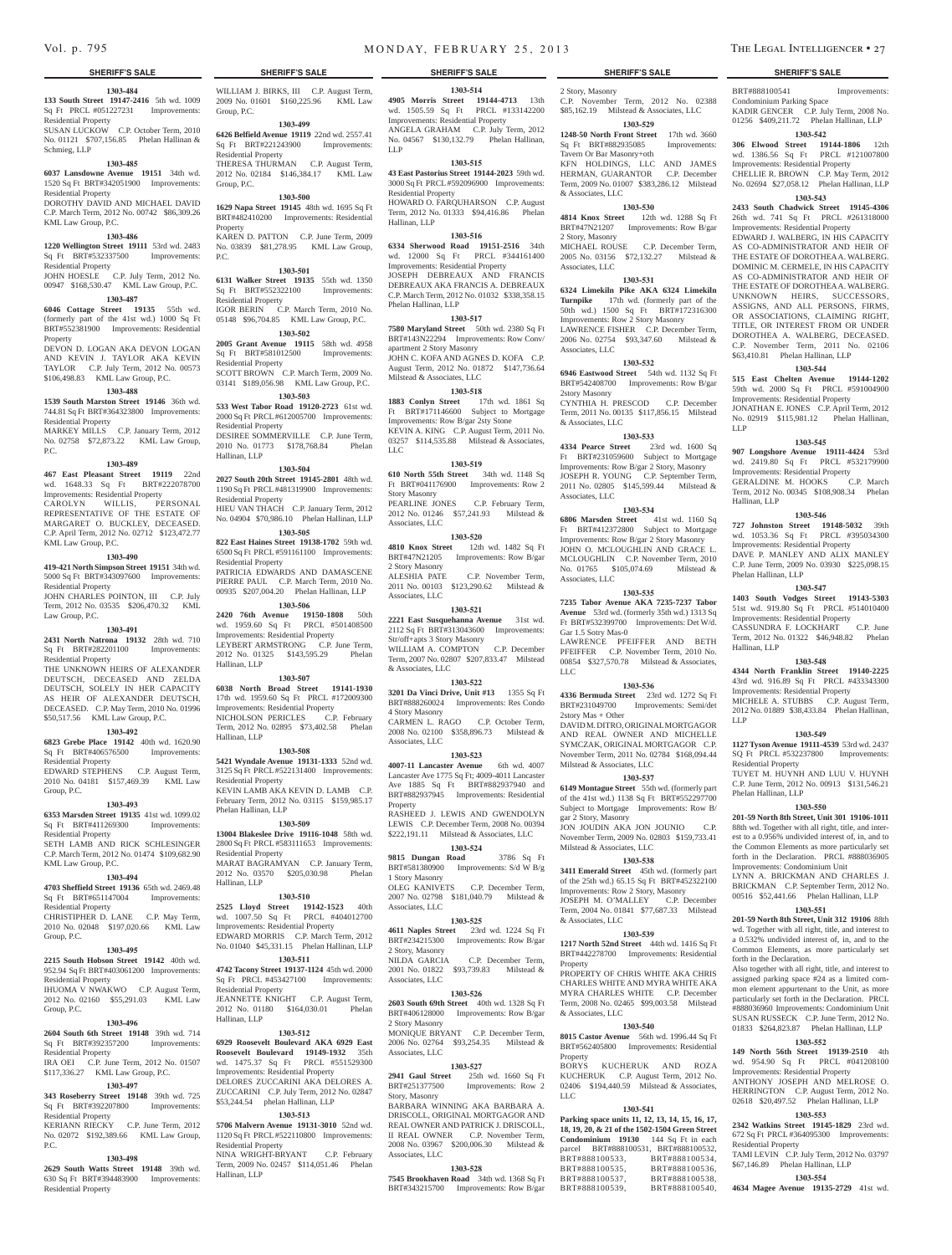## SHERIFF'S SALE

**1303-484**

**133 South Street 19147-2416** 5th wd. 1009 Sq Ft PRCL #051227231 Improvements: Residential Property

SUSAN LUCKOW C.P. October Term, 2010 No. 01121 $707,156.85 Phelan Hallinan & Schmieg, LLP

**1303-485**

**6037 Lansdowne Avenue 19151** 34th wd. 1520 Sq Ft BRT#342051900 Improvements: Residential Property

DOROTHY DAVID AND MICHAEL DAVID C.P. March Term, 2012 No. 00742 $86,309.26 KML Law Group, P.C.

**1303-486**

**1220 Wellington Street 19111** 53rd wd. 2483 Sq Ft BRT#532337500 Improvements: Residential Property

JOHN HOESLE C.P. July Term, 2012 No. 00947 $168,530.47 KML Law Group, P.C.

**1303-487**

**6046 Cottage Street 19135** 55th wd. (formerly part of the 41st wd.) 1000 Sq Ft BRT#552381900 Improvements: Residential Property

DEVON D. LOGAN AKA DEVON LOGAN AND KEVIN J. TAYLOR AKA KEVIN TAYLOR C.P. July Term, 2012 No. 00573 $106,498.83 KML Law Group, P.C.

**1303-488**

**1539 South Marston Street 19146** 36th wd. 744.81 Sq Ft BRT#364323800 Improvements: Residential Property

MARKEY MILLS C.P. January Term, 2012 No. 02758 $72,873.22 KML Law Group, P.C.

**1303-489**

**467 East Pleasant Street 19119** 22nd wd. 1648.33 Sq Ft BRT#222078700 Improvements: Residential Property

CAROLYN WILLIS, PERSONAL REPRESENTATIVE OF THE ESTATE OF MARGARET O. BUCKLEY, DECEASED. C.P. April Term, 2012 No. 02712 $123,472.77 KML Law Group, P.C.

**1303-490**

**419-421 North Simpson Street 19151** 34th wd. 5000 Sq Ft BRT#343097600 Improvements: Residential Property

JOHN CHARLES POINTON, III C.P. July Term, 2012 No. 03535 $206,470.32 KML Law Group, P.C.

**1303-491**

**2431 North Natrona 19132** 28th wd. 710 Sq Ft BRT#282201100 Improvements: Residential Property

THE UNKNOWN HEIRS OF ALEXANDER DEUTSCH, DECEASED AND ZELDA DEUTSCH, SOLELY IN HER CAPACITY AS HEIR OF ALEXANDER DEUTSCH, DECEASED. C.P. May Term, 2010 No. 01996 $50,517.56 KML Law Group, P.C.

**1303-492**

**6823 Grebe Place 19142** 40th wd. 1620.90 Sq Ft BRT#406576500 Improvements: Residential Property

EDWARD STEPHENS C.P. August Term, 2010 No. 04181 $157,469.39 KML Law Group, P.C.

**1303-493**

**6353 Marsden Street 19135** 41st wd. 1099.02 Sq Ft BRT#411269300 Improvements: Residential Property

SETH LAMB AND RICK SCHLESINGER C.P. March Term, 2012 No. 01474 $109,682.90 KML Law Group, P.C.

**1303-494**

**4703 Sheffield Street 19136** 65th wd. 2469.48 Sq Ft BRT#651147004 Improvements: Residential Property

CHRISTIPHER D. LANE C.P. May Term, 2010 No. 02048 $197,020.66 KML Law Group, P.C.

**1303-495**

**2215 South Hobson Street 19142** 40th wd. 952.94 Sq Ft BRT#403061200 Improvements: Residential Property

IHUOMA V NWAKWO C.P. August Term, 2012 No. 02160 $55,291.03 KML Law Group, P.C.

**1303-496**

**2604 South 6th Street 19148** 39th wd. 714 Sq Ft BRT#392357200 Improvements: Residential Property

IRA OEI C.P. June Term, 2012 No. 01507 $117,336.27 KML Law Group, P.C.

**1303-497**

**343 Roseberry Street 19148** 39th wd. 725 Sq Ft BRT#392207800 Improvements: Residential Property

KERIANN RIECKY C.P. June Term, 2012 No. 02072 $192,389.66 KML Law Group, P.C.

**1303-498**

**2629 South Watts Street 19148** 39th wd. 630 Sq Ft BRT#394483900 Improvements: Residential Property

WILLIAM J. BIRKS, III C.P. August Term, 2009 No. 01601 $160,225.96 KML Law Group, P.C.

**1303-499**

**6426 Belfield Avenue 19119** 22nd wd. 2557.41 Sq Ft BRT#221243900 Improvements: Residential Property

THERESA THURMAN C.P. August Term, 2012 No. 02184 $146,384.17 KML Law Group, P.C.

**1303-500**

**1629 Napa Street 19145** 48th wd. 1695 Sq Ft BRT#482410200 Improvements: Residential Property

KAREN D. PATTON C.P. June Term, 2009 No. 03839 $81,278.95 KML Law Group, P.C.

**1303-501**

**6131 Walker Street 19135** 55th wd. 1350 Sq Ft BRT#552322100 Improvements: Residential Property

IGOR BERIN C.P. March Term, 2010 No. 05148 $96,704.85 KML Law Group, P.C.

**1303-502**

**2005 Grant Avenue 19115** 58th wd. 4958 Sq Ft BRT#581012500 Improvements: Residential Property

SCOTT BROWN C.P. March Term, 2009 No. 03141 $189,056.98 KML Law Group, P.C.

**1303-503**

**533 West Tabor Road 19120-2723** 61st wd. 2000 Sq Ft PRCL #612005700 Improvements: Residential Property

DESIREE SOMMERVILLE C.P. June Term, 2010 No. 01773 $178,768.84 Phelan Hallinan, LLP

**1303-504**

**2027 South 20th Street 19145-2801** 48th wd. 1190 Sq Ft PRCL #481319900 Improvements: Residential Property

HIEU VAN THACH C.P. January Term, 2012 No. 04904 $70,986.10 Phelan Hallinan, LLP

**1303-505**

**822 East Haines Street 19138-1702** 59th wd. 6500 Sq Ft PRCL #591161100 Improvements: Residential Property

PATRICIA EDWARDS AND DAMASCENE PIERRE PAUL C.P. March Term, 2010 No. 00935 $207,004.20 Phelan Hallinan, LLP

**1303-506**

**2420 76th Avenue 19150-1808** 50th wd. 1959.60 Sq Ft PRCL #501408500 Improvements: Residential Property

LEYBERT ARMSTRONG C.P. June Term, 2012 No. 01325 $143,595.29 Phelan Hallinan, LLP

**1303-507**

**6038 North Broad Street 19141-1930** 17th wd. 1959.60 Sq Ft PRCL #172009300 Improvements: Residential Property

NICHOLSON PERICLES C.P. February Term, 2012 No. 02895 $73,402.58 Phelan Hallinan, LLP

**1303-508**

**5421 Wyndale Avenue 19131-1333** 52nd wd. 3125 Sq Ft PRCL #522131400 Improvements: Residential Property

KEVIN LAMB AKA KEVIN D. LAMB C.P. February Term, 2012 No. 03115 $159,985.17 Phelan Hallinan, LLP

**1303-509**

**13004 Blakeslee Drive 19116-1048** 58th wd. 2800 Sq Ft PRCL #583111653 Improvements: Residential Property

MARAT BAGRAMYAN C.P. January Term, 2012 No. 03570 $205,030.98 Phelan Hallinan, LLP

**1303-510**

**2525 Lloyd Street 19142-1523** 40th wd. 1007.50 Sq Ft PRCL #404012700 Improvements: Residential Property

EDWARD MORRIS C.P. March Term, 2012 No. 01040 $45,331.15 Phelan Hallinan, LLP

**1303-511**

**4742 Tacony Street 19137-1124** 45th wd. 2000 Sq Ft PRCL #453427100 Improvements: Residential Property

JEANNETTE KNIGHT C.P. August Term, 2012 No. 01180 $164,030.01 Phelan Hallinan, LLP

**1303-512**

**6929 Roosevelt Boulevard AKA 6929 East Roosevelt Boulevard 19149-1932** 35th wd. 1475.37 Sq Ft PRCL #551529300 Improvements: Residential Property

DELORES ZUCCARINI AKA DELORES A. ZUCCARINI C.P. July Term, 2012 No. 02847 $53,244.54 phelan Hallinan, LLP

**1303-513**

**5706 Malvern Avenue 19131-3010** 52nd wd. 1120 Sq Ft PRCL #522110800 Improvements: Residential Property

NINA WRIGHT-BRYANT C.P. February Term, 2009 No. 02457 $114,051.46 Phelan Hallinan, LLP

**1303-514**

**4905 Morris Street 19144-4713** 13th wd. 1505.59 Sq Ft PRCL #133142200 Improvements: Residential Property

ANGELA GRAHAM C.P. July Term, 2012 No. 04567 $130,132.79 Phelan Hallinan, LLP

**1303-515**

**43 East Pastorius Street 19144-2023** 59th wd. 3000 Sq Ft PRCL #592096900 Improvements: Residential Property

HOWARD O. FARQUHARSON C.P. August Term, 2012 No. 01333 $94,416.86 Phelan Hallinan, LLP

**1303-516**

**6334 Sherwood Road 19151-2516** 34th wd. 12000 Sq Ft PRCL #344161400 Improvements: Residential Property

JOSEPH DEBREAUX AND FRANCIS DEBREAUX AKA FRANCIS A. DEBREAUX C.P. March Term, 2012 No. 01032 $338,358.15 Phelan Hallinan, LLP

**1303-517**

**7580 Maryland Street** 50th wd. 2380 Sq Ft BRT#143N22294 Improvements: Row Conv/ apartment 2 Story Masonry

JOHN C. KOFA AND AGNES D. KOFA C.P. August Term, 2012 No. 01872 $147,736.64 Milstead & Associates, LLC

**1303-518**

**1883 Conlyn Street** 17th wd. 1861 Sq Ft BRT#171146600 Subject to Mortgage Improvements: Row B/gar 2sty Stone

KEVIN A. KING C.P. August Term, 2011 No. 03257 $114,535.88 Milstead & Associates, LLC

**1303-519**

**610 North 55th Street** 34th wd. 1148 Sq Ft BRT#041176900 Improvements: Row 2 Story Masonry

PEARLINE JONES C.P. February Term, 2012 No. 01246 $57,241.93 Milstead & Associates, LLC

**1303-520**

**4810 Knox Street** 12th wd. 1482 Sq Ft BRT#47N21205 Improvements: Row B/gar 2 Story Masonry

ALESHIA PATE C.P. November Term, 2011 No. 00103 $123,290.62 Milstead & Associates, LLC

**1303-521**

**2221 East Susquehanna Avenue** 31st wd. 2112 Sq Ft BRT#313043600 Improvements: Str/off+apts 3 Story Masonry

WILLIAM A. COMPTON C.P. December Term, 2007 No. 02807 $207,833.47 Milstead & Associates, LLC

**1303-522**

**3201 Da Vinci Drive, Unit #13** 1355 Sq Ft BRT#888260024 Improvements: Res Condo 4 Story Masonry

CARMEN L. RAGO C.P. October Term, 2008 No. 02100 $358,896.73 Milstead & Associates, LLC

**1303-523**

**4007-11 Lancaster Avenue** 6th wd. 4007 Lancaster Ave 1775 Sq Ft; 4009-4011 Lancaster Ave 1885 Sq Ft BRT#882937940 and BRT#882937945 Improvements: Residential Property

RASHEED J. LEWIS AND GWENDOLYN LEWIS C.P. December Term, 2008 No. 00394 $222,191.11 Milstead & Associates, LLC

**1303-524**

**9815 Dungan Road** 3786 Sq Ft BRT#581380900 Improvements: S/d W B/g 1 Story Masonry

OLEG KANIVETS C.P. December Term, 2007 No. 02798 $181,040.79 Milstead & Associates, LLC

**1303-525**

**4611 Naples Street** 23rd wd. 1224 Sq Ft BRT#234215300 Improvements: Row B/gar 2 Story, Masonry

NILDA GARCIA C.P. December Term, 2001 No. 01822 $93,739.83 Milstead & Associates, LLC

**1303-526**

**2603 South 69th Street** 40th wd. 1328 Sq Ft BRT#406128000 Improvements: Row B/gar 2 Story Masonry

MONIQUE BRYANT C.P. December Term, 2006 No. 02764 $93,254.35 Milstead & Associates, LLC

**1303-527**

**2941 Gaul Street** 25th wd. 1660 Sq Ft BRT#251377500 Improvements: Row 2 Story, Masonry

BARBARA WINNING AKA BARBARA A. DRISCOLL, ORIGINAL MORTGAGOR AND REAL OWNER AND PATRICK J. DRISCOLL, II REAL OWNER C.P. November Term, 2008 No. 03967 $200,006.30 Milstead & Associates, LLC

**1303-528**

**7545 Brookhaven Road** 34th wd. 1368 Sq Ft BRT#343215700 Improvements: Row B/gar 2 Story, Masonry

C.P. November Term, 2012 No. 02388 $85,162.19 Milstead & Associates, LLC

**1303-529**

**1248-50 North Front Street** 17th wd. 3660 Sq Ft BRT#882935085 Improvements: Tavern Or Bar Masonry+oth

KFN HOLDINGS, LLC AND JAMES HERMAN, GUARANTOR C.P. December Term, 2009 No. 01007 $383,286.12 Milstead & Associates, LLC

**1303-530**

**4814 Knox Street** 12th wd. 1288 Sq Ft BRT#47N21207 Improvements: Row B/gar 2 Story, Masonry

MICHAEL ROUSE C.P. December Term, 2005 No. 03156 $72,132.27 Milstead & Associates, LLC

**1303-531**

**6324 Limekiln Pike AKA 6324 Limekiln Turnpike** 17th wd. (formerly part of the 50th wd.) 1500 Sq Ft BRT#172316300 Improvements: Row 2 Story Masonry

LAWRENCE FISHER C.P. December Term, 2006 No. 02754 $93,347.60 Milstead & Associates, LLC

**1303-532**

**6946 Eastwood Street** 54th wd. 1132 Sq Ft BRT#542408700 Improvements: Row B/gar 2story Masonry

CYNTHIA H. PRESCOD C.P. December Term, 2011 No. 00135 $117,856.15 Milstead & Associates, LLC

**1303-533**

**4334 Pearce Street** 23rd wd. 1600 Sq Ft BRT#231059600 Subject to Mortgage Improvements: Row B/gar 2 Story, Masonry

JOSEPH R. YOUNG C.P. September Term, 2011 No. 02805 $145,599.44 Milstead & Associates, LLC

**1303-534**

**6806 Marsden Street** 41st wd. 1160 Sq Ft BRT#412372800 Subject to Mortgage Improvements: Row B/gar 2 Story Masonry

JOHN O. MCLOUGHLIN AND GRACE L. MCLOUGHLIN C.P. November Term, 2010 No. 01765 $105,074.69 Milstead & Associates, LLC

**1303-535**

**7235 Tabor Avenue AKA 7235-7237 Tabor Avenue** 53rd wd. (formerly 35th wd.) 1313 Sq Ft BRT#532399700 Improvements: Det W/d. Gar 1.5 Sotry Mas-0

LAWRENCE PFEIFFER AND BETH PFEIFFER C.P. November Term, 2010 No. 00854 $327,570.78 Milstead & Associates, LLC

**1303-536**

**4336 Bermuda Street** 23rd wd. 1272 Sq Ft BRT#231049700 Improvements: Semi/det 2story Mas + Other

DAVID M. DITRO, ORIGINAL MORTGAGOR AND REAL OWNER AND MICHELLE SYMCZAK, ORIGINAL MORTGAGOR C.P. November Term, 2011 No. 02784 $168,094.44 Milstead & Associates, LLC

**1303-537**

**6149 Montague Street** 55th wd. (formerly part of the 41st wd.) 1138 Sq Ft BRT#552297700 Subject to Mortgage Improvements: Row B/ gar 2 Story, Masonry

JON JOUDIN AKA JON JOUNIO C.P. November Term, 2009 No. 02803 $159,733.41 Milstead & Associates, LLC

**1303-538**

**3411 Emerald Street** 45th wd. (formerly part of the 25th wd.) 65.15 Sq Ft BRT#452322100 Improvements: Row 2 Story, Masonry

JOSEPH M. O'MALLEY C.P. December Term, 2004 No. 01841 $77,687.33 Milstead & Associates, LLC

**1303-539**

**1217 North 52nd Street** 44th wd. 1416 Sq Ft BRT#442278700 Improvements: Residential Property

PROPERTY OF CHRIS WHITE AKA CHRIS CHARLES WHITE AND MYRA WHITE AKA MYRA CHARLES WHITE C.P. December Term, 2008 No. 02465 $99,003.58 Milstead & Associates, LLC

**1303-540**

**8015 Castor Avenue** 56th wd. 1996.44 Sq Ft BRT#562405800 Improvements: Residential Property

BORYS KUCHERUK AND ROZA KUCHERUK C.P. August Term, 2012 No. 02406 $194,440.59 Milstead & Associates, LLC

**1303-541**

**Parking space units 11, 12, 13, 14, 15, 16, 17, 18, 19, 20, & 21 of the 1502-1504 Green Street Condominium 19130** 144 Sq Ft in each parcel BRT#888100531, BRT#888100532, BRT#888100533, BRT#888100534, BRT#888100535, BRT#888100536, BRT#888100537, BRT#888100538, BRT#888100539, BRT#888100540, BRT#888100541 Improvements: Condominium Parking Space

KADIR GENCER C.P. July Term, 2008 No. 01256 $409,211.72 Phelan Hallinan, LLP

**1303-542**

**306 Elwood Street 19144-1806** 12th wd. 1386.56 Sq Ft PRCL #121007800 Improvements: Residential Property

CHELLIE R. BROWN C.P. May Term, 2012 No. 02694 $27,058.12 Phelan Hallinan, LLP

**1303-543**

**2433 South Chadwick Street 19145-4306** 26th wd. 741 Sq Ft PRCL #261318000 Improvements: Residential Property

EDWARD J. WALBERG, IN HIS CAPACITY AS CO-ADMINISTRATOR AND HEIR OF THE ESTATE OF DOROTHEA A. WALBERG. DOMINIC M. CERMELE, IN HIS CAPACITY AS CO-ADMINISTRATOR AND HEIR OF THE ESTATE OF DOROTHEA A. WALBERG. UNKNOWN HEIRS, SUCCESSORS, ASSIGNS, AND ALL PERSONS, FIRMS, OR ASSOCIATIONS, CLAIMING RIGHT, TITLE, OR INTEREST FROM OR UNDER DOROTHEA A. WALBERG, DECEASED. C.P. November Term, 2011 No. 02106 $63,410.81 Phelan Hallinan, LLP

**1303-544**

**515 East Chelten Avenue 19144-1202** 59th wd. 2000 Sq Ft PRCL #591004900 Improvements: Residential Property

JONATHAN E. JONES C.P. April Term, 2012 No. 02919 $115,981.12 Phelan Hallinan, LLP

**1303-545**

**907 Longshore Avenue 19111-4424** 53rd wd. 2419.80 Sq Ft PRCL #532179900 Improvements: Residential Property

GERALDINE M. HOOKS C.P. March Term, 2012 No. 00345 $108,908.34 Phelan Hallinan, LLP

**1303-546**

**727 Johnston Street 19148-5032** 39th wd. 1053.36 Sq Ft PRCL #395034300 Improvements: Residential Property

DAVE P. MANLEY AND ALIX MANLEY C.P. June Term, 2009 No. 03930 $225,098.15 Phelan Hallinan, LLP

**1303-547**

**1403 South Vodges Street 19143-5303** 51st wd. 919.80 Sq Ft PRCL #514010400 Improvements: Residential Property

CASSUNDRA F. LOCKHART C.P. June Term, 2012 No. 01322 $46,948.82 Phelan Hallinan, LLP

**1303-548**

**4344 North Franklin Street 19140-2225** 43rd wd. 916.89 Sq Ft PRCL #433343300 Improvements: Residential Property

MICHELE A. STUBBS C.P. August Term, 2012 No. 01889 $38,433.84 Phelan Hallinan, LLP

**1303-549**

**1127 Tyson Avenue 19111-4539** 53rd wd. 2437 SQ Ft PRCL #532237800 Improvements: Residential Property

TUYET M. HUYNH AND LUU V. HUYNH C.P. June Term, 2012 No. 00913 $131,546.21 Phelan Hallinan, LLP

**1303-550**

**201-59 North 8th Street, Unit 301 19106-1011** 88th wd. Together with all right, title, and interest to a 0.956% undivided interest of, in, and to the Common Elements as more particularly set forth in the Declaration. PRCL #888036905 Improvements: Condominium Unit

LYNN A. BRICKMAN AND CHARLES J. BRICKMAN C.P. September Term, 2012 No. 00516 $52,441.66 Phelan Hallinan, LLP

**1303-551**

**201-59 North 8th Street, Unit 312 19106** 88th wd. Together with all right, title, and interest to a 0.532% undivided interest of, in, and to the Common Elements, as more particularly set forth in the Declaration.

Also together with all right, title, and interest to assigned parking space #24 as a limited common element appurtenant to the Unit, as more particularly set forth in the Declaration. PRCL #888036960 Improvements: Condominium Unit

SUSAN RUSSECK C.P. June Term, 2012 No. 01833 $264,823.87 Phelan Hallinan, LLP

**1303-552**

**149 North 56th Street 19139-2510** 4th wd. 954.90 Sq Ft PRCL #041208100 Improvements: Residential Property

ANTHONY JOSEPH AND MELROSE O. HERRINGTON C.P. August Term, 2012 No. 02618 $20,497.52 Phelan Hallinan, LLP

**1303-553**

**2342 Watkins Street 19145-1829** 23rd wd. 672 Sq Ft PRCL #364095300 Improvements: Residential Property

TAMI LEVIN C.P. July Term, 2012 No. 03797 $67,146.89 Phelan Hallinan, LLP

**1303-554**

**4634 Magee Avenue 19135-2729** 41st wd.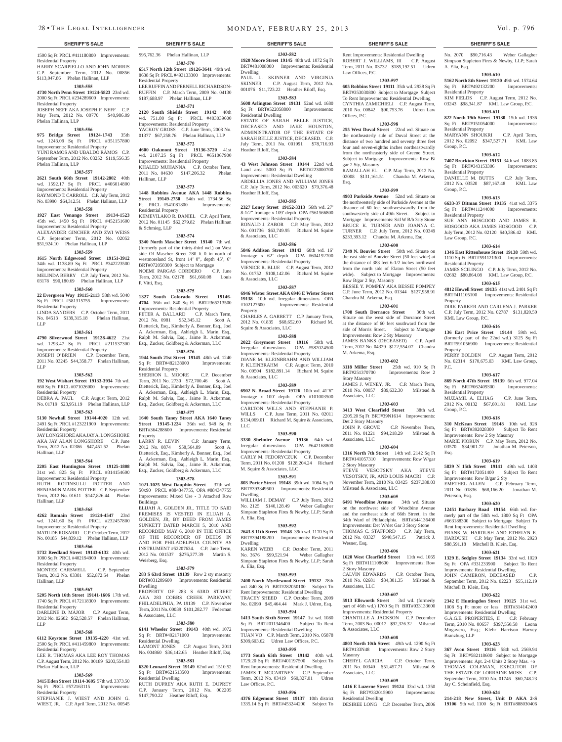1500 Sq Ft PRCL #411180800 Improvements: Residential Property
HARRY SCARPIELLO AND JOHN MORRIS C.P. September Term, 2012 No. 00856 $113,047.86 Phelan Hallinan, LLP

**1303-555**

**4730 North Penn Street 19124-5823** 23rd wd. 2000 Sq Ft PRCL #234289600 Improvements: Residential Property
JOSEPH NEFF AKA JOSEPH F. NEFF C.P. May Term, 2012 No. 00770 $40,986.09 Phelan Hallinan, LLP

**1303-556**

**975 Bridge Street 19124-1743** 35th wd. 1243.09 Sq Ft PRCL #351157800 Improvements: Residential Property
YUNI RAMOS AND UBALDO RAMOS C.P. September Term, 2012 No. 03252 $119,556.35 Phelan Hallinan, LLP

**1303-557**

**2621 South 66th Street 19142-2802** 40th wd. 1592.17 Sq Ft PRCL #406014800 Improvements: Residential Property
RAYMOND T. CARROLL C.P. July Term, 2012 No. 03990 $64,312.51 Phelan Hallinan, LLP

**1303-558**

**1927 East Venango Street 19134-1523** 45th wd. 1450 Sq Ft PRCL #452151600 Improvements: Residential Property
ALEXANDER GINCHER AND ZWI WEISS C.P. September Term, 2012 No. 02052 $51,924.10 Phelan Hallinan, LLP

**1303-559**

**1615 North Edgewood Street 19151-3912** 34th wd. 1138.89 Sq Ft PRCL #342223500 Improvements: Residential Property
MELINDA BERRY C.P. July Term, 2012 No. 03178 $90,180.69 Phelan Hallinan, LLP

**1303-560**

**22 Evergreen Way 19115-2113** 58th wd. 5040 Sq Ft PRCL #581315755 Improvements: Residential Property
LINDA SANDERS C.P. October Term, 2011 No. 04513 $139,315.18 Phelan Hallinan, LLP

**1303-561**

**4790 Silverwood Street 19128-4622** 21st wd. 1293.47 Sq Ft PRCL #211537300 Improvements: Residential Property
JOSEPH O'BRIEN C.P. December Term, 2011 No. 03245 $44,358.77 Phelan Hallinan, LLP

**1303-562**

**192 West Wishart Street 19133-3934** 7th wd. 660 Sq Ft PRCL #071026000 Improvements: Residential Property
DEBRA A. PAUL C.P. August Term, 2012 No. 01719 $23,951.19 Phelan Hallinan, LLP

**1303-563**

**5130 Newhall Street 19144-4020** 12th wd. 2491 Sq Ft PRCL #123221900 Improvements: Residential Property
JAY LONGSHORE AKA JAY A. LONGSHORE AKA JAY ALAN LONGSHORE C.P. June Term, 2012 No. 02386 $47,451.52 Phelan Hallinan, LLP

**1303-564**

**2205 East Huntington Street 19125-1808** 31st wd. 825 Sq Ft PRCL #314154600 Improvements: Residential Property
RUTH ROTINSULU POTTER AND BENJAMIN MARK POTTER C.P. September Term, 2012 No. 01611 $147,826.44 Phelan Hallinan, LLP

**1303-565**

**4262 Romain Street 19124-4547** 23rd wd. 1241.60 Sq Ft PRCL #232457800 Improvements: Residential Property
MATILDE ROSARIO C.P. October Term, 2012 No. 00185 $44,839.12 Phelan Hallinan, LLP

**1303-566**

**5732 Reedland Street 19143-6132** 40th wd. 1080 Sq Ft PRCL #402194900 Improvements: Residential Property
MONTEZ CARSWELL C.P. September Term, 2012 No. 03381 $52,872.54 Phelan Hallinan, LLP

**1303-567**

**5205 North 16th Street 19141-1606** 17th wd. 1740 Sq Ft PRCL #172118300 Improvements: Residential Property
DARLENE D. MAJOR C.P. August Term, 2012 No. 02602 $62,528.57 Phelan Hallinan, LLP

**1303-568**

**6112 Keystone Street 19135-4220** 41st wd. 2500 Sq Ft PRCL #411459800 Improvements: Residential Property
LEE R. THOMAS AKA LEE ROY THOMAS C.P. August Term, 2012 No. 00189 $203,554.03 Phelan Hallinan, LLP

**1303-569**

**3415 Eden Street 19114-3605** 57th wd. 3373.50 Sq Ft PRCL #572163115 Improvements: Residential Property
STEPHANIE J. WIEST AND JOHN G. WIEST, JR. C.P. April Term, 2012 No. 00545 $95,762.36 Phelan Hallinan, LLP

**1303-570**

**6517 North 12th Street 19126-3641** 49th wd. 8638 Sq Ft PRCL #493133300 Improvements: Residential Property
LEE RUFFIN AND FERNELL RICHARDSON-RUFFIN C.P. March Term, 2009 No. 04130 $187,688.97 Phelan Hallinan, LLP

**1303-571**

**2120 South Shields Street 19142** 40th wd. 751.80 Sq Ft PRCL #403039600 Improvements: Residential Property
YACKOV GROSS C.P. June Term, 2008 No. 01377 $67,258.76 Phelan Hallinan, LLP

**1303-572**

**4600 Oakmont Street 19136-3720** 41st wd. 2107.25 Sq Ft PRCL #651067900 Improvements: Residential Property
KHALED MUHANNA C.P. October Term, 2011 No. 04630 $147,206.32 Phelan Hallinan, LLP

**1303-573**

**1448 Robbins Avenue AKA 1448 Robbins Street 19149-2750** 54th wd. 1734.56 Sq Ft PRCL #541081800 Improvements: Residential Property
KEMEVILAKO R. DANIEL C.P. April Term, 2012 No. 01145 $62,279.82 Phelan Hallinan & Schmieg, LLP

**1303-574**

**3340 North Mascher Street 19140** 7th wd. (formerly part of the thirty-third wd.) on West side Of Mascher Street 280 ft 0 in north of westmoreland St, front 14' 0", depth 45', 6" BRT#072058300 Subject to Mortgage
NOEMI PARGAS CORDERO C.P. June Term, 2012 No. 02178 $61,660.08 Louis P. Vitti, Esq.

**1303-575**

**1327 South Colorado Street 19146-4704** 36th wd. 840 Sq Ft BRT#365213500 Improvements: Residential Property
PETER A. BALLARD C.P. March Term, 2012 No. 0981 $52,345.12 Scott A. Dietterick, Esq., Kimberly A. Bonner, Esq., Joel A. Ackerman, Esq., Ashleigh L. Marin, Esq., Ralph M. Salvia, Esq., Jaime R. Ackerman, Esq., Zucker, Goldberg & Ackerman, LLC

**1303-576**

**1944 South 21st Street 19145** 48th wd. 1240 Sq Ft BRT#482138000 Improvements: Residential Property
SHERRON L. MOORE C.P. December Term, 2011 No. 2730 $72,700.46 Scott A. Dietterick, Esq., Kimberly A. Bonner, Esq., Joel A. Ackerman, Esq., Ashleigh L. Marin, Esq., Ralph M. Salvia, Esq., Jaime R. Ackerman, Esq., Zucker, Goldberg & Ackerman, LLC

**1303-577**

**1640 South Taney Street AKA 1640 Taney Street 19145-1224** 36th wd. 948 Sq Ft BRT#364288600 Improvements: Residential Property
LARRY R. LEVIN C.P. January Term, 2012 No. 0874 $58,564.89 Scott A. Dietterick, Esq., Kimberly A. Bonner, Esq., Joel A. Ackerman, Esq., Ashleigh L. Marin, Esq., Ralph M. Salvia, Esq., Jaime R. Ackerman, Esq., Zucker, Goldberg & Ackerman, LLC

**1303-578**

**1021-1025 West Dauphin Street** 37th wd. 50x90 PRCL #884347755, OPA #884347755 Improvements: Mixed Use - 3 Attached Row Buildings
ELIJAH A. GOLDEN JR., TITLE TO SAID PREMISES IS VESTED IN ELIJAH A. GOLDEN, JR, BY DEED FROM JAMES SUNKETT DATED MARCH 5, 2010 AND RECORDED MAY 6, 2010 IN THE OFFICE OF THE RECORDER OF DEEDS IN AND FOR PHILADELPHIA COUNTY AS INSTRUMENT #52207634. C.P. June Term, 2012 No. 001537 $276,377.39 Martin S. Weisberg, Esq.

**1303-579**

**283 S 63rd Street 19139** Row 2 sty masonry BRT#031209600 Improvements: Residential Dwelling
PROPERTY OF 283 S 63RD STREET AKA 283 COBBS CREEK PARKWAY, PHILADELPHIA, PA 19139 C.P. November Term, 2011 No. 00039 $101,282.77 Federman & Associates, LLC

**1303-580**

**6141 Wheeler Street 19143** 40th wd. 1072 Sq Ft BRT#402171000 Improvements: Residential Dwelling
LAMONT JONES C.P. August Term, 2011 No. 004860 $36,142.65 Heather Riloff, Esq.

**1303-581**

**6320 Leonard Street 19149** 62nd wd. 1510.52 Sq Ft BRT#621513500 Improvements: Residential Dwelling
RUTH DUPREY AKA RUTH E. DUPREY C.P. January Term, 2012 No. 002205 $147,790.22 Heather Riloff, Esq.

**1303-582**

**1920 Moore Street 19145** 48th wd. 1072 Sq Ft BRT#481008000 Improvements: Residential Dwelling
PAUL L. SKINNER AND VIRGINIA SKINNER C.P. August Term, 2012 No. 001076 $11,723.22 Heather Riloff, Esq.

**1303-583**

**5608 Arlington Street 19131** 52nd wd. 1680 Sq Ft BRT#522058800 Improvements: Residential Dwelling
ESTATE OF SARAH BELLE JUSTICE, DECEASED AND JAKE HOUSTON, ADMINISTRATOR OF THE ESTATE OF SARAH BELLE JUSTICE, DECEASED. C.P. July Term, 2011 No. 001991 $78,716.93 Heather Riloff, Esq.

**1303-584**

**43 West Johnson Street 19144** 22nd wd. Land area 5000 Sq Ft BRT#223000700 Improvements: Residential Dwelling
ARDELLIA JONES AND WILLIAM JONES C.P. July Term, 2012 No. 003620 $79,376.48 Heather Riloff, Esq.

**1303-585**

**2327 Loney Street 19152-3313** 56th wd. 27' 8-1/2" frontage x 109' depth OPA #561566800 Improvements: Residential Property
RONALD J. ZABOR C.P. May Term, 2012 No. 001736 $63,749.95 Richard M. Squire & Associates, LLC

**1303-586**

**5846 Addison Street 19143** 60th wd. 16' frontage x 62' depth OPA #604192700 Improvements: Residential Property
VIENICE R. BLUE C.P. August Term, 2012 No. 01752 $108,142.06 Richard M. Squire & Associates, LLC

**1303-587**

**6946 Wister Street AKA 6946 E Wister Street 19138** 10th wd. Irregular dimensions OPA #102127600 Improvements: Residential Property
CHARLES A. GARRETT C.P. January Term, 2012 No. 01835 $68,652.60 Richard M. Squire & Associates, LLC

**1303-588**

**2022 Greymont Street 19116** 58th wd. Irregular dimensions OPA #582024500 Improvements: Residential Property
DIANE M. KLEINBRAHM AND WILLIAM P. KLEINBRAHM C.P. August Term, 2010 No. 00504 $182,891.14 Richard M. Squire & Associates, LLC

**1303-589**

**6902 N. Broad Street 19126** 10th wd. 41'6" frontage x 100' depth OPA #101003500 Improvements: Residential Property
CARLTON WILLS AND STEPHANIE P. WILLS C.P. June Term, 2011 No. 02011 $134,069.01 Richard M. Squire & Associates, LLC

**1303-590**

**3330 Shelmire Avenue 19136** 64th wd. Irregular dimensions OPA #642168800 Improvements: Residential Property
CARLY M. FEDORYCZUK C.P. December Term, 2011 No. 01208 $128,204.24 Richard M. Squire & Associates, LLC

**1303-591**

**803 Porter Street 19148** 39th wd. 1084 Sq Ft BRT#393349500 Improvements: Residential Dwelling
WILLIAM J. DEMAY C.P. July Term, 2012 No. 2125 $140,128.49 Weber Gallagher Simpson Stapleton Fires & Newby, LLP; Sarah A. Elia, Esq.

**1303-592**

**2643 S 11th Street 19148** 39th wd. 1170 Sq Ft BRT#394188200 Improvements: Residential Dwelling
KAREN WEBB C.P. October Term, 2011 No. 3676 $99,521.94 Weber Gallagher Simpson Stapleton Fires & Newby, LLP; Sarah A. Elia, Esq.

**1303-593**

**2400 North Myrtlewood Street 19132** 28th wd. 840 Sq Ft BRT#282050100 Subject to Rent Improvements: Residential Dwelling
TRACEY SHEED C.P. October Term, 2009 No. 02099 $45,464.44 Mark J. Udren, Esq.

**1303-594**

**1413 South Sixth Street 19147** 1st wd. 1080 Sq Ft BRT#011346400 Subject to Rent Improvements: Residential Dwelling
TUAN VO C.P. March Term, 2010 No. 05878 $309,603.62 Udren Law Offices, P.C.

**1303-595**

**1773 South 65th Street 19142** 40th wd. 1729.20 Sq Ft BRT#401197500 Subject To Rent Improvements: Residential Dwelling
JAMES T. MCCARTNEY C.P. September Term, 2012 No. 03419 $60,327.01 Udren Law Offices, P.C.

**1303-596**

**4376 Edgemont Street 19137** 10th district 1335.14 Sq Ft BRT#453244200 Subject To Rent Improvements: Residential Dwelling
ROBERT J. WILLIAMS, III C.P. August Term, 2011 No. 03732 $185,192.51 Udren Law Offices, P.C.

**1303-597**

**605 Robbins Street 19111** 35th wd. 2938 Sq Ft BRT#353030800 Subject to Mortgage Subject To Rent Improvements: Residential Dwelling
CYNTHIA ZAMICHIELI C.P. August Term, 2010 No. 00842 $90,753.76 Udren Law Offices, P.C.

**1303-598**

**255 West Duval Street** 22nd wd. Situate on the northeasterly side of Duval Street at the distance of two hundred and seventy three feet four and seven-eighths inches northeastwardly from the northeasterly side of Greene Street. Subject to Mortgage Improvements: Row B/ gar 2 Sty, Masonry
RAMALLAH EL C.P. May Term, 2012 No. 02008 $131,161.51 Chandra M. Arkema, Esq.

**1303-599**

**4903 Parkside Avenue** 52nd wd. Situate on the northwesterly side of Parkside Avenue at the distance of 60 feet southwestwardly from the southwesterly side of 49th Street. Subject to Mortgage Improvements: S/d W B/b 3sty Stone
BRUCE K. TURNER AND JOANNA C. TURNER C.P. July Term, 2012 No. 00349 $233,393.12 Chandra M. Arkema, Esq.

**1303-600**

**7349 N. Bouvier Street** 50th wd. Situate on the east side of Bouvier Street (50 feet wide) at the distance of 383 feet 6-1/2 inches northward from the north side of Elaton Street (50 feet wide). Subject to Mortgage Improvements: Row B/gar 2 Sty, Masonry
BESSIE Y. POMPEY AKA BESSIE POMPEY C.P. June Term, 2012 No. 01344 $127,958.91 Chandra M. Arkema, Esq.

**1303-601**

**1708 South Dorrance Street** 36th wd. Situate on the west side of Dorrance Street at the distance of 60 feet southward from the side of Morris Street. Subject to Mortgage Improvements: Row 2 Sty Masonry
JAMES BANKS (DECEASED) C.P. April Term, 2012 No. 04329 $122,554.07 Chandra M. Arkema, Esq.

**1303-602**

**3118 Miller Street** 25th wd. 910 Sq Ft BRT#251370700 Improvements: Row 2 Story Masonry
JAMES J. WENEY, JR. C.P. March Term, 2010 No. 00057 $89,632.30 Milstead & Associates, LLC

**1303-603**

**3413 West Clearfield Street** 38th wd. 2205.20 Sq Ft BRT#39N1614 Improvements: Det 2 Story Masonry
JOHN P. GROVE C.P. November Term, 2011 No. 01221 $94,218.29 Milstead & Associates, LLC

**1303-604**

**1316 North 7th Street** 14th wd. 2142 Sq Ft BRT#141057310 Improvements: Row W/gar 2 Story Masonry
STEVE VESOTSKY AKA STEVE VESOTSKY, JR, AND LOUIS MACRI C.P. November Term, 2010 No. 03425 $237,388.03 Milstead & Associates, LLC

**1303-605**

**6491 Woodbine Avenue** 34th wd. Situate on the northwest side of Woodbine Avenue and the northeast side of 66th Street, in the 34th Ward of Philadelphia. BRT#344136400 Improvements: Det W/det Gar 3 Story Stone
THOMAS C. STAFFORD C.P. July Term, 2012 No. 03327 $940,547.15 Patrick J. Wesner, Esq.

**1303-606**

**1620 West Clearfield Street** 11th wd. 1065 Sq Ft BRT#111108600 Improvements: Row 2 Story Masonry
CALVIN EDWARDS C.P. October Term, 2010 No. 02681 $34,301.35 Milstead & Associates, LLC

**1303-607**

**5913 Ellsworth Street** 3rd wd. (formerly part of 46th wd.) 1760 Sq Ft BRT#033133600 Improvements: Residential Property
CHANTILLE A. JACKSON C.P. December Term, 2003 No. 00012 $92,326.32 Milstead & Associates, LLC

**1303-608**

**4803 North 10th Street** 49th wd. 1290 Sq Ft BRT#133N48 Improvements: Row 2 Story Masonry
CHERYL GARCIA C.P. October Term, 2011 No. 00340 $51,457.71 Milstead & Associates, LLC

**1303-609**

**1416 E Luzerne Street 19124** 33rd wd. 1350 Sq Ft BRT#332015900 Improvements: Residential Dwelling
DESIREE LONG C.P. December Term, 2006 No. 2070 $90,716.43 Weber Gallagher Simpson Stapleton Fires & Newby, LLP; Sarah A. Elia, Esq.

**1303-610**

**5162 North 8th Street 19120** 49th wd. 1574.64 Sq Ft BRT#492132200 Improvements: Residential Property
KIM FIELDS C.P. August Term, 2012 No. 03243 $98,341.87 KML Law Group, P.C.

**1303-611**

**822 North 19th Street 19130** 15th wd. 1936 Sq Ft BRT#151054000 Improvements: Residential Property
MARYANN SHOUKRI C.P. April Term, 2012 No. 02092 $347,527.71 KML Law Group, P.C.

**1303-612**

**7407 Brockton Street 19151** 34th wd. 1883.85 Sq Ft BRT#343153306 Improvements: Residential Property
DANIELLE M. BUTTS C.P. July Term, 2012 No. 03520 $87,167.48 KML Law Group, P.C.

**1303-613**

**6633-37 Ditman Street 19135** 41st wd. 3375 Sq Ft BRT#411244000 Improvements: Residential Property
SUE ANN HOSGOOD AND JAMES R. HOSGOOD AKA JAMES HOSGOOD C.P. July Term, 2012 No. 02120 $40,386.42 KML Law Group, P.C.

**1303-614**

**1346 East Rittenhouse Street 19138** 59th wd. 1110 Sq Ft BRT#591121300 Improvements: Residential Property
JAMES SCILINGO C.P. July Term, 2012 No. 02682 $80,864.08 KML Law Group, P.C.

**1303-615**

**4812 Howell Street 19135** 41st wd. 2401 Sq Ft BRT#411105100 Improvements: Residential Property
DIRK PARKER AND CARLENA J. PARKER C.P. July Term, 2012 No. 02787 $131,820.50 KML Law Group, P.C.

**1303-616**

**136 East Price Street 19144** 59th wd. (formerly part of the 22nd wd.) 3125 Sq Ft BRT#591056900 Improvements: Residential Property
PERRY BOLDEN C.P. August Term, 2012 No. 02314 $170,675.03 KML Law Group, P.C.

**1303-617**

**869 North 47th Street 19139** 6th wd. 977.04 Sq Ft BRT#062409300 Improvements: Residential Property
MUZAMIL A. ELHAG C.P. June Term, 2012 No. 00132 $67,601.81 KML Law Group, P.C.

**1303-618**

**310 McKean Street 19148** 10th wd. 928 Sq Ft BRT#392028300 Subject To Rent Improvements: Row 2 Sty Masonry
MARIE PIORUN C.P. May Term, 2012 No. 03570 $34,901.72 Jonathan M. Peterson, Esq.

**1303-619**

**5839 N 15th Street 19141** 49th wd. 1408 Sq Ft BRT#172051400 Subject To Rent Improvements: Row B/gar 2 Sty
EMETHEL ALLEN C.P. February Term, 2011 No. 01836 $68,166.20 Jonathan M. Peterson, Esq.

**1303-620**

**12451 Barbary Road 19154** 66th wd. formerly part of the 58th wd. 1800 Sq Ft OPA #663188300 Subject to Mortgage Subject To Rent Improvements: Residential Dwelling
FRANK W. HARDUSH AND ETHELYN E. HARDUSH C.P. May Term, 2012 No. 2923 $88,591.18 Mitchell B. Klein, Esq.

**1303-621**

**1329 E. Sedgley Street 19134** 33rd wd. 1020 Sq Ft OPA #331233900 Subject To Rent Improvements: Residential Dwelling
JOHN CAMERON, DECEASED C.P. September Term, 2012 No. 02223 $55,112.19 Mitchell B. Klein, Esq.

**1303-622**

**2342 E Huntingdon Street 19125** 31st wd. 1008 Sq Ft more or less BRT#314142400 Improvements: Residential Dwelling
G.A.G.E. PROPERTIES, II C.P. February Term, 2010 No. 00657 $397,550.58 Leona Mogavero, Esq.; Klehr Harrison Harvey Branzburg LLP

**1303-623**

**367 Avon Street 19116** 58th wd. 2569.94 Sq Ft BRT#582118600 Subject to Mortgage Improvements: Apt. 2-4 Units 2 Story Mas. +o
THOMAS COLEMAN, EXECUTOR OF THE ESTATE OF LORRAINE MOSS C.P. September Term, 2010 No. 01746 $60,748.23 Jay C. Scheinfeld, Esq.

**1303-624**

**214-218 New Street, Unit D AKA 2-S 19106** 5th wd. 1100 Sq Ft BRT#888030406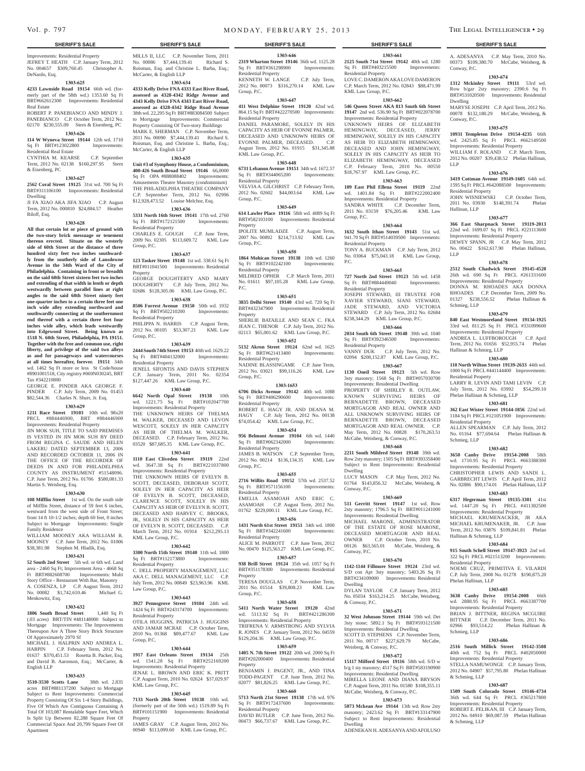## SHERIFF'S SALE

Improvements: Residential Property
JEFREY T. HEATH C.P. January Term, 2012 No. 004657 $309,760.45 Christopher A. DeNardo, Esq.

**1303-625**

**4233 Lawnside Road 19154** 66th wd. (formerly part of the 58th wd.) 1353.60 Sq Ft BRT#662612300 Improvements: Residential Real Estate
ROBERT P. PANEBIANCO AND MINDY J. PANEBIANCO C.P. October Term, 2012 No. 02170 $230,555.09 Stern & Eisenberg, PC

**1303-626**

**114 W Wyneva Street 19144** 12th wd. 1710 Sq Ft BRT#123022800 Improvements: Residential Real Estate
CYNTHIA M. KEARSE C.P. September Term, 2012 No. 02138 $160,297.95 Stern & Eisenberg, PC

**1303-627**

**2562 Coral Street 19125** 31st wd. 700 Sq Ft BRT#311106100 Improvements: Residential Dwelling
JI FA XIAO AKA JIFA XIAO C.P. August Term, 2012 No. 000810 $24,884.57 Heather Riloff, Esq.

**1303-628**

**All that certain lot or piece of ground with the two-story brick messuage or tenement thereon erected. Situate on the westerly side of 60th Street at the distance of three hundred sixty feet two inches southwardly from the southerly side of Lansdowne Avenue in the 34th Ward of the City of Philadelphia. Containing in front or breadth on the said 60th Street sixteen feet two inches and extending of that width in length or depth westwardly between parallel lines at right angles to the said 60th Street ninety feet one-quarter inches to a certain three feet one inch wide alley extending northward and southwardly connecting at the southernmost end thereof with a certain three feet four inches wide alley, which leads westwardly into Edgewood Street. Being known as 1518 N. 60th Street, Philadelphia, PA 19151. Together with the free and common use, right liberty, and privilege of the said two alleys as and for passageways and watercourses at all times hereafter, forever. 19151** 34th wd. 1462 Sq Ft more or less St Code/house #8901001518, City registry #069N030245, BRT Tax #342210800
GEORGE E. PINDER AKA GEORGE F. PINDER C.P. July Term, 2009 No. 01453 $82,544.36 Charles N. Shurr, Jr. Esq.

**1303-629**

**1211 Race Street 19103** 10th wd. 98x20 PRCL #884446900, BRT #884446900 Improvements: Residential Property
JIN MOK SUH, TITLE TO SAID PREMISES IS VESTED IN JIN MOK SUH BY DEED FROM REGINA C. SAUDE AND HELEN LAKERU DATED SEPTEMBER 13, 2006 AND RECORDED OCTOBER 11, 2006 IN THE OFFICE OF THE RECORDER OF DEEDS IN AND FOR PHILADELPHIA COUNTY AS INSTRUMENT #51548096. C.P. June Term, 2012 No. 01706 $580,081.33 Martin S. Weisberg, Esq.

**1303-630**

**108 Mifflin Street** 1st wd. On the south side of Mifflin Street, distance of 59 feet 6 inches, westward from the west side of Front Street; front 14 ft 10-1/2 inches; depth 60 feet, 0 inches Subject to Mortgage Improvements: Single Family Residence
WILLIAM MOONEY AKA WILLIAM R. MOONEY C.P. June Term, 2012 No. 01006 $38,381.98 Stephen M. Hladik, Esq.

**1303-631**

**52 South 2nd Street** 5th wd. or 6th wd. Land area - 2460 Sq Ft; Improvement Area - 4668 Sq Ft BRT#882608700 Improvements: Multi Story Office - Restaurant With Bar, Masonry
A. COSENZA, LP C.P. August Term, 2012 No. 00082 $1,742,610.46 Michael G. Menkowitz, Esq.

**1303-632**

**1806 South Broad Street** 1,440 Sq Ft (.03 acres) BRT/TIN #481148000 Subject to Mortgage Improvements: The Improvements Thereupon Are A Three Story Brick Structure Of Approximately 2970 Sf
MICHAEL J. HALPRIN AND ANDREA L. HARPIN C.P. February Term, 2012 No. 01637 $370,451.53 Rosetta B. Packer, Esq. and David B. Aaronson, Esq.; McCarter, & English LLP

**1303-633**

**3510-3530 Scotts Lane** 38th wd. 2.835 acres BRT#881137200 Subject to Mortgage Subject to Rent Improvements: Commercial Property Consisting Of Six 1-4 Story Buildings, Five Of Which Are Contiguous Containing A Total Of 103,087 Rentalable Squre Feet, Which Is Split Up Between 82,288 Square Feet Of Commercial Space And 20,799 Square Feet Of Apartment

MILLS II, LLC C.P. November Term, 2011 No. 00086 $7,444,139.41 Richard S. Roisman, Esq. and Christine L. Barba, Esq.; McCarter, & English LLP

**1303-634**

**4333 Kelly Drive FNA 4333 East River Road, assessed as 4328-4342 Ridge Avenue and 4343 Kelly Drive FNA 4343 East River Road, assessed as 4328-4342 Ridge Road Avenue** 38th wd. 22,295 Sq Ft BRT#883084500 Subject to Mortgage Improvements: Commercial Property Consisting Of Two-story Buildings
MARK E. SHERMAN C.P. November Term, 2011 No. 00090 $7,444,139.41 Richard S. Roisman, Esq. and Christine L. Barba, Esq.; McCarter, & English LLP

**1303-635**

**Unit #3 of Symphony House, a Condominium, 400-426 South Broad Street 19146** 66,0000 Sq Ft OPA #888088402 Improvements: Amusements Theatre Masonry (condominium)
THE PHILADELPHIA THEATRE COMPANY C.P. September Term, 2012 No. 02996 $12,928,473.52 Louise Melchor, Esq.

**1303-636**

**5331 North 16th Street 19141** 17th wd. 2760 Sq Ft BRT#172121500 Improvements: Residential Property
CHARLES E. GOUGH C.P. June Term, 2009 No. 02305 $113,609.72 KML Law Group, P.C.

**1303-637**

**123 Tasker Street 19148** 1st wd. 338.61 Sq Ft BRT#011041500 Improvements: Residential Property
GEORGE DOUGHTERTY AND MARY DOUGHERTY C.P. July Term, 2012 No. 02686 $128,305.06 KML Law Group, P.C.

**1303-638**

**8506 Forrest Avenue 19150** 50th wd. 1932 Sq Ft BRT#502210200 Improvements: Residential Property
PHILIPPA N. HARRIS C.P. August Term, 2012 No. 00105 $53,307.21 KML Law Group, P.C.

**1303-639**

**2444 South 74th Street 19153** 40th wd. 1629.22 Sq Ft BRT#404132000 Improvements: Residential Property
JENELL SIFONTIS AND DAVIS STEPHEN C.P. January Term, 2011 No. 02354 $127,447.26 KML Law Group, P.C.

**1303-640**

**6642 North Opal Street 19138** 10th wd. 1221.75 Sq Ft BRT#102047700 Improvements: Residential Property
THE UNKNOWN HEIRS OF THELMA M. WALKER, DECEASED AND LEVON WESCOTT, SOLELY IN HER CAPACITY AS HEIR OF THELMA M. WALKER, DECEASED. C.P. February Term, 2012 No. 03520 $87,685.35 KML Law Group, P.C.

**1303-641**

**1110 East Cliveden Street 19119** 22nd wd. 3647.38 Sq Ft BRT#221037800 Improvements: Residential Property
THE UNKNOWN HEIRS OF EVELYN B. SCOTT, DECEASED, DEBORAH SCOTT, SOLELY IN HER CAPACITY AS HEIR OF EVELYN B. SCOTT, DECEASED, CLARENCE SCOTT, SOLELY IN HIS CAPACITY AS HEIR OF EVELYN B. SCOTT, DECEASED AND HARVEY C. BROOKS, JR., SOLELY IN HIS CAPACITY AS HEIR OF EVELYN B. SCOTT, DECEASED. C.P. March Term, 2012 No. 01914 $212,295.13 KML Law Group, P.C.

**1303-642**

**3300 North 15th Street 19140** 11th wd. 1800 Sq Ft BRT#112173800 Improvements: Residential Property
C. DELL PROPERTY MANAGEMENT, LLC AKA C. DELL MANAGEMENT, LLC C.P. July Term, 2012 No. 00849 $23,963.96 KML Law Group, P.C.

**1303-643**

**3927 Pennsgrove Street 19104** 24th wd. 1424 Sq Ft BRT#243174700 Improvements: Residential Property
OTILA HUGGINS, PATRICIA J. HUGGINS AND JAMAR MCRAE C.P. October Term, 2010 No. 01368 $89,477.67 KML Law Group, P.C.

**1303-644**

**1917 East Orleans Street 19134** 25th wd. 1541.28 Sq Ft BRT#252169200 Improvements: Residential Property
JENAE L. BROWN AND ERIC K. PRITT C.P. August Term, 2010 No. 02624 $37,029.97 KML Law Group, P.C.

**1303-645**

**7133 North 20th Street 19138** 10th wd. (formerly part of the 50th wd.) 1519.89 Sq Ft BRT#101151900 Improvements: Residential Property
JAMES GRAY C.P. August Term, 2012 No. 00940 $113,099.60 KML Law Group, P.C.

**1303-646**

**2319 Wharton Street 19146** 36th wd. 1125.28 Sq Ft BRT#361298900 Improvements: Residential Property
KENNETH W. LANGE C.P. July Term, 2012 No. 00073 $316,270.14 KML Law Group, P.C.

**1303-647**

**411 West Delphine Street 19120** 42nd wd. 864.15 Sq Ft BRT#422270500 Improvements: Residential Property
DANIEL PARAMORE, SOLELY IN HIS CAPACITY AS HEIR OF EVONNE PALMER, DECEASED AND UNKNOWN HEIRS OF EVONNE PALMER, DECEASED. C.P. August Term, 2012 No. 01915 $31,345.88 KML Law Group, P.C.

**1303-648**

**6731 Lebanon Avenue 19151** 34th wd. 1672.57 Sq Ft BRT#344065200 Improvements: Residential Property
VELVIA A. GILCHRIST C.P. February Term, 2012 No. 02602 $44,003.64 KML Law Group, P.C.

**1303-649**

**614 Lawler Place 19116** 58th wd. 4089 Sq Ft BRT#582103100 Improvements: Residential Property
IPOLITE MUMLADZE C.P. August Term, 2007 No. 00892 $214,713.92 KML Law Group, P.C.

**1303-650**

**1864 Mohican Street 19138** 10th wd. 1260 Sq Ft BRT#102242100 Improvements: Residential Property
MILDRED OPHER C.P. March Term, 2011 No. 01611 $97,105.28 KML Law Group, P.C.

**1303-651**

**3835 Delhi Street 19140** 43rd wd. 720 Sq Ft BRT#432347900 Improvements: Residential Property
SHERLIE BATAILLE AND SEAN C. FKA JEAN C. THENOR C.P. July Term, 2012 No. 02113 $65,001.62 KML Law Group, P.C.

**1303-652**

**5132 Akron Street 19124** 62nd wd. 1625 Sq Ft BRT#621413400 Improvements: Residential Property
NADINE BLASSINGAME C.P. June Term, 2012 No. 03021 $99,116.26 KML Law Group, P.C.

**1303-1653**

**6706 Dicks Avenue 19142** 40th wd. 1088 Sq Ft BRT#406290600 Improvements: Residential Property
ROBERT E. HAGY JR. AND DEANA M. HAGY C.P. July Term, 2012 No. 00138 $74,054.42 KML Law Group, P.C.

**1303-654**

**956 Belmont Avenue 19104** 6th wd. 1440 Sq Ft BRT#062342000 Improvements: Residential Property
JAMES B. WATSON C.P. September Term, 2012 No. 00214 $136,134.35 KML Law Group, P.C.

**1303-655**

**2716 Willits Road 19152** 57th wd. 2537.52 Sq Ft BRT#571156100 Improvements: Residential Property
EMELIA ASAMOAH AND ERIC C. ASAMOAH C.P. August Term, 2012 No. 01762 $229,000.11 KML Law Group, P.C.

**1303-656**

**1431 North 61st Street 19151** 34th wd. 1800 Sq Ft BRT#342241600 Improvements: Residential Property
ALICE M. PARROTT C.P. June Term, 2012 No. 00470 $125,563.27 KML Law Group, P.C.

**1303-657**

**938 Brill Street 19124** 35th wd. 1057 Sq Ft BRT#351178300 Improvements: Residential Property
TERESA DOUGLAS C.P. November Term, 2011 No. 01514 $39,808.23 KML Law Group, P.C.

**1303-658**

**5411 North Water Street 19120** 42nd wd. 5113.92 Sq Ft BRT#421286300 Improvements: Residential Property
TRIFRENA V. ARMSTRONG AND SYLVIA R. JONES C.P. January Term, 2012 No. 04559 $129,204.36 KML Law Group, P.C.

**1303-659**

**1405 N. 7th Street 19122** 20th wd. 2000 Sq Ft BRT#202000400 Improvements: Residential Property
BENJAMIN J. PAGENT, JR., AND TINA TODD-PAGENT C.P. June Term, 2012 No. 02077 $81,826.25 KML Law Group, P.C.

**1303-660**

**5713 North 21st Street 19138** 17th wd. 976 Sq Ft BRT#172437600 Improvements: Residential Property
DAVID BUTLER C.P. June Term, 2012 No. 00473 $66,737.67 KML Law Group, P.C.

**1303-661**

**2125 South 71st Street 19142** 40th wd. 1280 Sq Ft BRT#403215500 Improvements: Residential Property
LOVE C. DAMERON AKA LOVE DAMERON C.P. March Term, 2012 No. 02843 $88,471.99 KML Law Group, P.C.

**1303-662**

**546 Queen Street AKA 813 South 6th Street 19147** 2nd wd. 536.90 Sq Ft BRT#022078700 Improvements: Residential Property
UNKNOWN HEIRS OF ELIZABETH HEMINGWAY, DECEASED, JERRY HEMINGWAY, SOLELY IN HIS CAPACITY AS HEIR TO ELIZABETH HEMINGWAY, DECEASED AND JOHN HEMINGWAY, SOLELY IN HIS CAPACITY AS HEIR TO ELIZABETH HEMINGWAY, DECEASED C.P. February Term, 2010 No. 00550 $18,767.97 KML Law Group, P.C.

**1303-663**

**109 East Phil Ellena Street 19119** 22nd wd. 1401.84 Sq Ft BRT#222002400 Improvements: Residential Property
SANDRA WHITE C.P. December Term, 2011 No. 03159 $76,205.46 KML Law Group, P.C.

**1303-664**

**1632 South Ithan Street 19143** 51st wd. 941.70 Sq Ft BRT#514039500 Improvements: Residential Property
TONY A. BUCKMAN C.P. July Term, 2012 No. 03064 $75,043.18 KML Law Group, P.C.

**1303-665**

**727 North 2nd Street 19123** 5th wd. 1458 Sq Ft BRT#884449040 Improvements: Residential Property
JOSEPH STEWARD, III TRUSTEE FOR XAVIER STEWARD, SIANI STEWARD, JADE STEWARD, AND VICTORIA STEWARD C.P. July Term, 2012 No. 02684 $238,344.29 KML Law Group, P.C.

**1303-666**

**2034 South 6th Street 19148** 39th wd. 1040 Sq Ft BRT#392346500 Improvements: Residential Property
VANNY DUK C.P. July Term, 2012 No. 02094 $208,152.87 KML Law Group, P.C.

**1303-667**

**1130 Oneil Street 19123** 5th wd. Row 3sty masonry; 1568 Sq Ft BRT#057030700 Improvements: Residential Dwelling
PROPERTY OF SHIRLEY R. OUTLAW, KNOWN SURVIVING HEIRS OF BERNADETTE BROWN, DECEASED MORTGAGOR AND REAL OWNER AND ALL UNKNOWN SURVIVING HEIRS OF BERNADETTE BROWN, DECEASED MORTGAGOR AND REAL OWNER. C.P. May Term, 2012 No. 00828 $170,263.51 McCabe, Weisberg, & Conway, P.C.

**1303-668**

**2211 South Mildred Street 19148** 39th wd. Row 2sty masonry; 1505 Sq Ft BRT#393358400 Subject to Rent Improvements: Residential Dwelling
LUCY MASON C.P. May Term, 2012 No. 01764 $143,856.32 McCabe, Weisberg, & Conway, P.C.

**1303-669**

**511 Gerritt Street 19147** 1st wd. Row 2sty masonry; 1796.5 Sq Ft BRT#011241000 Improvements: Residential Dwelling
MICHAEL MARONE, ADMINISTRATOR OF THE ESTATE OF ROSE MARONE, DECEASED MORTGAGOR AND REAL OWNER C.P. October Term, 2010 No. 00126 $63,565.01 McCabe, Weisberg, & Conway, P.C.

**1303-670**

**1142-1144 Fillmore Street 19124** 23rd wd. S/D con Apt 3sty masonry; 5403.26 Sq Ft BRT#234109000 Improvements: Residential Dwelling
DYLAN TAYLOR C.P. January Term, 2012 No. 05034 $163,214.25 McCabe, Weisberg, & Conway, P.C.

**1303-671**

**32 West Johnson Street 19144** 59th wd. Det 3sty stone; 5892.1 Sq Ft BRT#593121500 Improvements: Residential Dwelling
SCOTT D. STEPHENS C.P. November Term, 2011 No. 00717 $227,629.79 McCabe, Weisberg, & Conway, P.C.

**1303-672**

**15117 Milford Street 19116** 58th wd. S/D w b/g 1 sty masonry; 4517 Sq Ft BRT#583190900 Improvements: Residential Dwelling
MIRELLA LEONE AND DIANA BRYSON C.P. August Term, 2011 No. 01580 $108,355.11 McCabe, Weisberg, & Conway, P.C.

**1303-673**

**5073 Mckean Ave 19144** 13th wd. Row 2sty masonry; 2423.62 Sq Ft BRT#133147900 Subject to Rent Improvements: Residential Dwelling
ADENEKAN H. ADESANYA AND AFOLUSO A. ADESANYA C.P. May Term, 2010 No. 00373 $109,380.70 McCabe, Weisberg, & Conway, P.C.

**1303-674**

**1312 Mckinley Street 19111** 53rd wd. Row b/gar 2sty masonry; 2390.6 Sq Ft BRT#531020500 Improvements: Residential Dwelling
MARYSE JOSEPH C.P. April Term, 2012 No. 00078 $132,180.29 McCabe, Weisberg, & Conway, P.C.

**1303-675**

**10931 Templeton Drive 19154-4235** 66th wd. 2425.85 Sq Ft PRCL #662149500 Improvements: Residential Property
WILLIAM F. ROLAND C.P. March Term, 2012 No. 00207 $39,438.52 Phelan Hallinan, LLP

**1303-676**

**3419 Cottman Avenue 19149-1605** 64th wd. 1595 Sq Ft PRCL #642088500 Improvements: Residential Property
JOHN WISNIEWSKI C.P. October Term, 2011 No. 03930 $148,391.74 Phelan Hallinan, LLP

**1303-677**

**366 East Sharpnack Street 19119-2013** 22nd wd. 1699.07 Sq Ft PRCL #221113600 Improvements: Residential Property
DEWEY SPANN, JR C.P. May Term, 2012 No. 00422 $162,617.90 Phelan Hallinan, LLP

**1303-678**

**2512 South Chadwick Street 19145-4520** 26th wd. 690 Sq Ft PRCL #261331600 Improvements: Residential Property
DONNA M. RHOADES AKA DONNA RHOADES C.P. December Term, 2009 No. 01327 $238,556.52 Phelan Hallinan & Schmieg, LLP

**1303-679**

**840 East Westmoreland Street 19134-1925** 33rd wd. 811.25 Sq Ft PRCL #331099600 Improvements: Residential Property
ANDREA L. LUFFBOROUGH C.P. April Term, 2012 No. 01656 $52,955.74 Phelan Hallinan & Schmieg, LLP

**1303-680**

**110 North Wilton Street 19139-2633** 44th wd. 1000 Sq Ft PRCL #441144400 Improvements: Residential Property
LARRY R. LEVIN AND TAMI LEVIN C.P. July Term, 2012 No. 03992 $54,299.10 Phelan Hallinan & Schmieg, LLP

**1303-681**

**362 East Wister Street 19144-1856** 22nd wd. 1184 Sq Ft PRCL #121051900 Improvements: Residential Property
ALLEN SPEARMAN C.P. July Term, 2012 No. 01164 $77,694.64 Phelan Hallinan & Schmieg, LLP

**1303-682**

**3650 Canby Drive 19154-2008** 58th wd. 1710.95 Sq Ft PRCL #663388300 Improvements: Residential Property
CHRISTOPHER LEWIS AND SANDI L. GARBRECHT LEWIS C.P. April Term, 2012 No. 02886 $90,174.01 Phelan Hallinan, LLP

**1303-683**

**6317 Hegerman Street 19135-3301** 41st wd. 1447.20 Sq Ft PRCL #411382500 Improvements: Residential Property
MICHAEL KRUMENACKER, JR AKA MICHAEL KRUMENAKER, JR. C.P. June Term, 2012 No. 03876 $109,841.81 Phelan Hallinan & Schmieg, LLP

**1303-684**

**915 South Schell Street 19147-3923** 2nd wd. 322 Sq Ft PRCL #021513200 Improvements: Residential Property
NOEMI CRUZ, PRIMITIVA E. VILARDI C.P. July Term, 2008 No. 01278 $190,875.20 Phelan Hallinan, LLP

**1303-685**

**3638 Canby Drive 19154-2008** 66th wd. 2888.95 Sq Ft PRCL #663387700 Improvements: Residential Property
BRIAN J. BITTNER, REGINA MCGUIRE BITTNER C.P. December Term, 2011 No. 02966 $93,514.22 Phelan Hallinan & Schmieg, LLP

**1303-686**

**2516 South Millick Street 19142-3508** 40th wd. 752 Sq Ft PRCL #402050000 Improvements: Residential Property
STELLA NAMUWONGE C.P. January Term, 2012 No. 04907 $57,795.80 Phelan Hallinan & Schmieg, LLP

**1303-687**

**1509 South Colorado Street 19146-3744** 36th wd. 644 Sq Ft PRCL #365217800 Improvements: Residential Property
ROBERT E. PELIKAN, III C.P. January Term, 2012 No. 04910 $69,087.59 Phelan Hallinan & Schmieg, LLP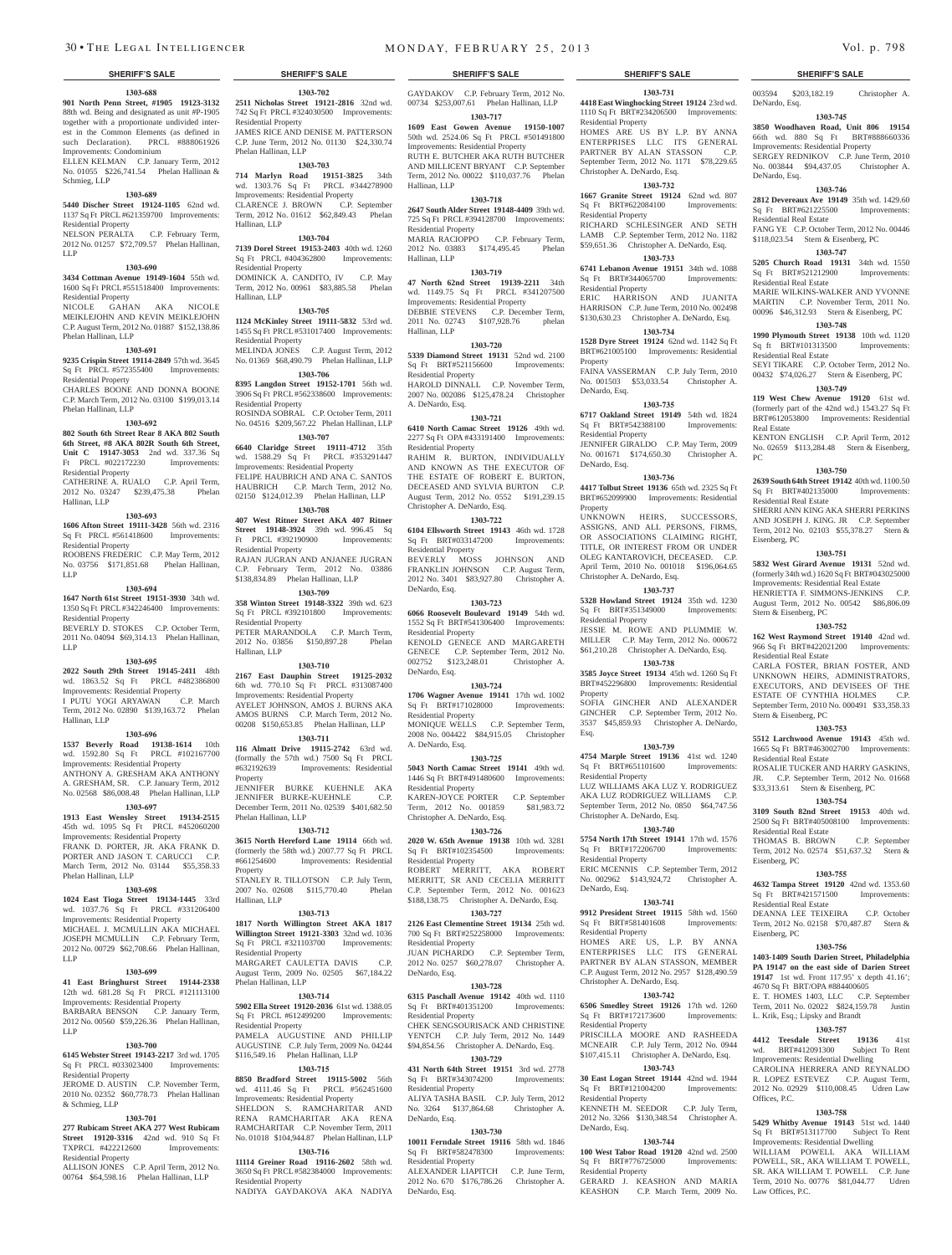**SHERIFF'S SALE**

**1303-688**

**901 North Penn Street, #1905 19123-3132** 88th wd. Being and designated as unit #P-1905 together with a proportionate undivided interest in the Common Elements (as defined in such Declaration). PRCL #888061926 Improvements: Condominium

ELLEN KELMAN C.P. January Term, 2012 No. 01055 $226,741.54 Phelan Hallinan & Schmieg, LLP

**1303-689**

**5440 Discher Street 19124-1105** 62nd wd. 1137 Sq Ft PRCL #621359700 Improvements: Residential Property

NELSON PERALTA C.P. February Term, 2012 No. 01257 $72,709.57 Phelan Hallinan, LLP

**1303-690**

**3434 Cottman Avenue 19149-1604** 55th wd. 1600 Sq Ft PRCL #551518400 Improvements: Residential Property

NICOLE GAHAN AKA NICOLE MEIKLEJOHN AND KEVIN MEIKLEJOHN C.P. August Term, 2012 No. 01887 $152,138.86 Phelan Hallinan, LLP

**1303-691**

**9235 Crispin Street 19114-2849** 57th wd. 3645 Sq Ft PRCL #572355400 Improvements: Residential Property

CHARLES BOONE AND DONNA BOONE C.P. March Term, 2012 No. 03100 $199,013.14 Phelan Hallinan, LLP

**1303-692**

**802 South 6th Street Rear 8 AKA 802 South 6th Street, #8 AKA 802R South 6th Street, Unit C 19147-3053** 2nd wd. 337.36 Sq Ft PRCL #022172230 Improvements: Residential Property

CATHERINE A. RUALO C.P. April Term, 2012 No. 03247 $239,475.38 Phelan Hallinan, LLP

**1303-693**

**1606 Afton Street 19111-3428** 56th wd. 2316 Sq Ft PRCL #561418600 Improvements: Residential Property

ROOBENS FREDERIC C.P. May Term, 2012 No. 03756 $171,851.68 Phelan Hallinan, LLP

**1303-694**

**1647 North 61st Street 19151-3930** 34th wd. 1350 Sq Ft PRCL #342246400 Improvements: Residential Property

BEVERLY D. STOKES C.P. October Term, 2011 No. 04094 $69,314.13 Phelan Hallinan, LLP

**1303-695**

**2022 South 29th Street 19145-2411** 48th wd. 1863.52 Sq Ft PRCL #482386800 Improvements: Residential Property

I PUTU YOGI ARYAWAN C.P. March Term, 2012 No. 02890 $139,163.72 Phelan Hallinan, LLP

**1303-696**

**1537 Beverly Road 19138-1614** 10th wd. 1592.80 Sq Ft PRCL #102167700 Improvements: Residential Property

ANTHONY A. GRESHAM AKA ANTHONY A. GRESHAM, SR. C.P. January Term, 2012 No. 02568 $86,008.48 Phelan Hallinan, LLP

**1303-697**

**1913 East Wensley Street 19134-2515** 45th wd. 1095 Sq Ft PRCL #452060200 Improvements: Residential Property

FRANK D. PORTER, JR. AKA FRANK D. PORTER AND JASON T. CARUCCI C.P. March Term, 2012 No. 03144 $55,358.33 Phelan Hallinan, LLP

**1303-698**

**1024 East Tioga Street 19134-1445** 33rd wd. 1037.76 Sq Ft PRCL #331206400 Improvements: Residential Property

MICHAEL J. MCMULLIN AKA MICHAEL JOSEPH MCMULLIN C.P. February Term, 2012 No. 00729 $62,708.66 Phelan Hallinan, LLP

**1303-699**

**41 East Bringhurst Street 19144-2338** 12th wd. 681.28 Sq Ft PRCL #121113100 Improvements: Residential Property

BARBARA BENSON C.P. January Term, 2012 No. 00560 $59,226.36 Phelan Hallinan, LLP

**1303-700**

**6145 Webster Street 19143-2217** 3rd wd. 1705 Sq Ft PRCL #033023400 Improvements: Residential Property

JEROME D. AUSTIN C.P. November Term, 2010 No. 02352 $60,778.73 Phelan Hallinan & Schmieg, LLP

**1303-701**

**277 Rubicam Street AKA 277 West Rubicam Street 19120-3316** 42nd wd. 910 Sq Ft TXPRCL #422212600 Improvements: Residential Property

ALLISON JONES C.P. April Term, 2012 No. 00764 $64,598.16 Phelan Hallinan, LLP

**1303-702**

**2511 Nicholas Street 19121-2816** 32nd wd. 742 Sq Ft PRCL #324030500 Improvements: Residential Property

JAMES RICE AND DENISE M. PATTERSON C.P. June Term, 2012 No. 01130 $24,330.74 Phelan Hallinan, LLP

**1303-703**

**714 Marlyn Road 19151-3825** 34th wd. 1303.76 Sq Ft PRCL #344278900 Improvements: Residential Property

CLARENCE J. BROWN C.P. September Term, 2012 No. 01612 $62,849.43 Phelan Hallinan, LLP

**1303-704**

**7139 Dorel Street 19153-2403** 40th wd. 1260 Sq Ft PRCL #404362800 Improvements: Residential Property

DOMINICK A. CANDITO, IV C.P. May Term, 2012 No. 00961 $83,885.58 Phelan Hallinan, LLP

**1303-705**

**1124 McKinley Street 19111-5832** 53rd wd. 1455 Sq Ft PRCL #531017400 Improvements: Residential Property

MELINDA JONES C.P. August Term, 2012 No. 01369 $68,490.79 Phelan Hallinan, LLP

**1303-706**

**8395 Langdon Street 19152-1701** 56th wd. 3906 Sq Ft PRCL #562338600 Improvements: Residential Property

ROSINDA SOBRAL C.P. October Term, 2011 No. 04516 $209,567.22 Phelan Hallinan, LLP

**1303-707**

**6640 Claridge Street 19111-4712** 35th wd. 1588.29 Sq Ft PRCL #353291447 Improvements: Residential Property

FELIPE HAUBRICH AND ANA C. SANTOS HAUBRICH C.P. March Term, 2012 No. 02150 $124,012.39 Phelan Hallinan, LLP

**1303-708**

**407 West Ritner Street AKA 407 Ritner Street 19148-3924** 39th wd. 996.45 Sq Ft PRCL #392190900 Improvements: Residential Property

RAJAN JUGRAN AND ANJANEE JUGRAN C.P. February Term, 2012 No. 03886 $138,834.89 Phelan Hallinan, LLP

**1303-709**

**358 Winton Street 19148-3322** 39th wd. 623 Sq Ft PRCL #392101800 Improvements: Residential Property

PETER MARANDOLA C.P. March Term, 2012 No. 03856 $150,897.28 Phelan Hallinan, LLP

**1303-710**

**2167 East Dauphin Street 19125-2032** 6th wd. 770.10 Sq Ft PRCL #313087400 Improvements: Residential Property

AYELET JOHNSON, AMOS J. BURNS AKA AMOS BURNS C.P. March Term, 2012 No. 00208 $150,653.85 Phelan Hallinan, LLP

**1303-711**

**116 Almatt Drive 19115-2742** 63rd wd. (formally the 57th wd.) 7500 Sq Ft PRCL #632192639 Improvements: Residential Property

JENNIFER BURKE KUEHNLE AKA JENNIFER BURKE-KUEHNLE C.P. December Term, 2011 No. 02539 $401,682.50 Phelan Hallinan, LLP

**1303-712**

**3615 North Hereford Lane 19114** 66th wd. (formerly the 58th wd.) 2007.77 Sq Ft PRCL #661254600 Improvements: Residential Property

STANLEY R. TILLOTSON C.P. July Term, 2007 No. 02608 $115,770.40 Phelan Hallinan, LLP

**1303-713**

**1817 North Willington Street AKA 1817 Willington Street 19121-3303** 32nd wd. 1036 Sq Ft PRCL #321103700 Improvements: Residential Property

MARGARET CAULETTA DAVIS C.P. August Term, 2009 No. 02505 $67,184.22 Phelan Hallinan, LLP

**1303-714**

**5902 Ella Street 19120-2036** 61st wd. 1388.05 Sq Ft PRCL #612499200 Improvements: Residential Property

PAMELA AUGUSTINE AND PHILLIP AUGUSTINE C.P. July Term, 2009 No. 04244 $116,549.16 Phelan Hallinan, LLP

**1303-715**

**8850 Bradford Street 19115-5002** 56th wd. 4111.46 Sq Ft PRCL #562451600 Improvements: Residential Property

SHELDON S. RAMCHARITAR AND RENA RAMCHARITAR AKA RENA RAMCHARITAR C.P. November Term, 2011 No. 01018 $104,944.87 Phelan Hallinan, LLP

**1303-716**

**11114 Greiner Road 19116-2602** 58th wd. 3650 Sq Ft PRCL #582384000 Improvements: Residential Property

NADIYA GAYDAKOVA AKA NADIYA GAYDAKOV C.P. February Term, 2012 No. 00734 $253,007.61 Phelan Hallinan, LLP

**1303-717**

**1609 East Gowen Avenue 19150-1007** 50th wd. 2524.06 Sq Ft PRCL #501491800 Improvements: Residential Property

RUTH E. BUTCHER AKA RUTH BUTCHER AND MILLICENT BRYANT C.P. September Term, 2012 No. 00022 $110,037.76 Phelan Hallinan, LLP

**1303-718**

**2647 South Alder Street 19148-4409** 39th wd. 725 Sq Ft PRCL #394128700 Improvements: Residential Property

MARIA RACIOPPO C.P. February Term, 2012 No. 03883 $174,495.45 Phelan Hallinan, LLP

**1303-719**

**47 North 62nd Street 19139-2211** 34th wd. 1149.75 Sq Ft PRCL #341207500 Improvements: Residential Property

DEBBIE STEVENS C.P. December Term, 2011 No. 02743 $107,928.76 phelan Hallinan, LLP

**1303-720**

**5339 Diamond Street 19131** 52nd wd. 2100 Sq Ft BRT#521156600 Improvements: Residential Property

HAROLD DINNALL C.P. November Term, 2007 No. 002086 $125,478.24 Christopher A. DeNardo, Esq.

**1303-721**

**6410 North Camac Street 19126** 49th wd. 2277 Sq Ft OPA #433191400 Improvements: Residential Property

RAHIM R. BURTON, INDIVIDUALLY AND KNOWN AS THE EXECUTOR OF THE ESTATE OF ROBERT E. BURTON, DECEASED AND SYLVIA BURTON C.P. August Term, 2012 No. 0552 $191,239.15 Christopher A. DeNardo, Esq.

**1303-722**

**6104 Ellsworth Street 19143** 46th wd. 1728 Sq Ft BRT#033147200 Improvements: Residential Property

BEVERLY MOSS JOHNSON AND FRANKLIN JOHNSON C.P. August Term, 2012 No. 3401 $83,927.80 Christopher A. DeNardo, Esq.

**1303-723**

**6066 Roosevelt Boulevard 19149** 54th wd. 1552 Sq Ft BRT#541306400 Improvements: Residential Property

KENOLD GENECE AND MARGARETH GENECE C.P. September Term, 2012 No. 002752 $123,248.01 Christopher A. DeNardo, Esq.

**1303-724**

**1706 Wagner Avenue 19141** 17th wd. 1002 Sq Ft BRT#171028000 Improvements: Residential Property

MONIQUE WELLS C.P. September Term, 2008 No. 004422 $84,915.05 Christopher A. DeNardo, Esq.

**1303-725**

**5043 North Camac Street 19141** 49th wd. 1446 Sq Ft BRT#491480600 Improvements: Residential Property

KAREN-JOYCE PORTER C.P. September Term, 2012 No. 001859 $81,983.72 Christopher A. DeNardo, Esq.

**1303-726**

**2020 W. 65th Avenue 19138** 10th wd. 3281 Sq Ft BRT#102354500 Improvements: Residential Property

ROBERT MERRITT, AKA ROBERT MERRITT, SR AND CECELIA MERRITT C.P. September Term, 2012 No. 001623 $188,138.75 Christopher A. DeNardo, Esq.

**1303-727**

**2126 East Clementine Street 19134** 25th wd. 700 Sq Ft BRT#252258000 Improvements: Residential Property

JUAN PICHARDO C.P. September Term, 2012 No. 0257 $60,278.07 Christopher A. DeNardo, Esq.

**1303-728**

**6315 Paschall Avenue 19142** 40th wd. 1110 Sq Ft BRT#401351200 Improvements: Residential Property

CHEK SENGSOURISACK AND CHRISTINE YENTCH C.P. July Term, 2012 No. 1449 $94,854.56 Christopher A. DeNardo, Esq.

**1303-729**

**431 North 64th Street 19151** 3rd wd. 2778 Sq Ft BRT#343074200 Improvements: Residential Property

ALIYA TASHA BASIL C.P. July Term, 2012 No. 3264 $137,864.68 Christopher A. DeNardo, Esq.

**1303-730**

**10011 Ferndale Street 19116** 58th wd. 1846 Sq Ft BRT#582478300 Improvements: Residential Property

ALEXANDER LIAPITCH C.P. June Term, 2012 No. 670 $176,786.26 Christopher A. DeNardo, Esq.

**1303-731**

**4418 East Winghocking Street 19124** 23rd wd. 1110 Sq Ft BRT#234206500 Improvements: Residential Property

HOMES ARE US BY L.P. BY ANNA ENTERPRISES LLC ITS GENERAL PARTNER BY ALAN STASSON C.P. September Term, 2012 No. 1171 $78,229.65 Christopher A. DeNardo, Esq.

**1303-732**

**1667 Granite Street 19124** 62nd wd. 807 Sq Ft BRT#622084100 Improvements: Residential Property

RICHARD SCHLESINGER AND SETH LAMB C.P. September Term, 2012 No. 1182 $59,651.36 Christopher A. DeNardo, Esq.

**1303-733**

**6741 Lebanon Avenue 19151** 34th wd. 1088 Sq Ft BRT#344065700 Improvements: Residential Property

ERIC HARRISON AND JUANITA HARRISON C.P. June Term, 2010 No. 002498 $130,630.23 Christopher A. DeNardo, Esq.

**1303-734**

**1528 Dyre Street 19124** 62nd wd. 1142 Sq Ft BRT#621005100 Improvements: Residential Property

FAINA VASSERMAN C.P. July Term, 2010 No. 001503 $53,033.54 Christopher A. DeNardo, Esq.

**1303-735**

**6717 Oakland Street 19149** 54th wd. 1824 Sq Ft BRT#542388100 Improvements: Residential Property

JENNIFER GIRALDO C.P. May Term, 2009 No. 001671 $174,650.30 Christopher A. DeNardo, Esq.

**1303-736**

**4417 Tolbut Street 19136** 65th wd. 2325 Sq Ft BRT#652099900 Improvements: Residential Property

UNKNOWN HEIRS, SUCCESSORS, ASSIGNS, AND ALL PERSONS, FIRMS, OR ASSOCIATIONS CLAIMING RIGHT, TITLE, OR INTEREST FROM OR UNDER OLEG KANTAROVICH, DECEASED. C.P. April Term, 2010 No. 001018 $196,064.65 Christopher A. DeNardo, Esq.

**1303-737**

**5328 Howland Street 19124** 35th wd. 1230 Sq Ft BRT#351349000 Improvements: Residential Property

JESSIE M. ROWE AND PLUMMIE W. MILLER C.P. May Term, 2012 No. 000672 $61,210.28 Christopher A. DeNardo, Esq.

**1303-738**

**3585 Joyce Street 19134** 45th wd. 1260 Sq Ft BRT#452296800 Improvements: Residential Property

SOFIA GINCHER AND ALEXANDER GINCHER C.P. September Term, 2012 No. 3537 $45,859.93 Christopher A. DeNardo, Esq.

**1303-739**

**4754 Marple Street 19136** 41st wd. 1240 Sq Ft BRT#651101600 Improvements: Residential Property

LUZ WILLIAMS AKA LUZ Y. RODRIGUEZ AKA LUZ RODRIGUEZ WILLIAMS C.P. September Term, 2012 No. 0850 $64,747.56 Christopher A. DeNardo, Esq.

**1303-740**

**5754 North 17th Street 19141** 17th wd. 1576 Sq Ft BRT#172206700 Improvements: Residential Property

ERIC MCENNIS C.P. September Term, 2012 No. 002962 $143,924,72 Christopher A. DeNardo, Esq.

**1303-741**

**9912 President Street 19115** 58th wd. 1560 Sq Ft BRT#581401608 Improvements: Residential Property

HOMES ARE US, L.P. BY ANNA ENTERPRISES LLC ITS GENERAL PARTNER BY ALAN STASSON, MEMBER C.P. August Term, 2012 No. 2957 $128,490.59 Christopher A. DeNardo, Esq.

**1303-742**

**6506 Smedley Street 19126** 17th wd. 1260 Sq Ft BRT#172173600 Improvements: Residential Property

PRISCILLA MOORE AND RASHEEDA MCNEAIR C.P. July Term, 2012 No. 0944 $107,415.11 Christopher A. DeNardo, Esq.

**1303-743**

**30 East Logan Street 19144** 42nd wd. 1944 Sq Ft BRT#121004200 Improvements: Residential Property

KENNETH M. SEEDOR C.P. July Term, 2012 No. 3266 $130,348.54 Christopher A. DeNardo, Esq.

**1303-744**

**100 West Tabor Road 19120** 42nd wd. 2500 Sq Ft BRT#776725000 Improvements: Residential Property

GERARD J. KEASHON AND MARIA KEASHON C.P. March Term, 2009 No. 003594 $203,182.19 Christopher A. DeNardo, Esq.

**1303-745**

**3850 Woodhaven Road, Unit 806 19154** 66th wd. 880 Sq Ft BRT#888660336 Improvements: Residential Property

SERGEY REDNIKOV C.P. June Term, 2010 No. 003844 $94,437.05 Christopher A. DeNardo, Esq.

**1303-746**

**2812 Devereaux Ave 19149** 35th wd. 1429.60 Sq Ft BRT#621225500 Improvements: Residential Real Estate

FANG YE C.P. October Term, 2012 No. 00446 $118,023.54 Stern & Eisenberg, PC

**1303-747**

**5205 Church Road 19131** 34th wd. 1550 Sq Ft BRT#521212900 Improvements: Residential Real Estate

MARIE WILKINS-WALKER AND YVONNE MARTIN C.P. November Term, 2011 No. 00096 $46,312.93 Stern & Eisenberg, PC

**1303-748**

**1990 Plymouth Street 19138** 10th wd. 1120 Sq Ft BRT#101313500 Improvements: Residential Real Estate

SEYI TIKARE C.P. October Term, 2012 No. 00432 $74,026.27 Stern & Eisenberg, PC

**1303-749**

**119 West Chew Avenue 19120** 61st wd. (formerly part of the 42nd wd.) 1543.27 Sq Ft BRT#612053800 Improvements: Residential Real Estate

KENTON ENGLISH C.P. April Term, 2012 No. 02659 $113,284.48 Stern & Eisenberg, PC

**1303-750**

**2639 South 64th Street 19142** 40th wd. 1100.50 Sq Ft BRT#402135000 Improvements: Residential Real Estate

SHERRI ANN KING AKA SHERRI PERKINS AND JOSEPH J. KING, JR C.P. September Term, 2012 No. 02103 $55,378.27 Stern & Eisenberg, PC

**1303-751**

**5832 West Girard Avenue 19131** 52nd wd. (formerly 34th wd.) 1620 Sq Ft BRT#043025000 Improvements: Residential Real Estate

HENRIETTA F. SIMMONS-JENKINS C.P. August Term, 2012 No. 00542 $86,806.09 Stern & Eisenberg, PC

**1303-752**

**162 West Raymond Street 19140** 42nd wd. 966 Sq Ft BRT#422021200 Improvements: Residential Real Estate

CARLA FOSTER, BRIAN FOSTER, AND UNKNOWN HEIRS, ADMINISTRATORS, EXECUTORS, AND DEVISEES OF THE ESTATE OF CYNTHIA HOLMES C.P. September Term, 2010 No. 000491 $33,358.33 Stern & Eisenberg, PC

**1303-753**

**5512 Larchwood Avenue 19143** 45th wd. 1665 Sq Ft BRT#463002700 Improvements: Residential Real Estate

ROSALIE TUCKER AND HARRY GASKINS, JR. C.P. September Term, 2012 No. 01668 $33,313.61 Stern & Eisenberg, PC

**1303-754**

**3109 South 82nd Street 19153** 40th wd. 2500 Sq Ft BRT#405008100 Improvements: Residential Real Estate

THOMAS B. BROWN C.P. September Term, 2012 No. 02574 $51,637.32 Stern & Eisenberg, PC

**1303-755**

**4632 Tampa Street 19120** 42nd wd. 1353.60 Sq Ft BRT#421571500 Improvements: Residential Real Estate

DEANNA LEE TEIXEIRA C.P. October Term, 2012 No. 02158 $70,487.87 Stern & Eisenberg, PC

**1303-756**

**1403-1409 South Darien Street, Philadelphia PA 19147 on the east side of Darien Street 19147** 1st wd. Front 117.95' x depth 41.16'; 4670 Sq Ft BRT/OPA #884400605

E. T. HOMES 1403, LLC C.P. September Term, 2011 No. 02022 $824,159.78 Justin L. Krik, Esq.; Lipsky and Brandt

**1303-757**

**4412 Teesdale Street 19136** 41st wd. BRT#412091300 Subject To Rent Improvements: Residential Dwelling

CAROLINA HERRERA AND REYNALDO R. LOPEZ ESTEVEZ C.P. August Term, 2012 No. 02929 $110,008.45 Udren Law Offices, P.C.

**1303-758**

**5429 Whitby Avenue 19143** 51st wd. 1440 Sq Ft BRT#513117700 Subject To Rent Improvements: Residential Dwelling

WILLIAM POWELL AKA WILLIAM POWELL, SR., AKA WILLIAM T. POWELL, SR. AKA WILLIAM T. POWELL C.P. June Term, 2010 No. 00776 $81,044.77 Udren Law Offices, P.C.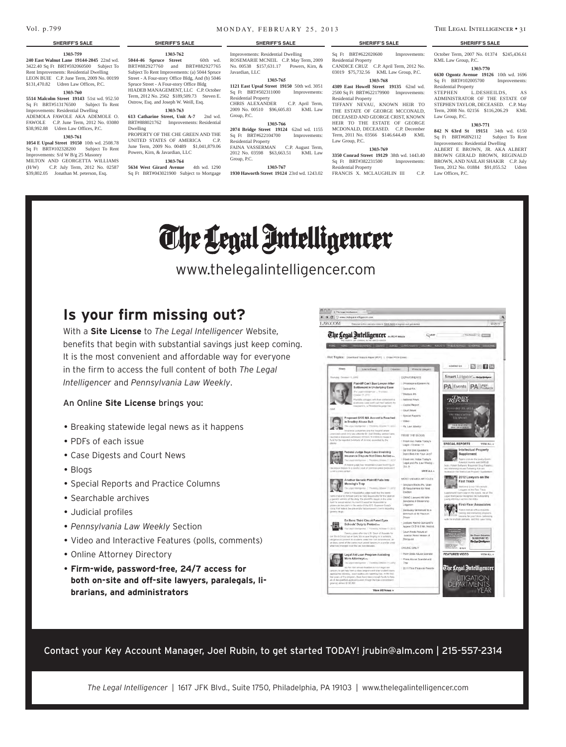SHERIFF'S SALE

**1303-759**

**240 East Walnut Lane 19144-2045** 22nd wd. 3422.40 Sq Ft BRT#592060500 Subject To Rent Improvements: Residential Dwelling LEON BUIE C.P. June Term, 2009 No. 00199 $131,470.82 Udren Law Offices, P.C.

**1303-760**

**5514 Malcolm Street 19143** 51st wd. 952.50 Sq Ft BRT#513176500 Subject To Rent Improvements: Residential Dwelling ADEMOLA FAWOLE AKA ADEMOLE O. FAWOLE C.P. June Term, 2012 No. 03080 $38,992.88 Udren Law Offices, P.C.

**1303-761**

**1054 E Upsal Street 19150** 10th wd. 2508.78 Sq Ft BRT#102328200 Subject To Rent Improvements: S/d W B/g 25 Masonry MILTON AND GEORGETTA WILLIAMS (H/W) C.P. July Term, 2012 No. 02587 $39,802.05 Jonathan M. peterson, Esq.

**1303-762**

**5044-46 Spruce Street** 60th wd. BRT#882927760 and BRT#882927765 Subject To Rent Improvements: (a) 5044 Spruce Street - A Four-story Office Bldg, And (b) 5046 Spruce Street - A Four-story Office Bldg HIADEB MANAGEMENT, LLC C.P. October Term, 2012 No. 2562 $189,509.73 Steven E. Ostrow, Esq. and Joseph W. Weill, Esq.

**1303-763**

**613 Catharine Street, Unit A-7** 2nd wd. BRT#888021762 Improvements: Residential Dwelling PROPERTY OF THE CHE GREEN AND THE UNITED STATES OF AMERICA C.P. June Term, 2009 No. 00489 $1,041,879.06 Powers, Kirn, & Javardian, LLC

**1303-764**

**5634 West Girard Avenue** 4th wd. 1290 Sq Ft BRT#043021900 Subject to Mortgage Improvements: Residential Dwelling ROSEMARIE MCNEIL C.P. May Term, 2009 No. 00538 $157,631.17 Powers, Kirn, & Javardian, LLC

**1303-765**

**1121 East Upsal Street 19150** 50th wd. 3051 Sq Ft BRT#502311000 Improvements: Residential Property CHRIS ALEXANDER C.P. April Term, 2009 No. 00510 $96,605.83 KML Law Group, P.C.

**1303-766**

**2074 Bridge Street 19124** 62nd wd. 1155 Sq Ft BRT#622104700 Improvements: Residential Property FAINA VASSERMAN C.P. August Term, 2012 No. 03598 $63,663.51 KML Law Group, P.C.

**1303-767**

**1930 Haworth Street 19124** 23rd wd. 1243.02 Sq Ft BRT#622020600 Improvements: Residential Property CANDICE CRUZ C.P. April Term, 2012 No. 03019 $75,732.56 KML Law Group, P.C.

**1303-768**

**4309 East Howell Street 19135** 62nd wd. 2500 Sq Ft BRT#622179900 Improvements: Residential Property TIFFANY NEVAU, KNOWN HEIR TO THE ESTATE OF GEORGE MCCONALD, DECEASED AND GEORGE CRIST, KNOWN HEIR TO THE ESTATE OF GEORGE MCDONALD, DECEASED. C.P. December Term, 2011 No. 03566 $146.644.49 KML Law Group, P.C.

**1303-769**

**3350 Conrad Street 19129** 38th wd. 1443.40 Sq Ft BRT#382231500 Improvements: Residential Property FRANCIS X. MCLAUGHLIN III C.P. October Term, 2007 No. 01374 $245,436.61 KML Law Group, P.C.

**1303-770**

**6630 Ogontz Avenue 19126** 10th wd. 1696 Sq Ft BRT#102005700 Improvements: Residential Property STEPHEN L.DESHEILDS, AS ADMINISTRATOR OF THE ESTATE OF STEPHEN TAYLOR, DECEASED. C.P. May Term, 2008 No. 02156 $116,206.29 KML Law Group, P.C.

**1303-771**

**842 N 63rd St 19151** 34th wd. 6150 Sq Ft BRT#68N2112 Subject To Rent Improvements: Residential Dwelling ALBERT E BROWN, JR. AKA ALBERT BROWN GERALD BROWN, REGINALD BROWN, AND NAILAH SHAKIR C.P. July Term, 2012 No. 01884 $91,055.52 Udren Law Offices, P.C.

# The Legal Intelligencer

www.thelegalintelligencer.com

## Is your firm missing out?

With a **Site License** to *The Legal Intelligencer* Website, benefits that begin with substantial savings just keep coming. It is the most convenient and affordable way for everyone in the firm to access the full content of both *The Legal Intelligencer* and *Pennsylvania Law Weekly*.

An Online **Site License** brings you:

- Breaking statewide legal news as it happens
- PDFs of each issue
- Case Digests and Court News
- Blogs
- Special Reports and Practice Columns
- Searchable archives
- Judicial profiles
- *Pennsylvania Law Weekly* Section
- Video and Interactive Features (polls, comments)
- Online Attorney Directory
- **Firm-wide, password-free, 24/7 access for both on-site and off-site lawyers, paralegals, librarians, and administrators**

Contact your Key Account Manager, Joel Rubin, to get started TODAY! jrubin@alm.com | 215-557-2314

*The Legal Intelligencer* | 1617 JFK Blvd., Suite 1750, Philadelphia, PA 19103 | www.thelegalintelligencer.com